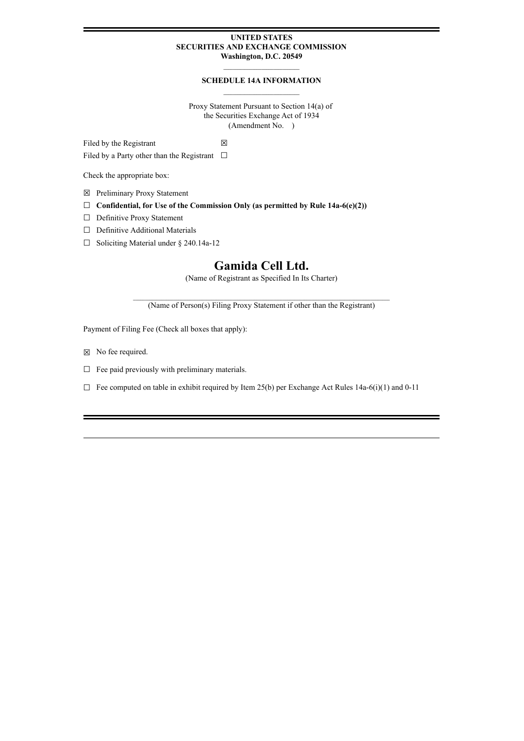**UNITED STATES**
**SECURITIES AND EXCHANGE COMMISSION**
**Washington, D.C. 20549**

---

**SCHEDULE 14A INFORMATION**

---

Proxy Statement Pursuant to Section 14(a) of
the Securities Exchange Act of 1934
(Amendment No. )

Filed by the Registrant ☒

Filed by a Party other than the Registrant ☐

Check the appropriate box:

☒ Preliminary Proxy Statement

☐ **Confidential, for Use of the Commission Only (as permitted by Rule 14a-6(e)(2))**

☐ Definitive Proxy Statement

☐ Definitive Additional Materials

☐ Soliciting Material under § 240.14a-12

# Gamida Cell Ltd.

(Name of Registrant as Specified In Its Charter)

(Name of Person(s) Filing Proxy Statement if other than the Registrant)

Payment of Filing Fee (Check all boxes that apply):

☒ No fee required.

☐ Fee paid previously with preliminary materials.

☐ Fee computed on table in exhibit required by Item 25(b) per Exchange Act Rules 14a-6(i)(1) and 0-11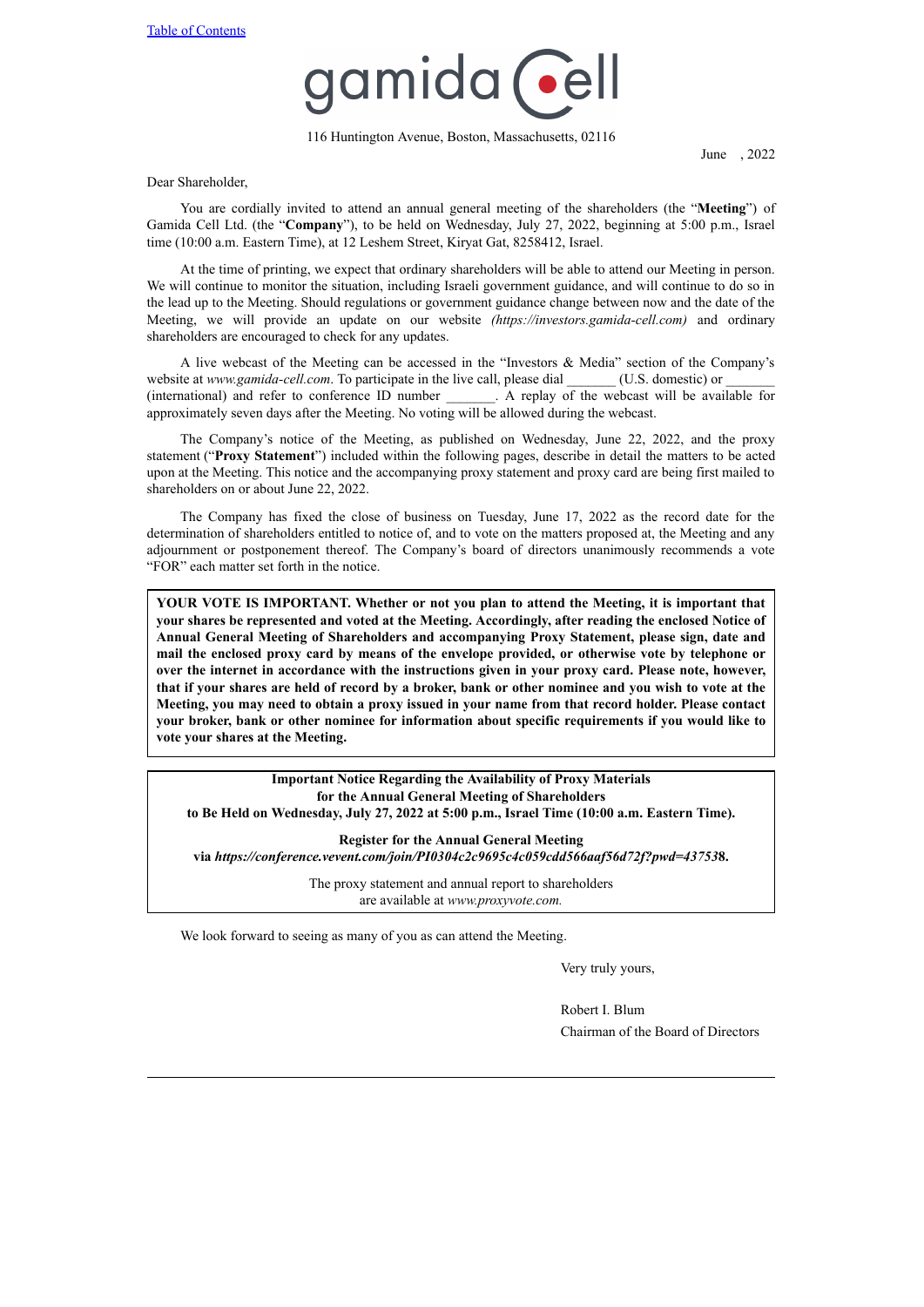gamida Cell

116 Huntington Avenue, Boston, Massachusetts, 02116

June , 2022

Dear Shareholder,

You are cordially invited to attend an annual general meeting of the shareholders (the "**Meeting**") of Gamida Cell Ltd. (the "**Company**"), to be held on Wednesday, July 27, 2022, beginning at 5:00 p.m., Israel time (10:00 a.m. Eastern Time), at 12 Leshem Street, Kiryat Gat, 8258412, Israel.

At the time of printing, we expect that ordinary shareholders will be able to attend our Meeting in person. We will continue to monitor the situation, including Israeli government guidance, and will continue to do so in the lead up to the Meeting. Should regulations or government guidance change between now and the date of the Meeting, we will provide an update on our website *(https://investors.gamida-cell.com)* and ordinary shareholders are encouraged to check for any updates.

A live webcast of the Meeting can be accessed in the "Investors & Media" section of the Company's website at *www.gamida-cell.com*. To participate in the live call, please dial _______ (U.S. domestic) or _______ (international) and refer to conference ID number _______. A replay of the webcast will be available for approximately seven days after the Meeting. No voting will be allowed during the webcast.

The Company's notice of the Meeting, as published on Wednesday, June 22, 2022, and the proxy statement ("**Proxy Statement**") included within the following pages, describe in detail the matters to be acted upon at the Meeting. This notice and the accompanying proxy statement and proxy card are being first mailed to shareholders on or about June 22, 2022.

The Company has fixed the close of business on Tuesday, June 17, 2022 as the record date for the determination of shareholders entitled to notice of, and to vote on the matters proposed at, the Meeting and any adjournment or postponement thereof. The Company's board of directors unanimously recommends a vote "FOR" each matter set forth in the notice.

**YOUR VOTE IS IMPORTANT. Whether or not you plan to attend the Meeting, it is important that your shares be represented and voted at the Meeting. Accordingly, after reading the enclosed Notice of Annual General Meeting of Shareholders and accompanying Proxy Statement, please sign, date and mail the enclosed proxy card by means of the envelope provided, or otherwise vote by telephone or over the internet in accordance with the instructions given in your proxy card. Please note, however, that if your shares are held of record by a broker, bank or other nominee and you wish to vote at the Meeting, you may need to obtain a proxy issued in your name from that record holder. Please contact your broker, bank or other nominee for information about specific requirements if you would like to vote your shares at the Meeting.**

**Important Notice Regarding the Availability of Proxy Materials for the Annual General Meeting of Shareholders to Be Held on Wednesday, July 27, 2022 at 5:00 p.m., Israel Time (10:00 a.m. Eastern Time).**

**Register for the Annual General Meeting via *https://conference.vevent.com/join/PI0304c2c9695c4c059cdd566aaf56d72f?pwd=437538*.**

The proxy statement and annual report to shareholders are available at *www.proxyvote.com.*

We look forward to seeing as many of you as can attend the Meeting.

Very truly yours,

Robert I. Blum
Chairman of the Board of Directors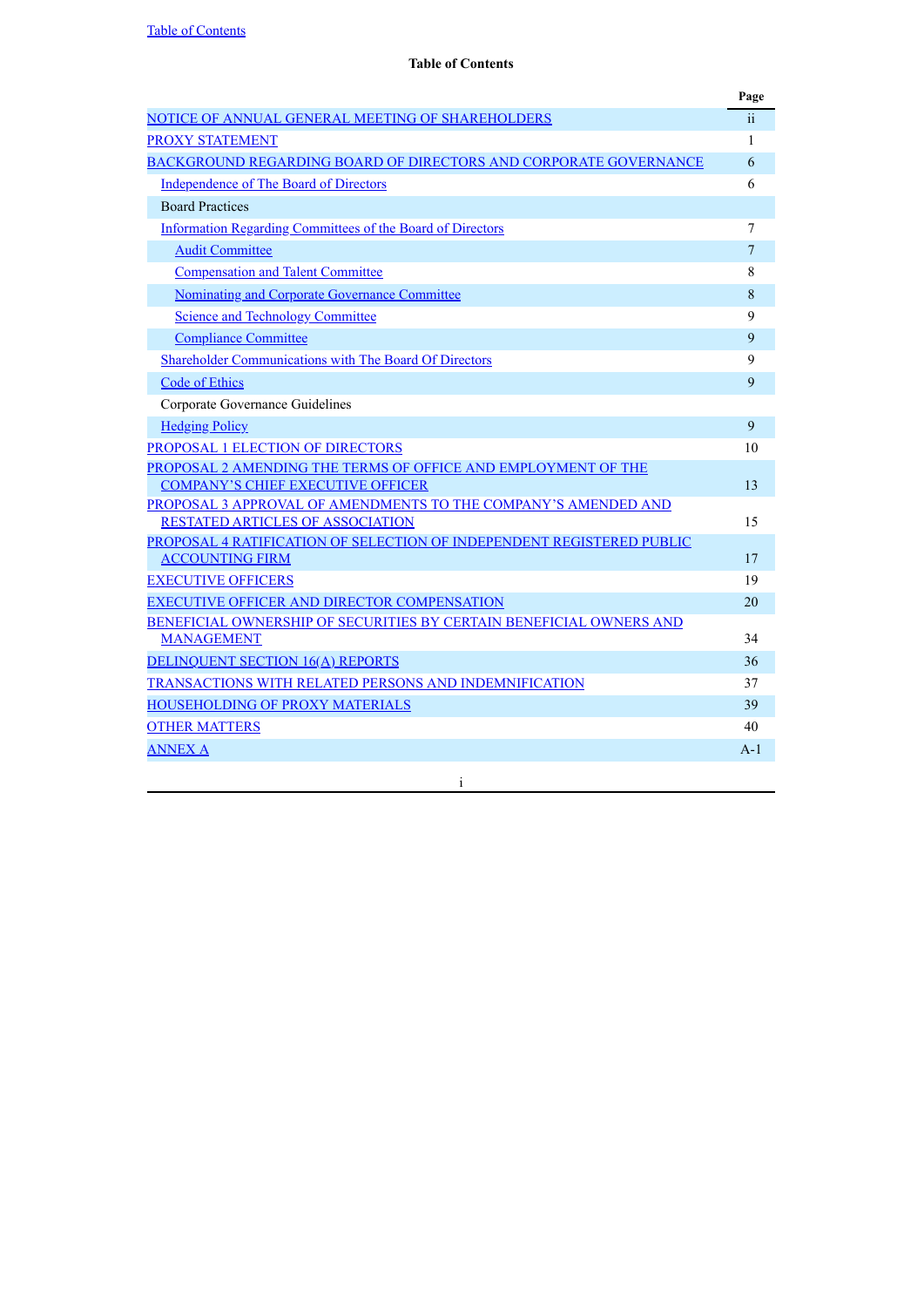[Table of Contents](#)

**Table of Contents**

| | Page |
|---|---|
| NOTICE OF ANNUAL GENERAL MEETING OF SHAREHOLDERS | ii |
| PROXY STATEMENT | 1 |
| BACKGROUND REGARDING BOARD OF DIRECTORS AND CORPORATE GOVERNANCE | 6 |
| Independence of The Board of Directors | 6 |
| Board Practices | |
| Information Regarding Committees of the Board of Directors | 7 |
| Audit Committee | 7 |
| Compensation and Talent Committee | 8 |
| Nominating and Corporate Governance Committee | 8 |
| Science and Technology Committee | 9 |
| Compliance Committee | 9 |
| Shareholder Communications with The Board Of Directors | 9 |
| Code of Ethics | 9 |
| Corporate Governance Guidelines | |
| Hedging Policy | 9 |
| PROPOSAL 1 ELECTION OF DIRECTORS | 10 |
| PROPOSAL 2 AMENDING THE TERMS OF OFFICE AND EMPLOYMENT OF THE COMPANY'S CHIEF EXECUTIVE OFFICER | 13 |
| PROPOSAL 3 APPROVAL OF AMENDMENTS TO THE COMPANY'S AMENDED AND RESTATED ARTICLES OF ASSOCIATION | 15 |
| PROPOSAL 4 RATIFICATION OF SELECTION OF INDEPENDENT REGISTERED PUBLIC ACCOUNTING FIRM | 17 |
| EXECUTIVE OFFICERS | 19 |
| EXECUTIVE OFFICER AND DIRECTOR COMPENSATION | 20 |
| BENEFICIAL OWNERSHIP OF SECURITIES BY CERTAIN BENEFICIAL OWNERS AND MANAGEMENT | 34 |
| DELINQUENT SECTION 16(A) REPORTS | 36 |
| TRANSACTIONS WITH RELATED PERSONS AND INDEMNIFICATION | 37 |
| HOUSEHOLDING OF PROXY MATERIALS | 39 |
| OTHER MATTERS | 40 |
| ANNEX A | A-1 |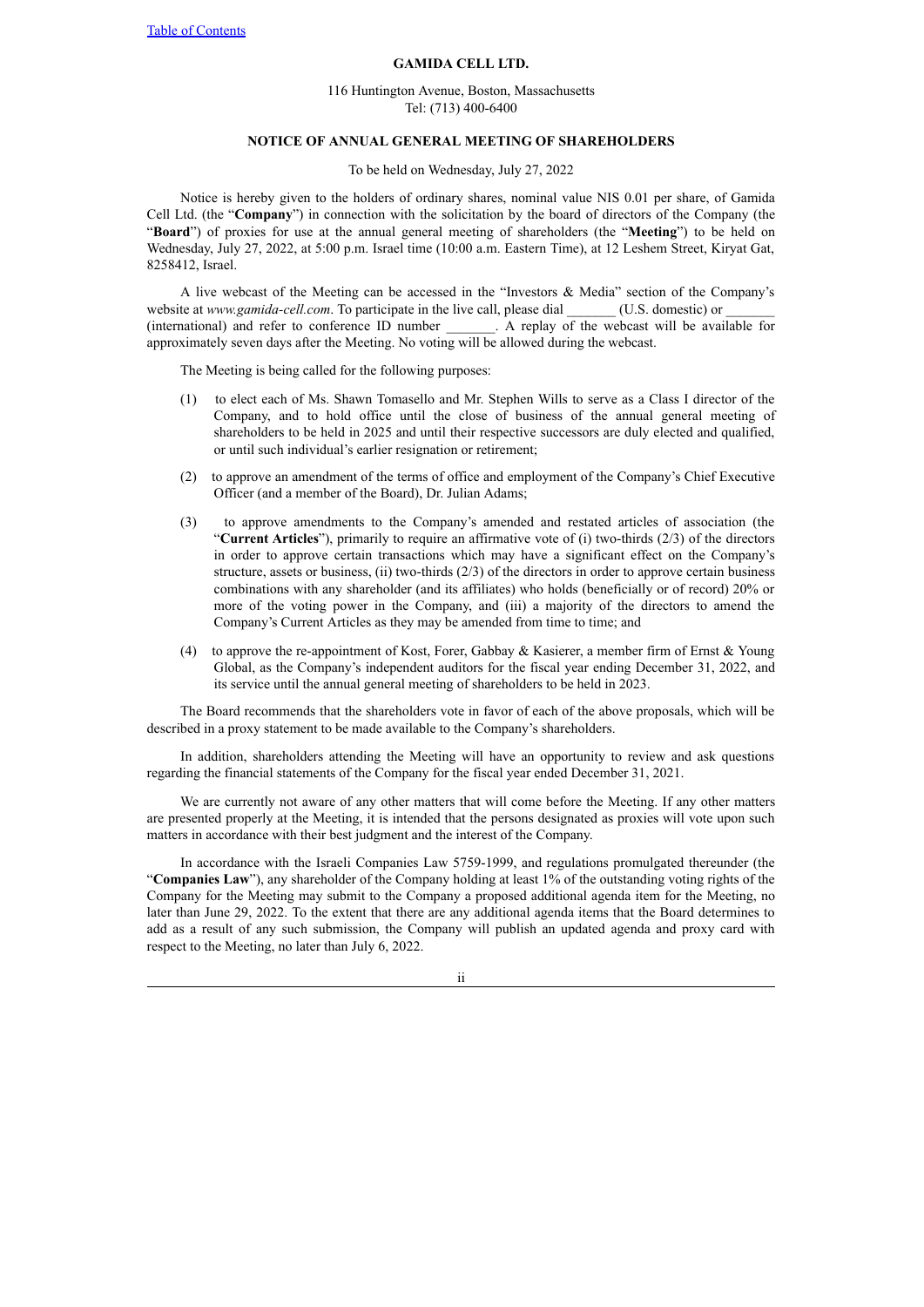**GAMIDA CELL LTD.**

116 Huntington Avenue, Boston, Massachusetts
Tel: (713) 400-6400

**NOTICE OF ANNUAL GENERAL MEETING OF SHAREHOLDERS**

To be held on Wednesday, July 27, 2022

Notice is hereby given to the holders of ordinary shares, nominal value NIS 0.01 per share, of Gamida Cell Ltd. (the "**Company**") in connection with the solicitation by the board of directors of the Company (the "**Board**") of proxies for use at the annual general meeting of shareholders (the "**Meeting**") to be held on Wednesday, July 27, 2022, at 5:00 p.m. Israel time (10:00 a.m. Eastern Time), at 12 Leshem Street, Kiryat Gat, 8258412, Israel.

A live webcast of the Meeting can be accessed in the "Investors & Media" section of the Company's website at *www.gamida-cell.com*. To participate in the live call, please dial _______ (U.S. domestic) or _______ (international) and refer to conference ID number _______. A replay of the webcast will be available for approximately seven days after the Meeting. No voting will be allowed during the webcast.

The Meeting is being called for the following purposes:

(1) to elect each of Ms. Shawn Tomasello and Mr. Stephen Wills to serve as a Class I director of the Company, and to hold office until the close of business of the annual general meeting of shareholders to be held in 2025 and until their respective successors are duly elected and qualified, or until such individual's earlier resignation or retirement;

(2) to approve an amendment of the terms of office and employment of the Company's Chief Executive Officer (and a member of the Board), Dr. Julian Adams;

(3) to approve amendments to the Company's amended and restated articles of association (the "**Current Articles**"), primarily to require an affirmative vote of (i) two-thirds (2/3) of the directors in order to approve certain transactions which may have a significant effect on the Company's structure, assets or business, (ii) two-thirds (2/3) of the directors in order to approve certain business combinations with any shareholder (and its affiliates) who holds (beneficially or of record) 20% or more of the voting power in the Company, and (iii) a majority of the directors to amend the Company's Current Articles as they may be amended from time to time; and

(4) to approve the re-appointment of Kost, Forer, Gabbay & Kasierer, a member firm of Ernst & Young Global, as the Company's independent auditors for the fiscal year ending December 31, 2022, and its service until the annual general meeting of shareholders to be held in 2023.

The Board recommends that the shareholders vote in favor of each of the above proposals, which will be described in a proxy statement to be made available to the Company's shareholders.

In addition, shareholders attending the Meeting will have an opportunity to review and ask questions regarding the financial statements of the Company for the fiscal year ended December 31, 2021.

We are currently not aware of any other matters that will come before the Meeting. If any other matters are presented properly at the Meeting, it is intended that the persons designated as proxies will vote upon such matters in accordance with their best judgment and the interest of the Company.

In accordance with the Israeli Companies Law 5759-1999, and regulations promulgated thereunder (the "**Companies Law**"), any shareholder of the Company holding at least 1% of the outstanding voting rights of the Company for the Meeting may submit to the Company a proposed additional agenda item for the Meeting, no later than June 29, 2022. To the extent that there are any additional agenda items that the Board determines to add as a result of any such submission, the Company will publish an updated agenda and proxy card with respect to the Meeting, no later than July 6, 2022.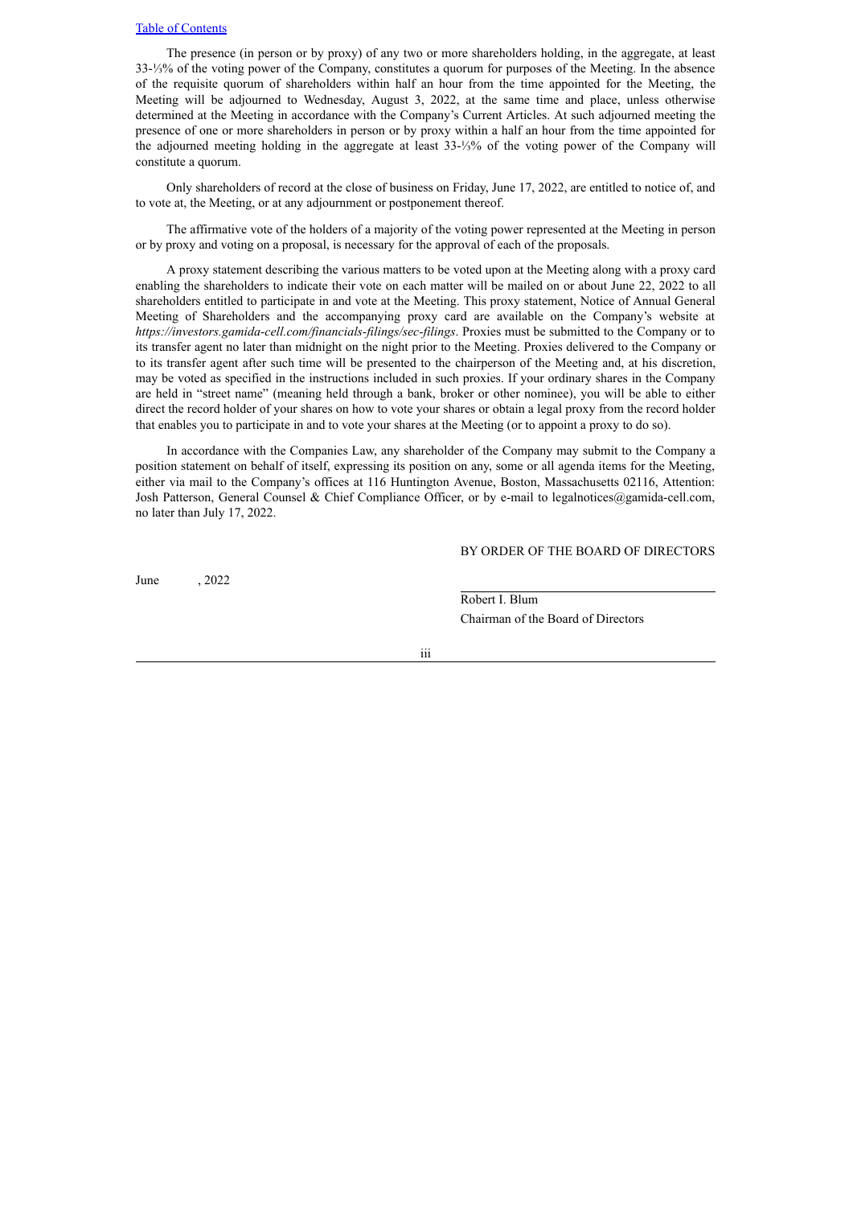The presence (in person or by proxy) of any two or more shareholders holding, in the aggregate, at least 33-⅓% of the voting power of the Company, constitutes a quorum for purposes of the Meeting. In the absence of the requisite quorum of shareholders within half an hour from the time appointed for the Meeting, the Meeting will be adjourned to Wednesday, August 3, 2022, at the same time and place, unless otherwise determined at the Meeting in accordance with the Company's Current Articles. At such adjourned meeting the presence of one or more shareholders in person or by proxy within a half an hour from the time appointed for the adjourned meeting holding in the aggregate at least 33-⅓% of the voting power of the Company will constitute a quorum.

Only shareholders of record at the close of business on Friday, June 17, 2022, are entitled to notice of, and to vote at, the Meeting, or at any adjournment or postponement thereof.

The affirmative vote of the holders of a majority of the voting power represented at the Meeting in person or by proxy and voting on a proposal, is necessary for the approval of each of the proposals.

A proxy statement describing the various matters to be voted upon at the Meeting along with a proxy card enabling the shareholders to indicate their vote on each matter will be mailed on or about June 22, 2022 to all shareholders entitled to participate in and vote at the Meeting. This proxy statement, Notice of Annual General Meeting of Shareholders and the accompanying proxy card are available on the Company's website at *https://investors.gamida-cell.com/financials-filings/sec-filings*. Proxies must be submitted to the Company or to its transfer agent no later than midnight on the night prior to the Meeting. Proxies delivered to the Company or to its transfer agent after such time will be presented to the chairperson of the Meeting and, at his discretion, may be voted as specified in the instructions included in such proxies. If your ordinary shares in the Company are held in "street name" (meaning held through a bank, broker or other nominee), you will be able to either direct the record holder of your shares on how to vote your shares or obtain a legal proxy from the record holder that enables you to participate in and to vote your shares at the Meeting (or to appoint a proxy to do so).

In accordance with the Companies Law, any shareholder of the Company may submit to the Company a position statement on behalf of itself, expressing its position on any, some or all agenda items for the Meeting, either via mail to the Company's offices at 116 Huntington Avenue, Boston, Massachusetts 02116, Attention: Josh Patterson, General Counsel & Chief Compliance Officer, or by e-mail to legalnotices@gamida-cell.com, no later than July 17, 2022.

BY ORDER OF THE BOARD OF DIRECTORS

June , 2022

Robert I. Blum
Chairman of the Board of Directors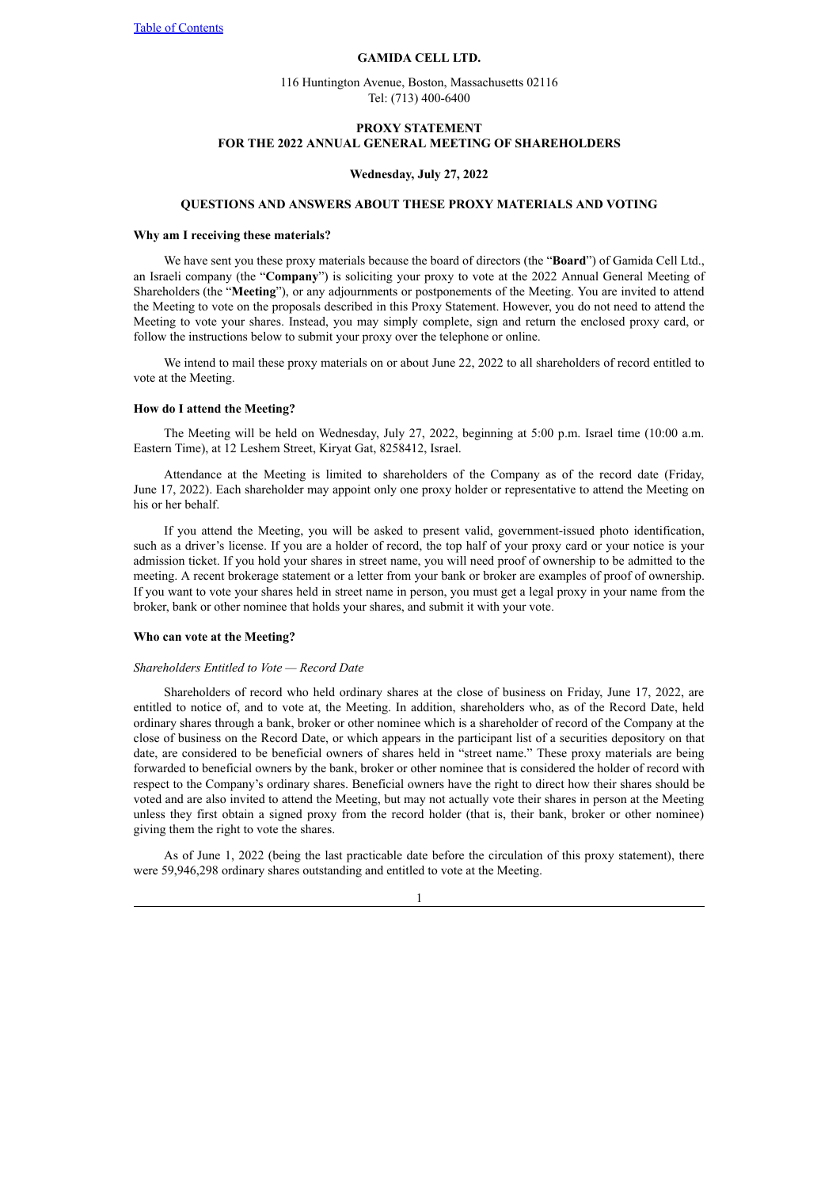**GAMIDA CELL LTD.**

116 Huntington Avenue, Boston, Massachusetts 02116
Tel: (713) 400-6400

**PROXY STATEMENT**
**FOR THE 2022 ANNUAL GENERAL MEETING OF SHAREHOLDERS**

**Wednesday, July 27, 2022**

**QUESTIONS AND ANSWERS ABOUT THESE PROXY MATERIALS AND VOTING**

**Why am I receiving these materials?**

We have sent you these proxy materials because the board of directors (the "**Board**") of Gamida Cell Ltd., an Israeli company (the "**Company**") is soliciting your proxy to vote at the 2022 Annual General Meeting of Shareholders (the "**Meeting**"), or any adjournments or postponements of the Meeting. You are invited to attend the Meeting to vote on the proposals described in this Proxy Statement. However, you do not need to attend the Meeting to vote your shares. Instead, you may simply complete, sign and return the enclosed proxy card, or follow the instructions below to submit your proxy over the telephone or online.

We intend to mail these proxy materials on or about June 22, 2022 to all shareholders of record entitled to vote at the Meeting.

**How do I attend the Meeting?**

The Meeting will be held on Wednesday, July 27, 2022, beginning at 5:00 p.m. Israel time (10:00 a.m. Eastern Time), at 12 Leshem Street, Kiryat Gat, 8258412, Israel.

Attendance at the Meeting is limited to shareholders of the Company as of the record date (Friday, June 17, 2022). Each shareholder may appoint only one proxy holder or representative to attend the Meeting on his or her behalf.

If you attend the Meeting, you will be asked to present valid, government-issued photo identification, such as a driver's license. If you are a holder of record, the top half of your proxy card or your notice is your admission ticket. If you hold your shares in street name, you will need proof of ownership to be admitted to the meeting. A recent brokerage statement or a letter from your bank or broker are examples of proof of ownership. If you want to vote your shares held in street name in person, you must get a legal proxy in your name from the broker, bank or other nominee that holds your shares, and submit it with your vote.

**Who can vote at the Meeting?**

*Shareholders Entitled to Vote — Record Date*

Shareholders of record who held ordinary shares at the close of business on Friday, June 17, 2022, are entitled to notice of, and to vote at, the Meeting. In addition, shareholders who, as of the Record Date, held ordinary shares through a bank, broker or other nominee which is a shareholder of record of the Company at the close of business on the Record Date, or which appears in the participant list of a securities depository on that date, are considered to be beneficial owners of shares held in "street name." These proxy materials are being forwarded to beneficial owners by the bank, broker or other nominee that is considered the holder of record with respect to the Company's ordinary shares. Beneficial owners have the right to direct how their shares should be voted and are also invited to attend the Meeting, but may not actually vote their shares in person at the Meeting unless they first obtain a signed proxy from the record holder (that is, their bank, broker or other nominee) giving them the right to vote the shares.

As of June 1, 2022 (being the last practicable date before the circulation of this proxy statement), there were 59,946,298 ordinary shares outstanding and entitled to vote at the Meeting.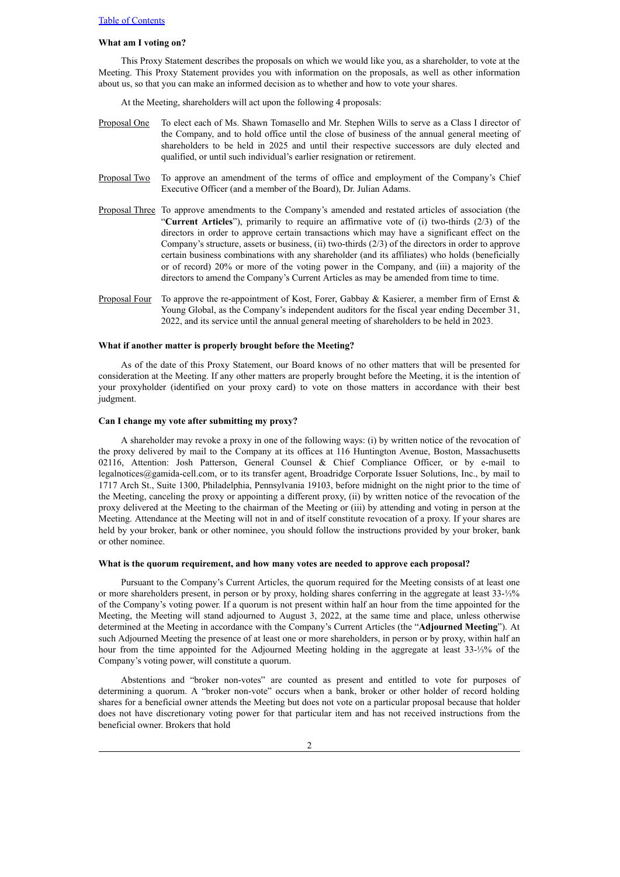[Table of Contents](#)

**What am I voting on?**

This Proxy Statement describes the proposals on which we would like you, as a shareholder, to vote at the Meeting. This Proxy Statement provides you with information on the proposals, as well as other information about us, so that you can make an informed decision as to whether and how to vote your shares.

At the Meeting, shareholders will act upon the following 4 proposals:

Proposal One — To elect each of Ms. Shawn Tomasello and Mr. Stephen Wills to serve as a Class I director of the Company, and to hold office until the close of business of the annual general meeting of shareholders to be held in 2025 and until their respective successors are duly elected and qualified, or until such individual's earlier resignation or retirement.

Proposal Two — To approve an amendment of the terms of office and employment of the Company's Chief Executive Officer (and a member of the Board), Dr. Julian Adams.

Proposal Three — To approve amendments to the Company's amended and restated articles of association (the "**Current Articles**"), primarily to require an affirmative vote of (i) two-thirds (2/3) of the directors in order to approve certain transactions which may have a significant effect on the Company's structure, assets or business, (ii) two-thirds (2/3) of the directors in order to approve certain business combinations with any shareholder (and its affiliates) who holds (beneficially or of record) 20% or more of the voting power in the Company, and (iii) a majority of the directors to amend the Company's Current Articles as may be amended from time to time.

Proposal Four — To approve the re-appointment of Kost, Forer, Gabbay & Kasierer, a member firm of Ernst & Young Global, as the Company's independent auditors for the fiscal year ending December 31, 2022, and its service until the annual general meeting of shareholders to be held in 2023.

**What if another matter is properly brought before the Meeting?**

As of the date of this Proxy Statement, our Board knows of no other matters that will be presented for consideration at the Meeting. If any other matters are properly brought before the Meeting, it is the intention of your proxyholder (identified on your proxy card) to vote on those matters in accordance with their best judgment.

**Can I change my vote after submitting my proxy?**

A shareholder may revoke a proxy in one of the following ways: (i) by written notice of the revocation of the proxy delivered by mail to the Company at its offices at 116 Huntington Avenue, Boston, Massachusetts 02116, Attention: Josh Patterson, General Counsel & Chief Compliance Officer, or by e-mail to legalnotices@gamida-cell.com, or to its transfer agent, Broadridge Corporate Issuer Solutions, Inc., by mail to 1717 Arch St., Suite 1300, Philadelphia, Pennsylvania 19103, before midnight on the night prior to the time of the Meeting, canceling the proxy or appointing a different proxy, (ii) by written notice of the revocation of the proxy delivered at the Meeting to the chairman of the Meeting or (iii) by attending and voting in person at the Meeting. Attendance at the Meeting will not in and of itself constitute revocation of a proxy. If your shares are held by your broker, bank or other nominee, you should follow the instructions provided by your broker, bank or other nominee.

**What is the quorum requirement, and how many votes are needed to approve each proposal?**

Pursuant to the Company's Current Articles, the quorum required for the Meeting consists of at least one or more shareholders present, in person or by proxy, holding shares conferring in the aggregate at least 33-⅓% of the Company's voting power. If a quorum is not present within half an hour from the time appointed for the Meeting, the Meeting will stand adjourned to August 3, 2022, at the same time and place, unless otherwise determined at the Meeting in accordance with the Company's Current Articles (the "**Adjourned Meeting**"). At such Adjourned Meeting the presence of at least one or more shareholders, in person or by proxy, within half an hour from the time appointed for the Adjourned Meeting holding in the aggregate at least 33-⅓% of the Company's voting power, will constitute a quorum.

Abstentions and "broker non-votes" are counted as present and entitled to vote for purposes of determining a quorum. A "broker non-vote" occurs when a bank, broker or other holder of record holding shares for a beneficial owner attends the Meeting but does not vote on a particular proposal because that holder does not have discretionary voting power for that particular item and has not received instructions from the beneficial owner. Brokers that hold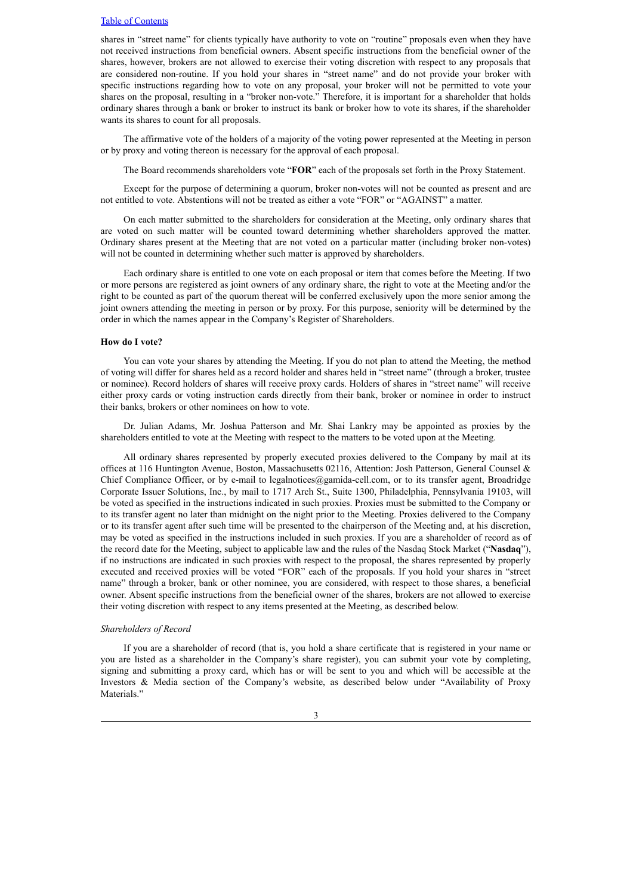shares in "street name" for clients typically have authority to vote on "routine" proposals even when they have not received instructions from beneficial owners. Absent specific instructions from the beneficial owner of the shares, however, brokers are not allowed to exercise their voting discretion with respect to any proposals that are considered non-routine. If you hold your shares in "street name" and do not provide your broker with specific instructions regarding how to vote on any proposal, your broker will not be permitted to vote your shares on the proposal, resulting in a "broker non-vote." Therefore, it is important for a shareholder that holds ordinary shares through a bank or broker to instruct its bank or broker how to vote its shares, if the shareholder wants its shares to count for all proposals.

The affirmative vote of the holders of a majority of the voting power represented at the Meeting in person or by proxy and voting thereon is necessary for the approval of each proposal.

The Board recommends shareholders vote "**FOR**" each of the proposals set forth in the Proxy Statement.

Except for the purpose of determining a quorum, broker non-votes will not be counted as present and are not entitled to vote. Abstentions will not be treated as either a vote "FOR" or "AGAINST" a matter.

On each matter submitted to the shareholders for consideration at the Meeting, only ordinary shares that are voted on such matter will be counted toward determining whether shareholders approved the matter. Ordinary shares present at the Meeting that are not voted on a particular matter (including broker non-votes) will not be counted in determining whether such matter is approved by shareholders.

Each ordinary share is entitled to one vote on each proposal or item that comes before the Meeting. If two or more persons are registered as joint owners of any ordinary share, the right to vote at the Meeting and/or the right to be counted as part of the quorum thereat will be conferred exclusively upon the more senior among the joint owners attending the meeting in person or by proxy. For this purpose, seniority will be determined by the order in which the names appear in the Company's Register of Shareholders.

**How do I vote?**

You can vote your shares by attending the Meeting. If you do not plan to attend the Meeting, the method of voting will differ for shares held as a record holder and shares held in "street name" (through a broker, trustee or nominee). Record holders of shares will receive proxy cards. Holders of shares in "street name" will receive either proxy cards or voting instruction cards directly from their bank, broker or nominee in order to instruct their banks, brokers or other nominees on how to vote.

Dr. Julian Adams, Mr. Joshua Patterson and Mr. Shai Lankry may be appointed as proxies by the shareholders entitled to vote at the Meeting with respect to the matters to be voted upon at the Meeting.

All ordinary shares represented by properly executed proxies delivered to the Company by mail at its offices at 116 Huntington Avenue, Boston, Massachusetts 02116, Attention: Josh Patterson, General Counsel & Chief Compliance Officer, or by e-mail to legalnotices@gamida-cell.com, or to its transfer agent, Broadridge Corporate Issuer Solutions, Inc., by mail to 1717 Arch St., Suite 1300, Philadelphia, Pennsylvania 19103, will be voted as specified in the instructions indicated in such proxies. Proxies must be submitted to the Company or to its transfer agent no later than midnight on the night prior to the Meeting. Proxies delivered to the Company or to its transfer agent after such time will be presented to the chairperson of the Meeting and, at his discretion, may be voted as specified in the instructions included in such proxies. If you are a shareholder of record as of the record date for the Meeting, subject to applicable law and the rules of the Nasdaq Stock Market ("**Nasdaq**"), if no instructions are indicated in such proxies with respect to the proposal, the shares represented by properly executed and received proxies will be voted "FOR" each of the proposals. If you hold your shares in "street name" through a broker, bank or other nominee, you are considered, with respect to those shares, a beneficial owner. Absent specific instructions from the beneficial owner of the shares, brokers are not allowed to exercise their voting discretion with respect to any items presented at the Meeting, as described below.

*Shareholders of Record*

If you are a shareholder of record (that is, you hold a share certificate that is registered in your name or you are listed as a shareholder in the Company's share register), you can submit your vote by completing, signing and submitting a proxy card, which has or will be sent to you and which will be accessible at the Investors & Media section of the Company's website, as described below under "Availability of Proxy Materials."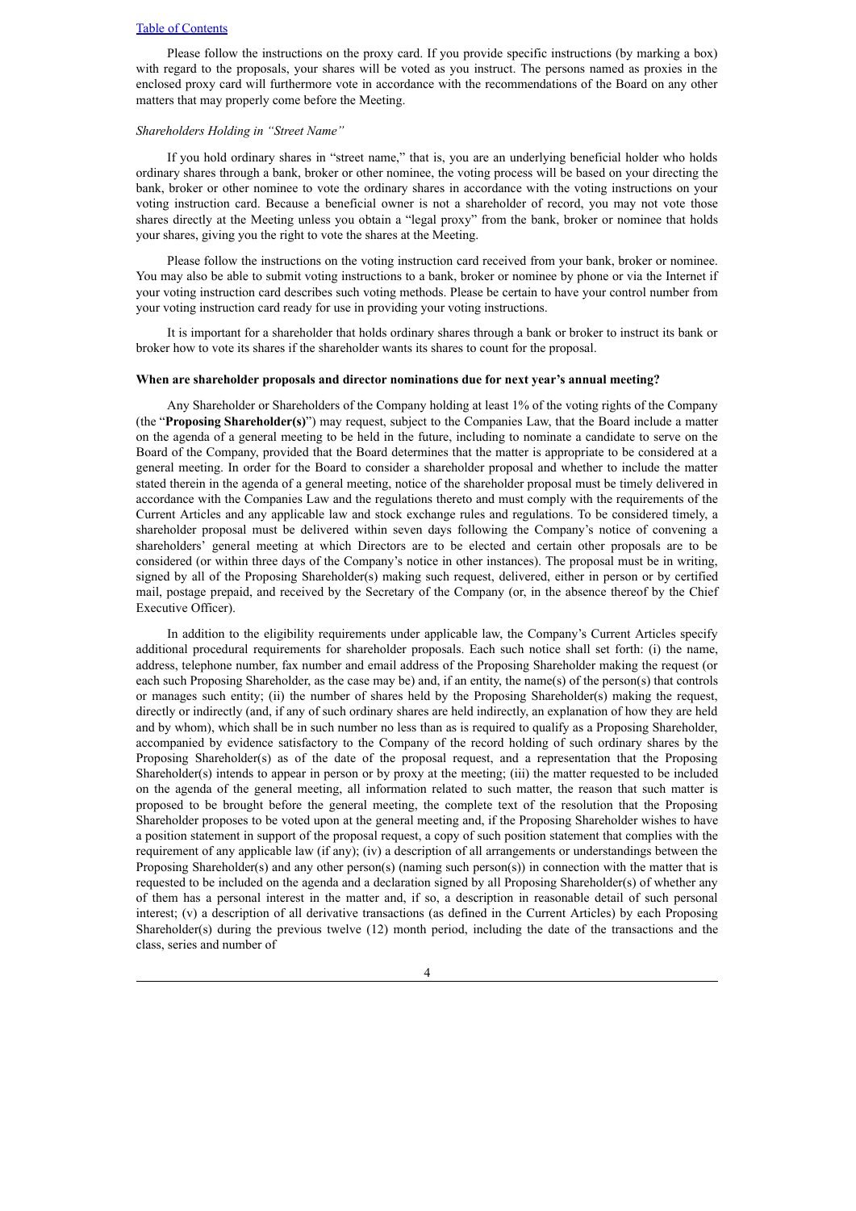Please follow the instructions on the proxy card. If you provide specific instructions (by marking a box) with regard to the proposals, your shares will be voted as you instruct. The persons named as proxies in the enclosed proxy card will furthermore vote in accordance with the recommendations of the Board on any other matters that may properly come before the Meeting.

*Shareholders Holding in "Street Name"*

If you hold ordinary shares in "street name," that is, you are an underlying beneficial holder who holds ordinary shares through a bank, broker or other nominee, the voting process will be based on your directing the bank, broker or other nominee to vote the ordinary shares in accordance with the voting instructions on your voting instruction card. Because a beneficial owner is not a shareholder of record, you may not vote those shares directly at the Meeting unless you obtain a "legal proxy" from the bank, broker or nominee that holds your shares, giving you the right to vote the shares at the Meeting.

Please follow the instructions on the voting instruction card received from your bank, broker or nominee. You may also be able to submit voting instructions to a bank, broker or nominee by phone or via the Internet if your voting instruction card describes such voting methods. Please be certain to have your control number from your voting instruction card ready for use in providing your voting instructions.

It is important for a shareholder that holds ordinary shares through a bank or broker to instruct its bank or broker how to vote its shares if the shareholder wants its shares to count for the proposal.

**When are shareholder proposals and director nominations due for next year's annual meeting?**

Any Shareholder or Shareholders of the Company holding at least 1% of the voting rights of the Company (the "**Proposing Shareholder(s)**") may request, subject to the Companies Law, that the Board include a matter on the agenda of a general meeting to be held in the future, including to nominate a candidate to serve on the Board of the Company, provided that the Board determines that the matter is appropriate to be considered at a general meeting. In order for the Board to consider a shareholder proposal and whether to include the matter stated therein in the agenda of a general meeting, notice of the shareholder proposal must be timely delivered in accordance with the Companies Law and the regulations thereto and must comply with the requirements of the Current Articles and any applicable law and stock exchange rules and regulations. To be considered timely, a shareholder proposal must be delivered within seven days following the Company's notice of convening a shareholders' general meeting at which Directors are to be elected and certain other proposals are to be considered (or within three days of the Company's notice in other instances). The proposal must be in writing, signed by all of the Proposing Shareholder(s) making such request, delivered, either in person or by certified mail, postage prepaid, and received by the Secretary of the Company (or, in the absence thereof by the Chief Executive Officer).

In addition to the eligibility requirements under applicable law, the Company's Current Articles specify additional procedural requirements for shareholder proposals. Each such notice shall set forth: (i) the name, address, telephone number, fax number and email address of the Proposing Shareholder making the request (or each such Proposing Shareholder, as the case may be) and, if an entity, the name(s) of the person(s) that controls or manages such entity; (ii) the number of shares held by the Proposing Shareholder(s) making the request, directly or indirectly (and, if any of such ordinary shares are held indirectly, an explanation of how they are held and by whom), which shall be in such number no less than as is required to qualify as a Proposing Shareholder, accompanied by evidence satisfactory to the Company of the record holding of such ordinary shares by the Proposing Shareholder(s) as of the date of the proposal request, and a representation that the Proposing Shareholder(s) intends to appear in person or by proxy at the meeting; (iii) the matter requested to be included on the agenda of the general meeting, all information related to such matter, the reason that such matter is proposed to be brought before the general meeting, the complete text of the resolution that the Proposing Shareholder proposes to be voted upon at the general meeting and, if the Proposing Shareholder wishes to have a position statement in support of the proposal request, a copy of such position statement that complies with the requirement of any applicable law (if any); (iv) a description of all arrangements or understandings between the Proposing Shareholder(s) and any other person(s) (naming such person(s)) in connection with the matter that is requested to be included on the agenda and a declaration signed by all Proposing Shareholder(s) of whether any of them has a personal interest in the matter and, if so, a description in reasonable detail of such personal interest; (v) a description of all derivative transactions (as defined in the Current Articles) by each Proposing Shareholder(s) during the previous twelve (12) month period, including the date of the transactions and the class, series and number of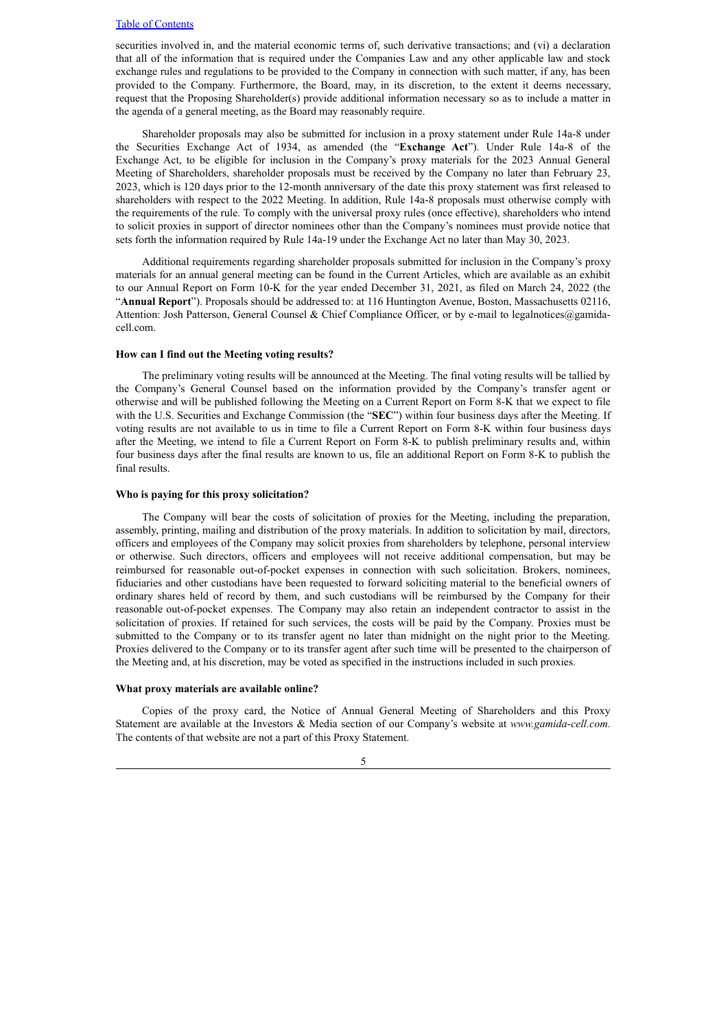securities involved in, and the material economic terms of, such derivative transactions; and (vi) a declaration that all of the information that is required under the Companies Law and any other applicable law and stock exchange rules and regulations to be provided to the Company in connection with such matter, if any, has been provided to the Company. Furthermore, the Board, may, in its discretion, to the extent it deems necessary, request that the Proposing Shareholder(s) provide additional information necessary so as to include a matter in the agenda of a general meeting, as the Board may reasonably require.

Shareholder proposals may also be submitted for inclusion in a proxy statement under Rule 14a-8 under the Securities Exchange Act of 1934, as amended (the "**Exchange Act**"). Under Rule 14a-8 of the Exchange Act, to be eligible for inclusion in the Company's proxy materials for the 2023 Annual General Meeting of Shareholders, shareholder proposals must be received by the Company no later than February 23, 2023, which is 120 days prior to the 12-month anniversary of the date this proxy statement was first released to shareholders with respect to the 2022 Meeting. In addition, Rule 14a-8 proposals must otherwise comply with the requirements of the rule. To comply with the universal proxy rules (once effective), shareholders who intend to solicit proxies in support of director nominees other than the Company's nominees must provide notice that sets forth the information required by Rule 14a-19 under the Exchange Act no later than May 30, 2023.

Additional requirements regarding shareholder proposals submitted for inclusion in the Company's proxy materials for an annual general meeting can be found in the Current Articles, which are available as an exhibit to our Annual Report on Form 10-K for the year ended December 31, 2021, as filed on March 24, 2022 (the "**Annual Report**"). Proposals should be addressed to: at 116 Huntington Avenue, Boston, Massachusetts 02116, Attention: Josh Patterson, General Counsel & Chief Compliance Officer, or by e-mail to legalnotices@gamida-cell.com.

**How can I find out the Meeting voting results?**

The preliminary voting results will be announced at the Meeting. The final voting results will be tallied by the Company's General Counsel based on the information provided by the Company's transfer agent or otherwise and will be published following the Meeting on a Current Report on Form 8-K that we expect to file with the U.S. Securities and Exchange Commission (the "**SEC**") within four business days after the Meeting. If voting results are not available to us in time to file a Current Report on Form 8-K within four business days after the Meeting, we intend to file a Current Report on Form 8-K to publish preliminary results and, within four business days after the final results are known to us, file an additional Report on Form 8-K to publish the final results.

**Who is paying for this proxy solicitation?**

The Company will bear the costs of solicitation of proxies for the Meeting, including the preparation, assembly, printing, mailing and distribution of the proxy materials. In addition to solicitation by mail, directors, officers and employees of the Company may solicit proxies from shareholders by telephone, personal interview or otherwise. Such directors, officers and employees will not receive additional compensation, but may be reimbursed for reasonable out-of-pocket expenses in connection with such solicitation. Brokers, nominees, fiduciaries and other custodians have been requested to forward soliciting material to the beneficial owners of ordinary shares held of record by them, and such custodians will be reimbursed by the Company for their reasonable out-of-pocket expenses. The Company may also retain an independent contractor to assist in the solicitation of proxies. If retained for such services, the costs will be paid by the Company. Proxies must be submitted to the Company or to its transfer agent no later than midnight on the night prior to the Meeting. Proxies delivered to the Company or to its transfer agent after such time will be presented to the chairperson of the Meeting and, at his discretion, may be voted as specified in the instructions included in such proxies.

**What proxy materials are available online?**

Copies of the proxy card, the Notice of Annual General Meeting of Shareholders and this Proxy Statement are available at the Investors & Media section of our Company's website at *www.gamida-cell.com*. The contents of that website are not a part of this Proxy Statement.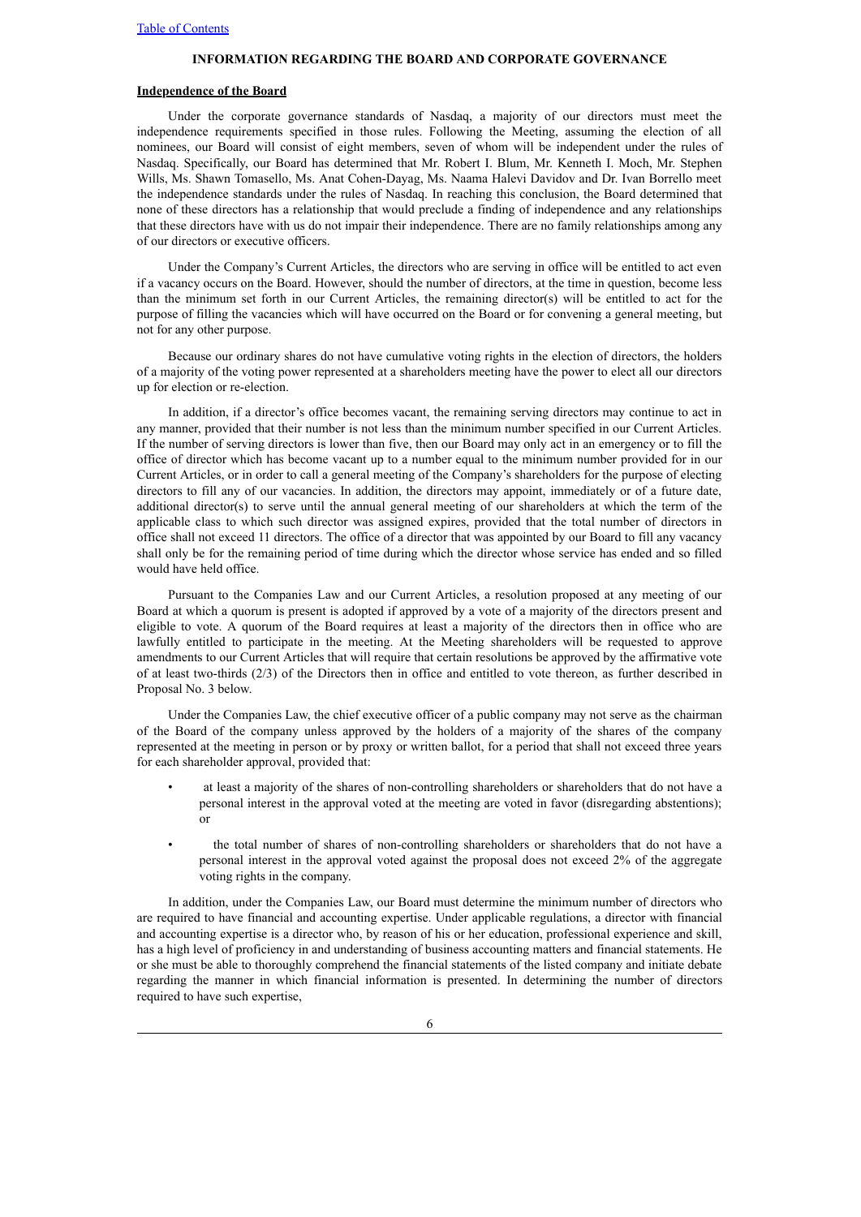## INFORMATION REGARDING THE BOARD AND CORPORATE GOVERNANCE

### Independence of the Board

Under the corporate governance standards of Nasdaq, a majority of our directors must meet the independence requirements specified in those rules. Following the Meeting, assuming the election of all nominees, our Board will consist of eight members, seven of whom will be independent under the rules of Nasdaq. Specifically, our Board has determined that Mr. Robert I. Blum, Mr. Kenneth I. Moch, Mr. Stephen Wills, Ms. Shawn Tomasello, Ms. Anat Cohen-Dayag, Ms. Naama Halevi Davidov and Dr. Ivan Borrello meet the independence standards under the rules of Nasdaq. In reaching this conclusion, the Board determined that none of these directors has a relationship that would preclude a finding of independence and any relationships that these directors have with us do not impair their independence. There are no family relationships among any of our directors or executive officers.

Under the Company's Current Articles, the directors who are serving in office will be entitled to act even if a vacancy occurs on the Board. However, should the number of directors, at the time in question, become less than the minimum set forth in our Current Articles, the remaining director(s) will be entitled to act for the purpose of filling the vacancies which will have occurred on the Board or for convening a general meeting, but not for any other purpose.

Because our ordinary shares do not have cumulative voting rights in the election of directors, the holders of a majority of the voting power represented at a shareholders meeting have the power to elect all our directors up for election or re-election.

In addition, if a director's office becomes vacant, the remaining serving directors may continue to act in any manner, provided that their number is not less than the minimum number specified in our Current Articles. If the number of serving directors is lower than five, then our Board may only act in an emergency or to fill the office of director which has become vacant up to a number equal to the minimum number provided for in our Current Articles, or in order to call a general meeting of the Company's shareholders for the purpose of electing directors to fill any of our vacancies. In addition, the directors may appoint, immediately or of a future date, additional director(s) to serve until the annual general meeting of our shareholders at which the term of the applicable class to which such director was assigned expires, provided that the total number of directors in office shall not exceed 11 directors. The office of a director that was appointed by our Board to fill any vacancy shall only be for the remaining period of time during which the director whose service has ended and so filled would have held office.

Pursuant to the Companies Law and our Current Articles, a resolution proposed at any meeting of our Board at which a quorum is present is adopted if approved by a vote of a majority of the directors present and eligible to vote. A quorum of the Board requires at least a majority of the directors then in office who are lawfully entitled to participate in the meeting. At the Meeting shareholders will be requested to approve amendments to our Current Articles that will require that certain resolutions be approved by the affirmative vote of at least two-thirds (2/3) of the Directors then in office and entitled to vote thereon, as further described in Proposal No. 3 below.

Under the Companies Law, the chief executive officer of a public company may not serve as the chairman of the Board of the company unless approved by the holders of a majority of the shares of the company represented at the meeting in person or by proxy or written ballot, for a period that shall not exceed three years for each shareholder approval, provided that:

- at least a majority of the shares of non-controlling shareholders or shareholders that do not have a personal interest in the approval voted at the meeting are voted in favor (disregarding abstentions); or
- the total number of shares of non-controlling shareholders or shareholders that do not have a personal interest in the approval voted against the proposal does not exceed 2% of the aggregate voting rights in the company.

In addition, under the Companies Law, our Board must determine the minimum number of directors who are required to have financial and accounting expertise. Under applicable regulations, a director with financial and accounting expertise is a director who, by reason of his or her education, professional experience and skill, has a high level of proficiency in and understanding of business accounting matters and financial statements. He or she must be able to thoroughly comprehend the financial statements of the listed company and initiate debate regarding the manner in which financial information is presented. In determining the number of directors required to have such expertise,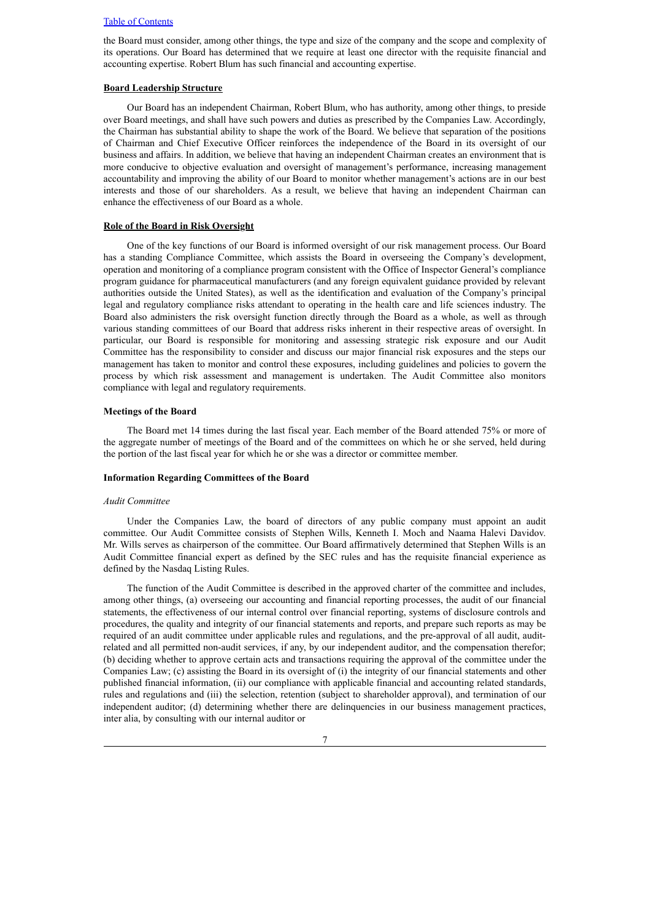the Board must consider, among other things, the type and size of the company and the scope and complexity of its operations. Our Board has determined that we require at least one director with the requisite financial and accounting expertise. Robert Blum has such financial and accounting expertise.

## Board Leadership Structure

Our Board has an independent Chairman, Robert Blum, who has authority, among other things, to preside over Board meetings, and shall have such powers and duties as prescribed by the Companies Law. Accordingly, the Chairman has substantial ability to shape the work of the Board. We believe that separation of the positions of Chairman and Chief Executive Officer reinforces the independence of the Board in its oversight of our business and affairs. In addition, we believe that having an independent Chairman creates an environment that is more conducive to objective evaluation and oversight of management's performance, increasing management accountability and improving the ability of our Board to monitor whether management's actions are in our best interests and those of our shareholders. As a result, we believe that having an independent Chairman can enhance the effectiveness of our Board as a whole.

## Role of the Board in Risk Oversight

One of the key functions of our Board is informed oversight of our risk management process. Our Board has a standing Compliance Committee, which assists the Board in overseeing the Company's development, operation and monitoring of a compliance program consistent with the Office of Inspector General's compliance program guidance for pharmaceutical manufacturers (and any foreign equivalent guidance provided by relevant authorities outside the United States), as well as the identification and evaluation of the Company's principal legal and regulatory compliance risks attendant to operating in the health care and life sciences industry. The Board also administers the risk oversight function directly through the Board as a whole, as well as through various standing committees of our Board that address risks inherent in their respective areas of oversight. In particular, our Board is responsible for monitoring and assessing strategic risk exposure and our Audit Committee has the responsibility to consider and discuss our major financial risk exposures and the steps our management has taken to monitor and control these exposures, including guidelines and policies to govern the process by which risk assessment and management is undertaken. The Audit Committee also monitors compliance with legal and regulatory requirements.

## Meetings of the Board

The Board met 14 times during the last fiscal year. Each member of the Board attended 75% or more of the aggregate number of meetings of the Board and of the committees on which he or she served, held during the portion of the last fiscal year for which he or she was a director or committee member.

## Information Regarding Committees of the Board

### *Audit Committee*

Under the Companies Law, the board of directors of any public company must appoint an audit committee. Our Audit Committee consists of Stephen Wills, Kenneth I. Moch and Naama Halevi Davidov. Mr. Wills serves as chairperson of the committee. Our Board affirmatively determined that Stephen Wills is an Audit Committee financial expert as defined by the SEC rules and has the requisite financial experience as defined by the Nasdaq Listing Rules.

The function of the Audit Committee is described in the approved charter of the committee and includes, among other things, (a) overseeing our accounting and financial reporting processes, the audit of our financial statements, the effectiveness of our internal control over financial reporting, systems of disclosure controls and procedures, the quality and integrity of our financial statements and reports, and prepare such reports as may be required of an audit committee under applicable rules and regulations, and the pre-approval of all audit, audit-related and all permitted non-audit services, if any, by our independent auditor, and the compensation therefor; (b) deciding whether to approve certain acts and transactions requiring the approval of the committee under the Companies Law; (c) assisting the Board in its oversight of (i) the integrity of our financial statements and other published financial information, (ii) our compliance with applicable financial and accounting related standards, rules and regulations and (iii) the selection, retention (subject to shareholder approval), and termination of our independent auditor; (d) determining whether there are delinquencies in our business management practices, inter alia, by consulting with our internal auditor or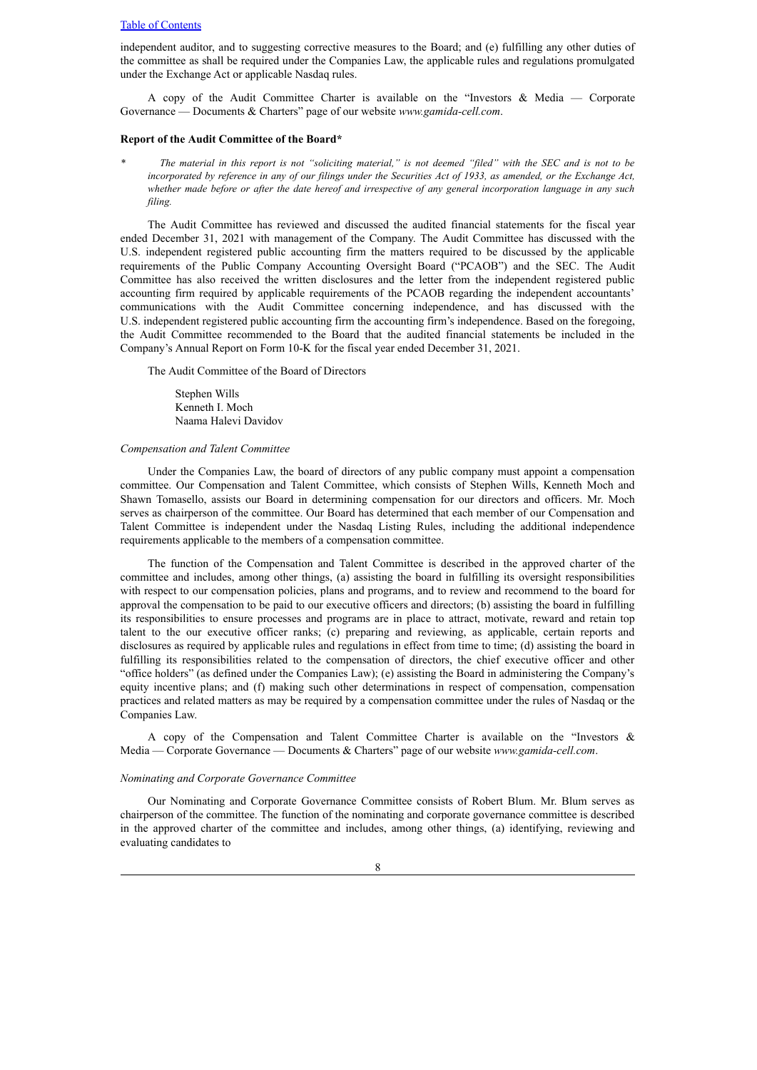independent auditor, and to suggesting corrective measures to the Board; and (e) fulfilling any other duties of the committee as shall be required under the Companies Law, the applicable rules and regulations promulgated under the Exchange Act or applicable Nasdaq rules.

A copy of the Audit Committee Charter is available on the "Investors & Media — Corporate Governance — Documents & Charters" page of our website *www.gamida-cell.com*.

**Report of the Audit Committee of the Board***

\* *The material in this report is not "soliciting material," is not deemed "filed" with the SEC and is not to be incorporated by reference in any of our filings under the Securities Act of 1933, as amended, or the Exchange Act, whether made before or after the date hereof and irrespective of any general incorporation language in any such filing.*

The Audit Committee has reviewed and discussed the audited financial statements for the fiscal year ended December 31, 2021 with management of the Company. The Audit Committee has discussed with the U.S. independent registered public accounting firm the matters required to be discussed by the applicable requirements of the Public Company Accounting Oversight Board ("PCAOB") and the SEC. The Audit Committee has also received the written disclosures and the letter from the independent registered public accounting firm required by applicable requirements of the PCAOB regarding the independent accountants' communications with the Audit Committee concerning independence, and has discussed with the U.S. independent registered public accounting firm the accounting firm's independence. Based on the foregoing, the Audit Committee recommended to the Board that the audited financial statements be included in the Company's Annual Report on Form 10-K for the fiscal year ended December 31, 2021.

The Audit Committee of the Board of Directors

Stephen Wills
Kenneth I. Moch
Naama Halevi Davidov

*Compensation and Talent Committee*

Under the Companies Law, the board of directors of any public company must appoint a compensation committee. Our Compensation and Talent Committee, which consists of Stephen Wills, Kenneth Moch and Shawn Tomasello, assists our Board in determining compensation for our directors and officers. Mr. Moch serves as chairperson of the committee. Our Board has determined that each member of our Compensation and Talent Committee is independent under the Nasdaq Listing Rules, including the additional independence requirements applicable to the members of a compensation committee.

The function of the Compensation and Talent Committee is described in the approved charter of the committee and includes, among other things, (a) assisting the board in fulfilling its oversight responsibilities with respect to our compensation policies, plans and programs, and to review and recommend to the board for approval the compensation to be paid to our executive officers and directors; (b) assisting the board in fulfilling its responsibilities to ensure processes and programs are in place to attract, motivate, reward and retain top talent to the our executive officer ranks; (c) preparing and reviewing, as applicable, certain reports and disclosures as required by applicable rules and regulations in effect from time to time; (d) assisting the board in fulfilling its responsibilities related to the compensation of directors, the chief executive officer and other "office holders" (as defined under the Companies Law); (e) assisting the Board in administering the Company's equity incentive plans; and (f) making such other determinations in respect of compensation, compensation practices and related matters as may be required by a compensation committee under the rules of Nasdaq or the Companies Law.

A copy of the Compensation and Talent Committee Charter is available on the "Investors & Media — Corporate Governance — Documents & Charters" page of our website *www.gamida-cell.com*.

*Nominating and Corporate Governance Committee*

Our Nominating and Corporate Governance Committee consists of Robert Blum. Mr. Blum serves as chairperson of the committee. The function of the nominating and corporate governance committee is described in the approved charter of the committee and includes, among other things, (a) identifying, reviewing and evaluating candidates to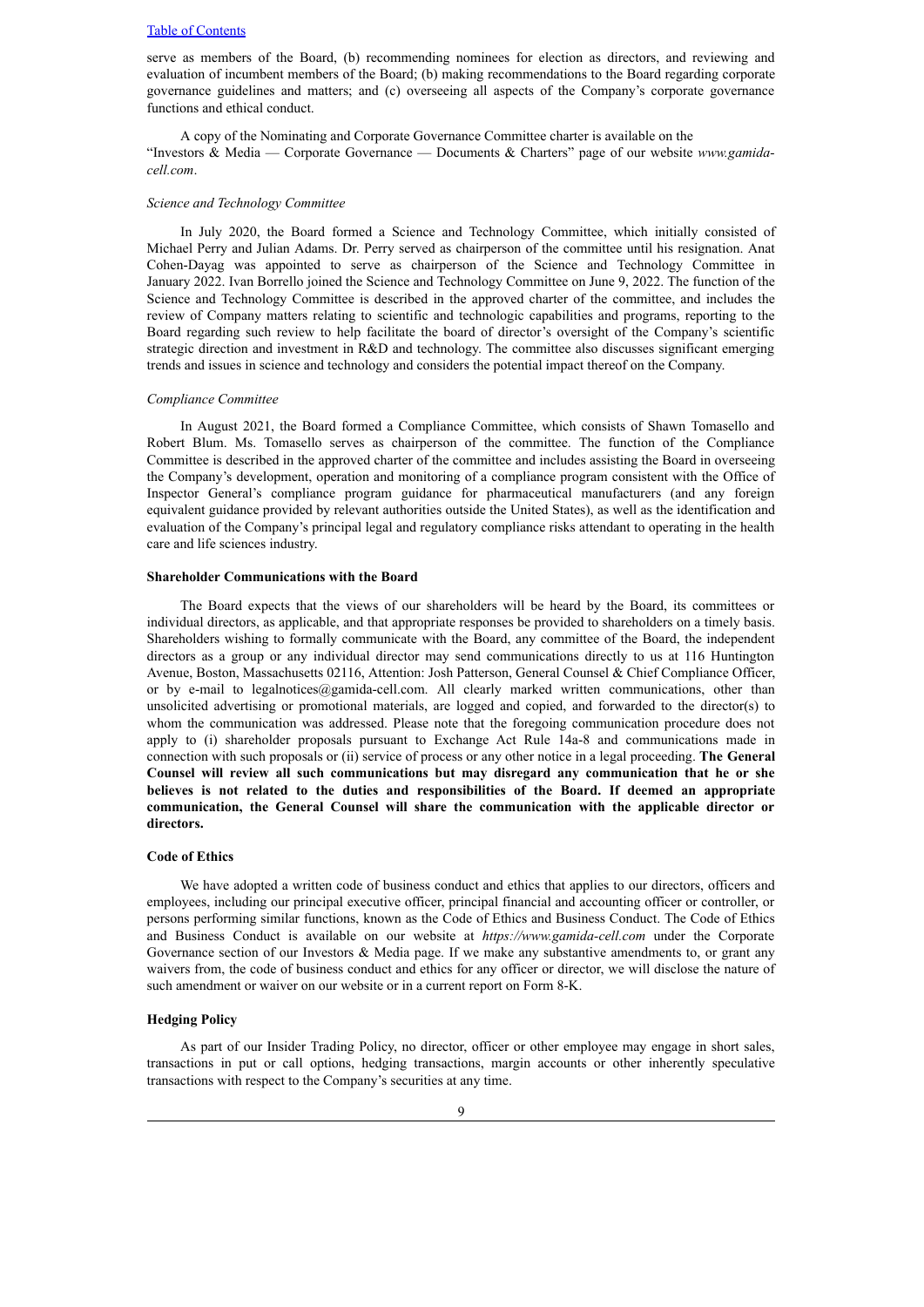serve as members of the Board, (b) recommending nominees for election as directors, and reviewing and evaluation of incumbent members of the Board; (b) making recommendations to the Board regarding corporate governance guidelines and matters; and (c) overseeing all aspects of the Company's corporate governance functions and ethical conduct.

A copy of the Nominating and Corporate Governance Committee charter is available on the "Investors & Media — Corporate Governance — Documents & Charters" page of our website *www.gamida-cell.com*.

*Science and Technology Committee*

In July 2020, the Board formed a Science and Technology Committee, which initially consisted of Michael Perry and Julian Adams. Dr. Perry served as chairperson of the committee until his resignation. Anat Cohen-Dayag was appointed to serve as chairperson of the Science and Technology Committee in January 2022. Ivan Borrello joined the Science and Technology Committee on June 9, 2022. The function of the Science and Technology Committee is described in the approved charter of the committee, and includes the review of Company matters relating to scientific and technologic capabilities and programs, reporting to the Board regarding such review to help facilitate the board of director's oversight of the Company's scientific strategic direction and investment in R&D and technology. The committee also discusses significant emerging trends and issues in science and technology and considers the potential impact thereof on the Company.

*Compliance Committee*

In August 2021, the Board formed a Compliance Committee, which consists of Shawn Tomasello and Robert Blum. Ms. Tomasello serves as chairperson of the committee. The function of the Compliance Committee is described in the approved charter of the committee and includes assisting the Board in overseeing the Company's development, operation and monitoring of a compliance program consistent with the Office of Inspector General's compliance program guidance for pharmaceutical manufacturers (and any foreign equivalent guidance provided by relevant authorities outside the United States), as well as the identification and evaluation of the Company's principal legal and regulatory compliance risks attendant to operating in the health care and life sciences industry.

**Shareholder Communications with the Board**

The Board expects that the views of our shareholders will be heard by the Board, its committees or individual directors, as applicable, and that appropriate responses be provided to shareholders on a timely basis. Shareholders wishing to formally communicate with the Board, any committee of the Board, the independent directors as a group or any individual director may send communications directly to us at 116 Huntington Avenue, Boston, Massachusetts 02116, Attention: Josh Patterson, General Counsel & Chief Compliance Officer, or by e-mail to legalnotices@gamida-cell.com. All clearly marked written communications, other than unsolicited advertising or promotional materials, are logged and copied, and forwarded to the director(s) to whom the communication was addressed. Please note that the foregoing communication procedure does not apply to (i) shareholder proposals pursuant to Exchange Act Rule 14a-8 and communications made in connection with such proposals or (ii) service of process or any other notice in a legal proceeding. **The General Counsel will review all such communications but may disregard any communication that he or she believes is not related to the duties and responsibilities of the Board. If deemed an appropriate communication, the General Counsel will share the communication with the applicable director or directors.**

**Code of Ethics**

We have adopted a written code of business conduct and ethics that applies to our directors, officers and employees, including our principal executive officer, principal financial and accounting officer or controller, or persons performing similar functions, known as the Code of Ethics and Business Conduct. The Code of Ethics and Business Conduct is available on our website at *https://www.gamida-cell.com* under the Corporate Governance section of our Investors & Media page. If we make any substantive amendments to, or grant any waivers from, the code of business conduct and ethics for any officer or director, we will disclose the nature of such amendment or waiver on our website or in a current report on Form 8-K.

**Hedging Policy**

As part of our Insider Trading Policy, no director, officer or other employee may engage in short sales, transactions in put or call options, hedging transactions, margin accounts or other inherently speculative transactions with respect to the Company's securities at any time.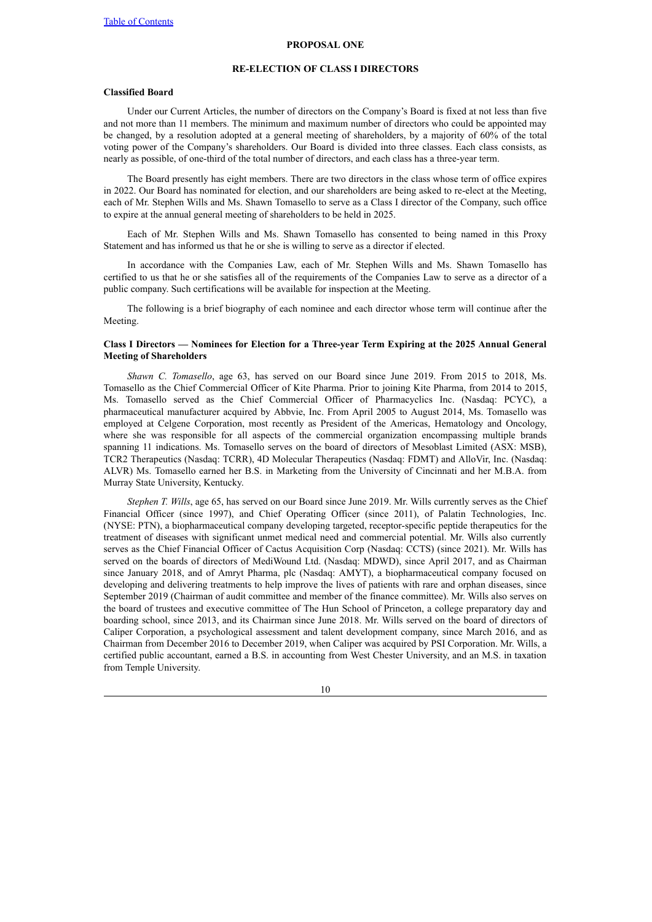## PROPOSAL ONE

## RE-ELECTION OF CLASS I DIRECTORS

### Classified Board

Under our Current Articles, the number of directors on the Company's Board is fixed at not less than five and not more than 11 members. The minimum and maximum number of directors who could be appointed may be changed, by a resolution adopted at a general meeting of shareholders, by a majority of 60% of the total voting power of the Company's shareholders. Our Board is divided into three classes. Each class consists, as nearly as possible, of one-third of the total number of directors, and each class has a three-year term.

The Board presently has eight members. There are two directors in the class whose term of office expires in 2022. Our Board has nominated for election, and our shareholders are being asked to re-elect at the Meeting, each of Mr. Stephen Wills and Ms. Shawn Tomasello to serve as a Class I director of the Company, such office to expire at the annual general meeting of shareholders to be held in 2025.

Each of Mr. Stephen Wills and Ms. Shawn Tomasello has consented to being named in this Proxy Statement and has informed us that he or she is willing to serve as a director if elected.

In accordance with the Companies Law, each of Mr. Stephen Wills and Ms. Shawn Tomasello has certified to us that he or she satisfies all of the requirements of the Companies Law to serve as a director of a public company. Such certifications will be available for inspection at the Meeting.

The following is a brief biography of each nominee and each director whose term will continue after the Meeting.

### Class I Directors — Nominees for Election for a Three-year Term Expiring at the 2025 Annual General Meeting of Shareholders

*Shawn C. Tomasello*, age 63, has served on our Board since June 2019. From 2015 to 2018, Ms. Tomasello as the Chief Commercial Officer of Kite Pharma. Prior to joining Kite Pharma, from 2014 to 2015, Ms. Tomasello served as the Chief Commercial Officer of Pharmacyclics Inc. (Nasdaq: PCYC), a pharmaceutical manufacturer acquired by Abbvie, Inc. From April 2005 to August 2014, Ms. Tomasello was employed at Celgene Corporation, most recently as President of the Americas, Hematology and Oncology, where she was responsible for all aspects of the commercial organization encompassing multiple brands spanning 11 indications. Ms. Tomasello serves on the board of directors of Mesoblast Limited (ASX: MSB), TCR2 Therapeutics (Nasdaq: TCRR), 4D Molecular Therapeutics (Nasdaq: FDMT) and AlloVir, Inc. (Nasdaq: ALVR) Ms. Tomasello earned her B.S. in Marketing from the University of Cincinnati and her M.B.A. from Murray State University, Kentucky.

*Stephen T. Wills*, age 65, has served on our Board since June 2019. Mr. Wills currently serves as the Chief Financial Officer (since 1997), and Chief Operating Officer (since 2011), of Palatin Technologies, Inc. (NYSE: PTN), a biopharmaceutical company developing targeted, receptor-specific peptide therapeutics for the treatment of diseases with significant unmet medical need and commercial potential. Mr. Wills also currently serves as the Chief Financial Officer of Cactus Acquisition Corp (Nasdaq: CCTS) (since 2021). Mr. Wills has served on the boards of directors of MediWound Ltd. (Nasdaq: MDWD), since April 2017, and as Chairman since January 2018, and of Amryt Pharma, plc (Nasdaq: AMYT), a biopharmaceutical company focused on developing and delivering treatments to help improve the lives of patients with rare and orphan diseases, since September 2019 (Chairman of audit committee and member of the finance committee). Mr. Wills also serves on the board of trustees and executive committee of The Hun School of Princeton, a college preparatory day and boarding school, since 2013, and its Chairman since June 2018. Mr. Wills served on the board of directors of Caliper Corporation, a psychological assessment and talent development company, since March 2016, and as Chairman from December 2016 to December 2019, when Caliper was acquired by PSI Corporation. Mr. Wills, a certified public accountant, earned a B.S. in accounting from West Chester University, and an M.S. in taxation from Temple University.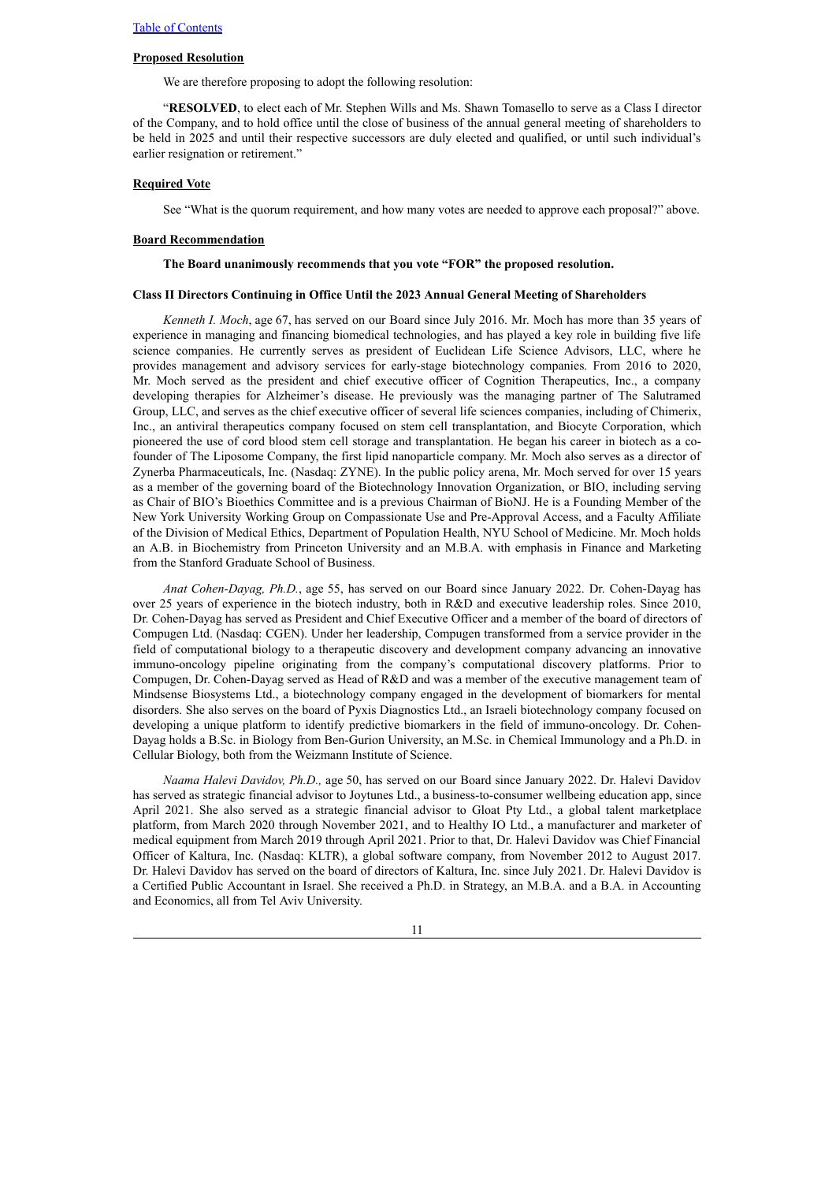#### **Proposed Resolution**

We are therefore proposing to adopt the following resolution:

"**RESOLVED**, to elect each of Mr. Stephen Wills and Ms. Shawn Tomasello to serve as a Class I director of the Company, and to hold office until the close of business of the annual general meeting of shareholders to be held in 2025 and until their respective successors are duly elected and qualified, or until such individual's earlier resignation or retirement."

#### **Required Vote**

See "What is the quorum requirement, and how many votes are needed to approve each proposal?" above.

#### **Board Recommendation**

**The Board unanimously recommends that you vote "FOR" the proposed resolution.**

#### **Class II Directors Continuing in Office Until the 2023 Annual General Meeting of Shareholders**

*Kenneth I. Moch*, age 67, has served on our Board since July 2016. Mr. Moch has more than 35 years of experience in managing and financing biomedical technologies, and has played a key role in building five life science companies. He currently serves as president of Euclidean Life Science Advisors, LLC, where he provides management and advisory services for early-stage biotechnology companies. From 2016 to 2020, Mr. Moch served as the president and chief executive officer of Cognition Therapeutics, Inc., a company developing therapies for Alzheimer's disease. He previously was the managing partner of The Salutramed Group, LLC, and serves as the chief executive officer of several life sciences companies, including of Chimerix, Inc., an antiviral therapeutics company focused on stem cell transplantation, and Biocyte Corporation, which pioneered the use of cord blood stem cell storage and transplantation. He began his career in biotech as a co-founder of The Liposome Company, the first lipid nanoparticle company. Mr. Moch also serves as a director of Zynerba Pharmaceuticals, Inc. (Nasdaq: ZYNE). In the public policy arena, Mr. Moch served for over 15 years as a member of the governing board of the Biotechnology Innovation Organization, or BIO, including serving as Chair of BIO's Bioethics Committee and is a previous Chairman of BioNJ. He is a Founding Member of the New York University Working Group on Compassionate Use and Pre-Approval Access, and a Faculty Affiliate of the Division of Medical Ethics, Department of Population Health, NYU School of Medicine. Mr. Moch holds an A.B. in Biochemistry from Princeton University and an M.B.A. with emphasis in Finance and Marketing from the Stanford Graduate School of Business.

*Anat Cohen-Dayag, Ph.D.*, age 55, has served on our Board since January 2022. Dr. Cohen-Dayag has over 25 years of experience in the biotech industry, both in R&D and executive leadership roles. Since 2010, Dr. Cohen-Dayag has served as President and Chief Executive Officer and a member of the board of directors of Compugen Ltd. (Nasdaq: CGEN). Under her leadership, Compugen transformed from a service provider in the field of computational biology to a therapeutic discovery and development company advancing an innovative immuno-oncology pipeline originating from the company's computational discovery platforms. Prior to Compugen, Dr. Cohen-Dayag served as Head of R&D and was a member of the executive management team of Mindsense Biosystems Ltd., a biotechnology company engaged in the development of biomarkers for mental disorders. She also serves on the board of Pyxis Diagnostics Ltd., an Israeli biotechnology company focused on developing a unique platform to identify predictive biomarkers in the field of immuno-oncology. Dr. Cohen-Dayag holds a B.Sc. in Biology from Ben-Gurion University, an M.Sc. in Chemical Immunology and a Ph.D. in Cellular Biology, both from the Weizmann Institute of Science.

*Naama Halevi Davidov, Ph.D.,* age 50, has served on our Board since January 2022. Dr. Halevi Davidov has served as strategic financial advisor to Joytunes Ltd., a business-to-consumer wellbeing education app, since April 2021. She also served as a strategic financial advisor to Gloat Pty Ltd., a global talent marketplace platform, from March 2020 through November 2021, and to Healthy IO Ltd., a manufacturer and marketer of medical equipment from March 2019 through April 2021. Prior to that, Dr. Halevi Davidov was Chief Financial Officer of Kaltura, Inc. (Nasdaq: KLTR), a global software company, from November 2012 to August 2017. Dr. Halevi Davidov has served on the board of directors of Kaltura, Inc. since July 2021. Dr. Halevi Davidov is a Certified Public Accountant in Israel. She received a Ph.D. in Strategy, an M.B.A. and a B.A. in Accounting and Economics, all from Tel Aviv University.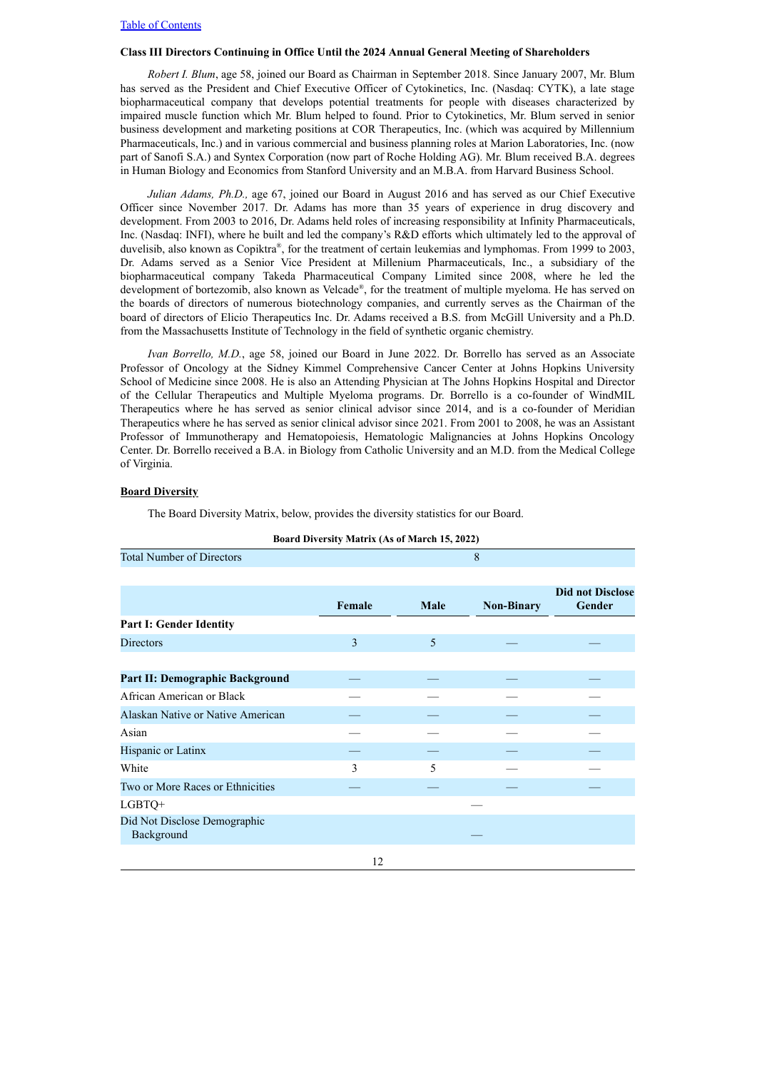**Class III Directors Continuing in Office Until the 2024 Annual General Meeting of Shareholders**

*Robert I. Blum*, age 58, joined our Board as Chairman in September 2018. Since January 2007, Mr. Blum has served as the President and Chief Executive Officer of Cytokinetics, Inc. (Nasdaq: CYTK), a late stage biopharmaceutical company that develops potential treatments for people with diseases characterized by impaired muscle function which Mr. Blum helped to found. Prior to Cytokinetics, Mr. Blum served in senior business development and marketing positions at COR Therapeutics, Inc. (which was acquired by Millennium Pharmaceuticals, Inc.) and in various commercial and business planning roles at Marion Laboratories, Inc. (now part of Sanofi S.A.) and Syntex Corporation (now part of Roche Holding AG). Mr. Blum received B.A. degrees in Human Biology and Economics from Stanford University and an M.B.A. from Harvard Business School.

*Julian Adams, Ph.D.,* age 67, joined our Board in August 2016 and has served as our Chief Executive Officer since November 2017. Dr. Adams has more than 35 years of experience in drug discovery and development. From 2003 to 2016, Dr. Adams held roles of increasing responsibility at Infinity Pharmaceuticals, Inc. (Nasdaq: INFI), where he built and led the company's R&D efforts which ultimately led to the approval of duvelisib, also known as Copiktra®, for the treatment of certain leukemias and lymphomas. From 1999 to 2003, Dr. Adams served as a Senior Vice President at Millenium Pharmaceuticals, Inc., a subsidiary of the biopharmaceutical company Takeda Pharmaceutical Company Limited since 2008, where he led the development of bortezomib, also known as Velcade®, for the treatment of multiple myeloma. He has served on the boards of directors of numerous biotechnology companies, and currently serves as the Chairman of the board of directors of Elicio Therapeutics Inc. Dr. Adams received a B.S. from McGill University and a Ph.D. from the Massachusetts Institute of Technology in the field of synthetic organic chemistry.

*Ivan Borrello, M.D.*, age 58, joined our Board in June 2022. Dr. Borrello has served as an Associate Professor of Oncology at the Sidney Kimmel Comprehensive Cancer Center at Johns Hopkins University School of Medicine since 2008. He is also an Attending Physician at The Johns Hopkins Hospital and Director of the Cellular Therapeutics and Multiple Myeloma programs. Dr. Borrello is a co-founder of WindMIL Therapeutics where he has served as senior clinical advisor since 2014, and is a co-founder of Meridian Therapeutics where he has served as senior clinical advisor since 2021. From 2001 to 2008, he was an Assistant Professor of Immunotherapy and Hematopoiesis, Hematologic Malignancies at Johns Hopkins Oncology Center. Dr. Borrello received a B.A. in Biology from Catholic University and an M.D. from the Medical College of Virginia.

## Board Diversity

The Board Diversity Matrix, below, provides the diversity statistics for our Board.

**Board Diversity Matrix (As of March 15, 2022)**

| Total Number of Directors | 8 | | | |
|---|---|---|---|---|
| | **Female** | **Male** | **Non-Binary** | **Did not Disclose Gender** |
| **Part I: Gender Identity** | | | | |
| Directors | 3 | 5 | — | — |
| **Part II: Demographic Background** | — | — | — | — |
| African American or Black | — | — | — | — |
| Alaskan Native or Native American | — | — | — | — |
| Asian | — | — | — | — |
| Hispanic or Latinx | — | — | — | — |
| White | 3 | 5 | — | — |
| Two or More Races or Ethnicities | — | — | — | — |
| LGBTQ+ | — | | | |
| Did Not Disclose Demographic Background | — | | | |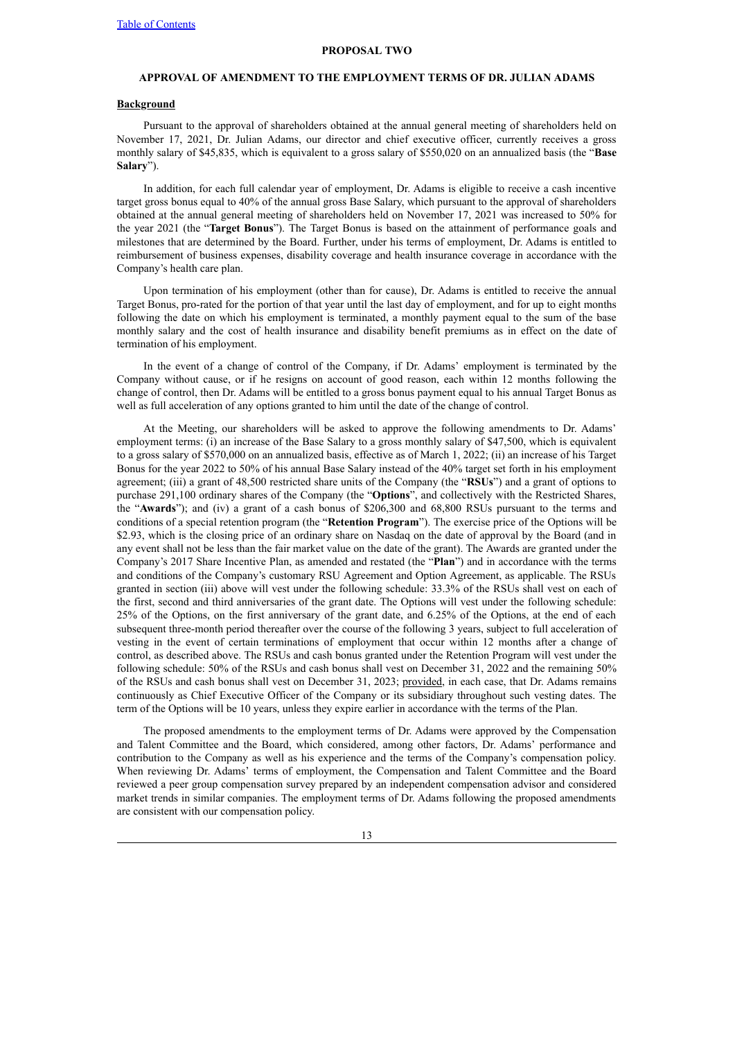PROPOSAL TWO

## APPROVAL OF AMENDMENT TO THE EMPLOYMENT TERMS OF DR. JULIAN ADAMS

**Background**

Pursuant to the approval of shareholders obtained at the annual general meeting of shareholders held on November 17, 2021, Dr. Julian Adams, our director and chief executive officer, currently receives a gross monthly salary of $45,835, which is equivalent to a gross salary of $550,020 on an annualized basis (the "**Base Salary**").

In addition, for each full calendar year of employment, Dr. Adams is eligible to receive a cash incentive target gross bonus equal to 40% of the annual gross Base Salary, which pursuant to the approval of shareholders obtained at the annual general meeting of shareholders held on November 17, 2021 was increased to 50% for the year 2021 (the "**Target Bonus**"). The Target Bonus is based on the attainment of performance goals and milestones that are determined by the Board. Further, under his terms of employment, Dr. Adams is entitled to reimbursement of business expenses, disability coverage and health insurance coverage in accordance with the Company's health care plan.

Upon termination of his employment (other than for cause), Dr. Adams is entitled to receive the annual Target Bonus, pro-rated for the portion of that year until the last day of employment, and for up to eight months following the date on which his employment is terminated, a monthly payment equal to the sum of the base monthly salary and the cost of health insurance and disability benefit premiums as in effect on the date of termination of his employment.

In the event of a change of control of the Company, if Dr. Adams' employment is terminated by the Company without cause, or if he resigns on account of good reason, each within 12 months following the change of control, then Dr. Adams will be entitled to a gross bonus payment equal to his annual Target Bonus as well as full acceleration of any options granted to him until the date of the change of control.

At the Meeting, our shareholders will be asked to approve the following amendments to Dr. Adams' employment terms: (i) an increase of the Base Salary to a gross monthly salary of $47,500, which is equivalent to a gross salary of $570,000 on an annualized basis, effective as of March 1, 2022; (ii) an increase of his Target Bonus for the year 2022 to 50% of his annual Base Salary instead of the 40% target set forth in his employment agreement; (iii) a grant of 48,500 restricted share units of the Company (the "**RSUs**") and a grant of options to purchase 291,100 ordinary shares of the Company (the "**Options**", and collectively with the Restricted Shares, the "**Awards**"); and (iv) a grant of a cash bonus of $206,300 and 68,800 RSUs pursuant to the terms and conditions of a special retention program (the "**Retention Program**"). The exercise price of the Options will be $2.93, which is the closing price of an ordinary share on Nasdaq on the date of approval by the Board (and in any event shall not be less than the fair market value on the date of the grant). The Awards are granted under the Company's 2017 Share Incentive Plan, as amended and restated (the "**Plan**") and in accordance with the terms and conditions of the Company's customary RSU Agreement and Option Agreement, as applicable. The RSUs granted in section (iii) above will vest under the following schedule: 33.3% of the RSUs shall vest on each of the first, second and third anniversaries of the grant date. The Options will vest under the following schedule: 25% of the Options, on the first anniversary of the grant date, and 6.25% of the Options, at the end of each subsequent three-month period thereafter over the course of the following 3 years, subject to full acceleration of vesting in the event of certain terminations of employment that occur within 12 months after a change of control, as described above. The RSUs and cash bonus granted under the Retention Program will vest under the following schedule: 50% of the RSUs and cash bonus shall vest on December 31, 2022 and the remaining 50% of the RSUs and cash bonus shall vest on December 31, 2023; provided, in each case, that Dr. Adams remains continuously as Chief Executive Officer of the Company or its subsidiary throughout such vesting dates. The term of the Options will be 10 years, unless they expire earlier in accordance with the terms of the Plan.

The proposed amendments to the employment terms of Dr. Adams were approved by the Compensation and Talent Committee and the Board, which considered, among other factors, Dr. Adams' performance and contribution to the Company as well as his experience and the terms of the Company's compensation policy. When reviewing Dr. Adams' terms of employment, the Compensation and Talent Committee and the Board reviewed a peer group compensation survey prepared by an independent compensation advisor and considered market trends in similar companies. The employment terms of Dr. Adams following the proposed amendments are consistent with our compensation policy.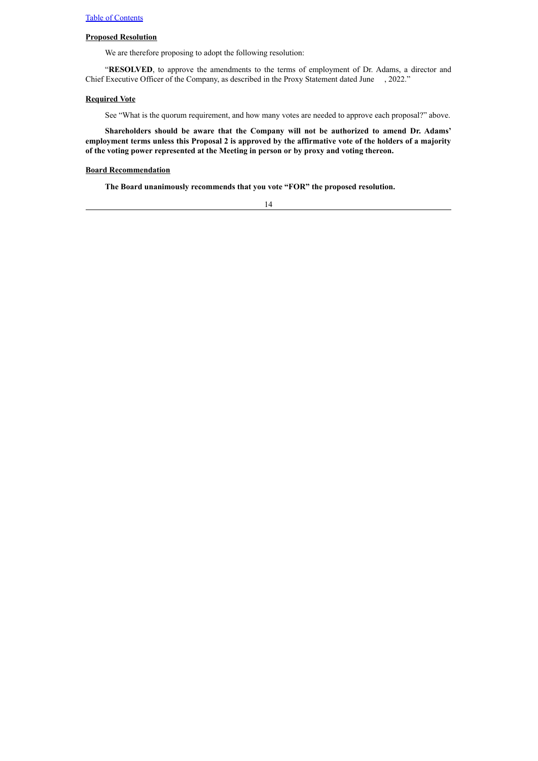**Proposed Resolution**

We are therefore proposing to adopt the following resolution:

"**RESOLVED**, to approve the amendments to the terms of employment of Dr. Adams, a director and Chief Executive Officer of the Company, as described in the Proxy Statement dated June , 2022."

**Required Vote**

See "What is the quorum requirement, and how many votes are needed to approve each proposal?" above.

**Shareholders should be aware that the Company will not be authorized to amend Dr. Adams' employment terms unless this Proposal 2 is approved by the affirmative vote of the holders of a majority of the voting power represented at the Meeting in person or by proxy and voting thereon.**

**Board Recommendation**

**The Board unanimously recommends that you vote "FOR" the proposed resolution.**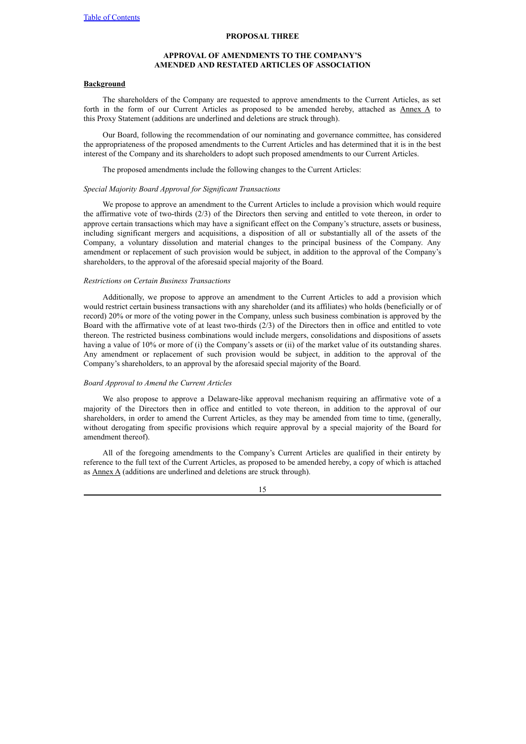## PROPOSAL THREE

## APPROVAL OF AMENDMENTS TO THE COMPANY'S AMENDED AND RESTATED ARTICLES OF ASSOCIATION

**Background**

The shareholders of the Company are requested to approve amendments to the Current Articles, as set forth in the form of our Current Articles as proposed to be amended hereby, attached as Annex A to this Proxy Statement (additions are underlined and deletions are struck through).

Our Board, following the recommendation of our nominating and governance committee, has considered the appropriateness of the proposed amendments to the Current Articles and has determined that it is in the best interest of the Company and its shareholders to adopt such proposed amendments to our Current Articles.

The proposed amendments include the following changes to the Current Articles:

*Special Majority Board Approval for Significant Transactions*

We propose to approve an amendment to the Current Articles to include a provision which would require the affirmative vote of two-thirds (2/3) of the Directors then serving and entitled to vote thereon, in order to approve certain transactions which may have a significant effect on the Company's structure, assets or business, including significant mergers and acquisitions, a disposition of all or substantially all of the assets of the Company, a voluntary dissolution and material changes to the principal business of the Company. Any amendment or replacement of such provision would be subject, in addition to the approval of the Company's shareholders, to the approval of the aforesaid special majority of the Board.

*Restrictions on Certain Business Transactions*

Additionally, we propose to approve an amendment to the Current Articles to add a provision which would restrict certain business transactions with any shareholder (and its affiliates) who holds (beneficially or of record) 20% or more of the voting power in the Company, unless such business combination is approved by the Board with the affirmative vote of at least two-thirds (2/3) of the Directors then in office and entitled to vote thereon. The restricted business combinations would include mergers, consolidations and dispositions of assets having a value of 10% or more of (i) the Company's assets or (ii) of the market value of its outstanding shares. Any amendment or replacement of such provision would be subject, in addition to the approval of the Company's shareholders, to an approval by the aforesaid special majority of the Board.

*Board Approval to Amend the Current Articles*

We also propose to approve a Delaware-like approval mechanism requiring an affirmative vote of a majority of the Directors then in office and entitled to vote thereon, in addition to the approval of our shareholders, in order to amend the Current Articles, as they may be amended from time to time, (generally, without derogating from specific provisions which require approval by a special majority of the Board for amendment thereof).

All of the foregoing amendments to the Company's Current Articles are qualified in their entirety by reference to the full text of the Current Articles, as proposed to be amended hereby, a copy of which is attached as Annex A (additions are underlined and deletions are struck through).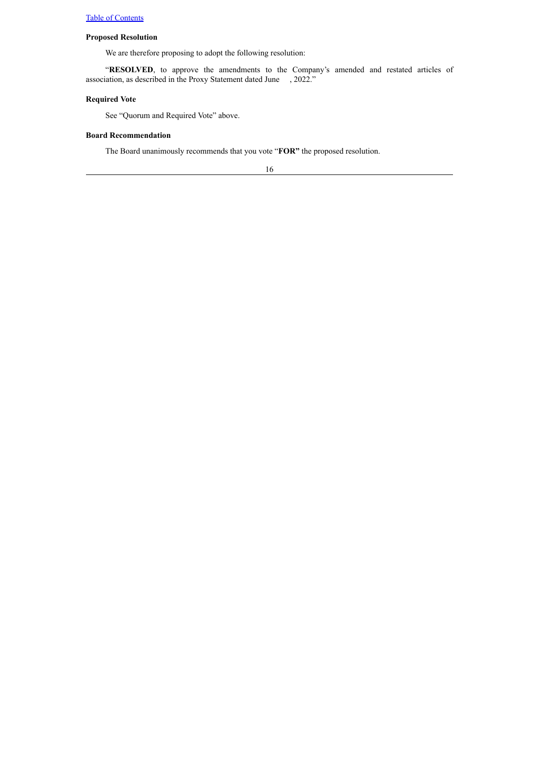**Proposed Resolution**

We are therefore proposing to adopt the following resolution:

"**RESOLVED**, to approve the amendments to the Company's amended and restated articles of association, as described in the Proxy Statement dated June , 2022."

**Required Vote**

See "Quorum and Required Vote" above.

**Board Recommendation**

The Board unanimously recommends that you vote "**FOR"** the proposed resolution.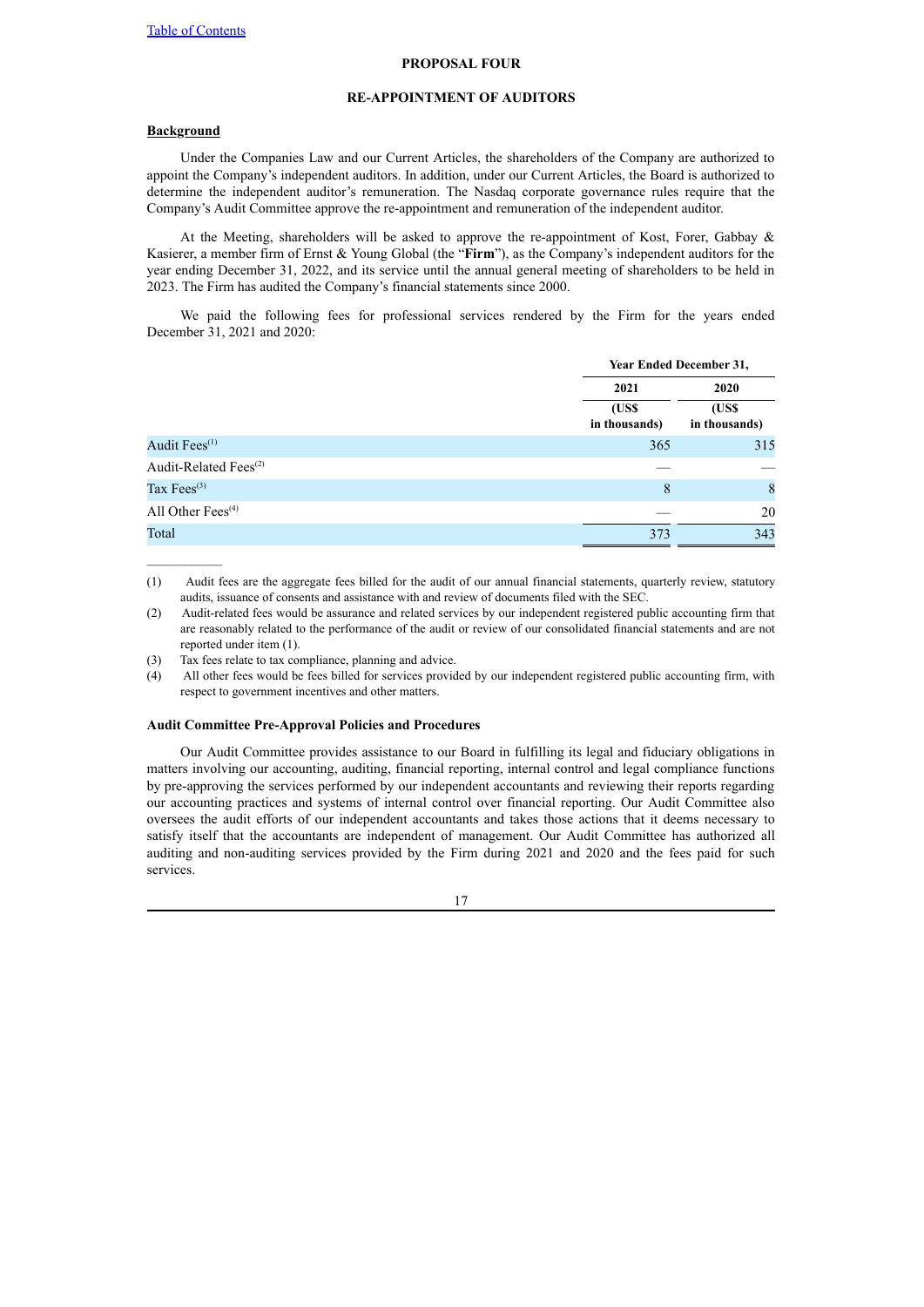## PROPOSAL FOUR

## RE-APPOINTMENT OF AUDITORS

### Background

Under the Companies Law and our Current Articles, the shareholders of the Company are authorized to appoint the Company's independent auditors. In addition, under our Current Articles, the Board is authorized to determine the independent auditor's remuneration. The Nasdaq corporate governance rules require that the Company's Audit Committee approve the re-appointment and remuneration of the independent auditor.

At the Meeting, shareholders will be asked to approve the re-appointment of Kost, Forer, Gabbay & Kasierer, a member firm of Ernst & Young Global (the "**Firm**"), as the Company's independent auditors for the year ending December 31, 2022, and its service until the annual general meeting of shareholders to be held in 2023. The Firm has audited the Company's financial statements since 2000.

We paid the following fees for professional services rendered by the Firm for the years ended December 31, 2021 and 2020:

| | Year Ended December 31, | |
|---|---|---|
| | 2021 | 2020 |
| | (US$ in thousands) | (US$ in thousands) |
| Audit Fees[1] | 365 | 315 |
| Audit-Related Fees[2] | — | — |
| Tax Fees[3] | 8 | 8 |
| All Other Fees[4] | — | 20 |
| Total | 373 | 343 |

(1) Audit fees are the aggregate fees billed for the audit of our annual financial statements, quarterly review, statutory audits, issuance of consents and assistance with and review of documents filed with the SEC.

(2) Audit-related fees would be assurance and related services by our independent registered public accounting firm that are reasonably related to the performance of the audit or review of our consolidated financial statements and are not reported under item (1).

(3) Tax fees relate to tax compliance, planning and advice.

(4) All other fees would be fees billed for services provided by our independent registered public accounting firm, with respect to government incentives and other matters.

### Audit Committee Pre-Approval Policies and Procedures

Our Audit Committee provides assistance to our Board in fulfilling its legal and fiduciary obligations in matters involving our accounting, auditing, financial reporting, internal control and legal compliance functions by pre-approving the services performed by our independent accountants and reviewing their reports regarding our accounting practices and systems of internal control over financial reporting. Our Audit Committee also oversees the audit efforts of our independent accountants and takes those actions that it deems necessary to satisfy itself that the accountants are independent of management. Our Audit Committee has authorized all auditing and non-auditing services provided by the Firm during 2021 and 2020 and the fees paid for such services.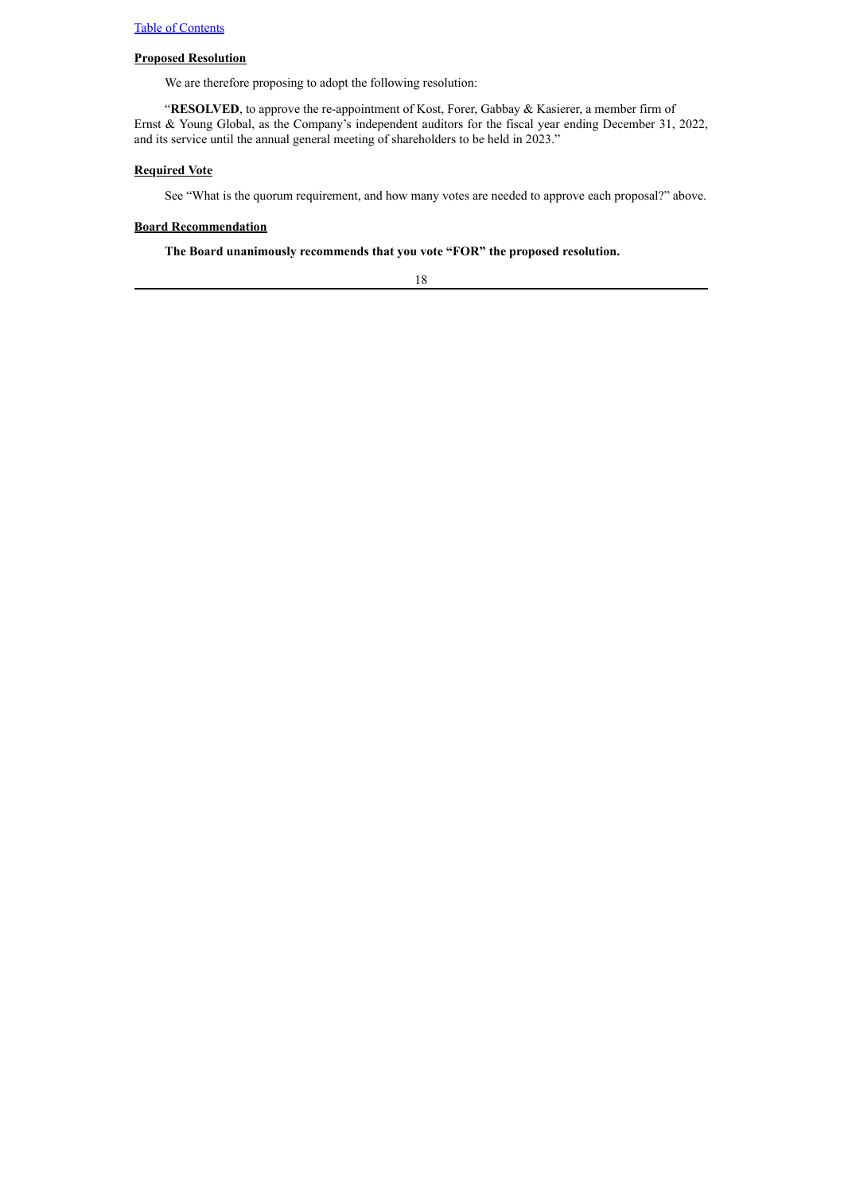[Table of Contents](#)

**Proposed Resolution**

We are therefore proposing to adopt the following resolution:

"**RESOLVED**, to approve the re-appointment of Kost, Forer, Gabbay & Kasierer, a member firm of Ernst & Young Global, as the Company's independent auditors for the fiscal year ending December 31, 2022, and its service until the annual general meeting of shareholders to be held in 2023."

**Required Vote**

See "What is the quorum requirement, and how many votes are needed to approve each proposal?" above.

**Board Recommendation**

**The Board unanimously recommends that you vote "FOR" the proposed resolution.**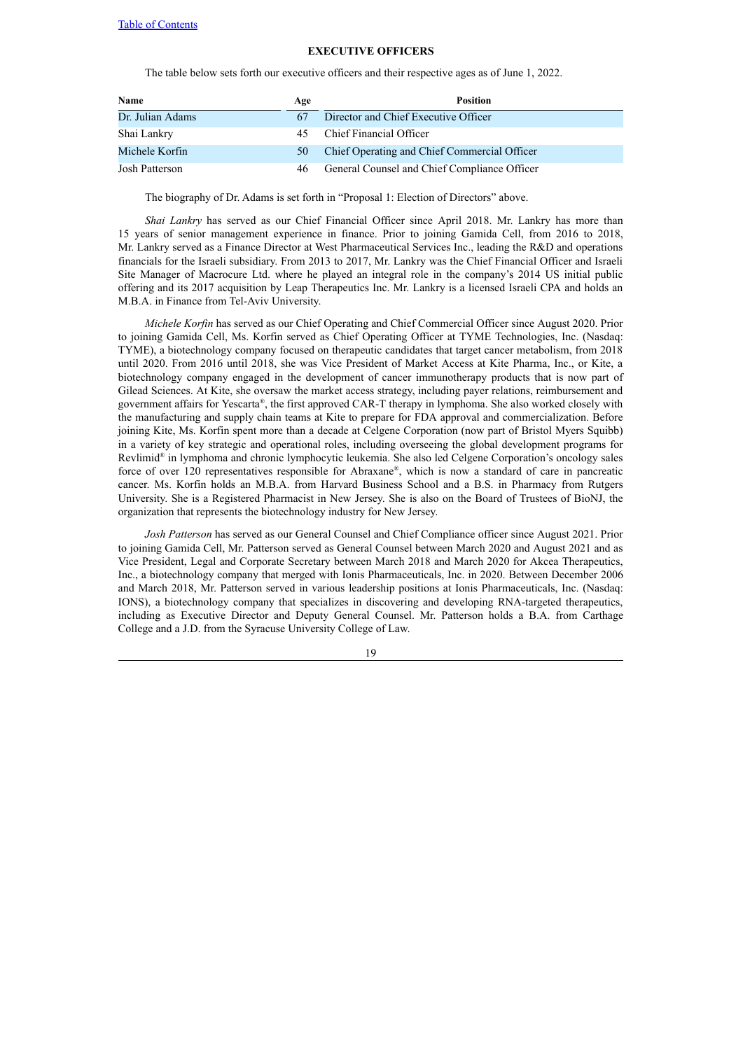## EXECUTIVE OFFICERS

The table below sets forth our executive officers and their respective ages as of June 1, 2022.

| Name | Age | Position |
|---|---|---|
| Dr. Julian Adams | 67 | Director and Chief Executive Officer |
| Shai Lankry | 45 | Chief Financial Officer |
| Michele Korfin | 50 | Chief Operating and Chief Commercial Officer |
| Josh Patterson | 46 | General Counsel and Chief Compliance Officer |

The biography of Dr. Adams is set forth in "Proposal 1: Election of Directors" above.

*Shai Lankry* has served as our Chief Financial Officer since April 2018. Mr. Lankry has more than 15 years of senior management experience in finance. Prior to joining Gamida Cell, from 2016 to 2018, Mr. Lankry served as a Finance Director at West Pharmaceutical Services Inc., leading the R&D and operations financials for the Israeli subsidiary. From 2013 to 2017, Mr. Lankry was the Chief Financial Officer and Israeli Site Manager of Macrocure Ltd. where he played an integral role in the company's 2014 US initial public offering and its 2017 acquisition by Leap Therapeutics Inc. Mr. Lankry is a licensed Israeli CPA and holds an M.B.A. in Finance from Tel-Aviv University.

*Michele Korfin* has served as our Chief Operating and Chief Commercial Officer since August 2020. Prior to joining Gamida Cell, Ms. Korfin served as Chief Operating Officer at TYME Technologies, Inc. (Nasdaq: TYME), a biotechnology company focused on therapeutic candidates that target cancer metabolism, from 2018 until 2020. From 2016 until 2018, she was Vice President of Market Access at Kite Pharma, Inc., or Kite, a biotechnology company engaged in the development of cancer immunotherapy products that is now part of Gilead Sciences. At Kite, she oversaw the market access strategy, including payer relations, reimbursement and government affairs for Yescarta®, the first approved CAR-T therapy in lymphoma. She also worked closely with the manufacturing and supply chain teams at Kite to prepare for FDA approval and commercialization. Before joining Kite, Ms. Korfin spent more than a decade at Celgene Corporation (now part of Bristol Myers Squibb) in a variety of key strategic and operational roles, including overseeing the global development programs for Revlimid® in lymphoma and chronic lymphocytic leukemia. She also led Celgene Corporation's oncology sales force of over 120 representatives responsible for Abraxane®, which is now a standard of care in pancreatic cancer. Ms. Korfin holds an M.B.A. from Harvard Business School and a B.S. in Pharmacy from Rutgers University. She is a Registered Pharmacist in New Jersey. She is also on the Board of Trustees of BioNJ, the organization that represents the biotechnology industry for New Jersey.

*Josh Patterson* has served as our General Counsel and Chief Compliance officer since August 2021. Prior to joining Gamida Cell, Mr. Patterson served as General Counsel between March 2020 and August 2021 and as Vice President, Legal and Corporate Secretary between March 2018 and March 2020 for Akcea Therapeutics, Inc., a biotechnology company that merged with Ionis Pharmaceuticals, Inc. in 2020. Between December 2006 and March 2018, Mr. Patterson served in various leadership positions at Ionis Pharmaceuticals, Inc. (Nasdaq: IONS), a biotechnology company that specializes in discovering and developing RNA-targeted therapeutics, including as Executive Director and Deputy General Counsel. Mr. Patterson holds a B.A. from Carthage College and a J.D. from the Syracuse University College of Law.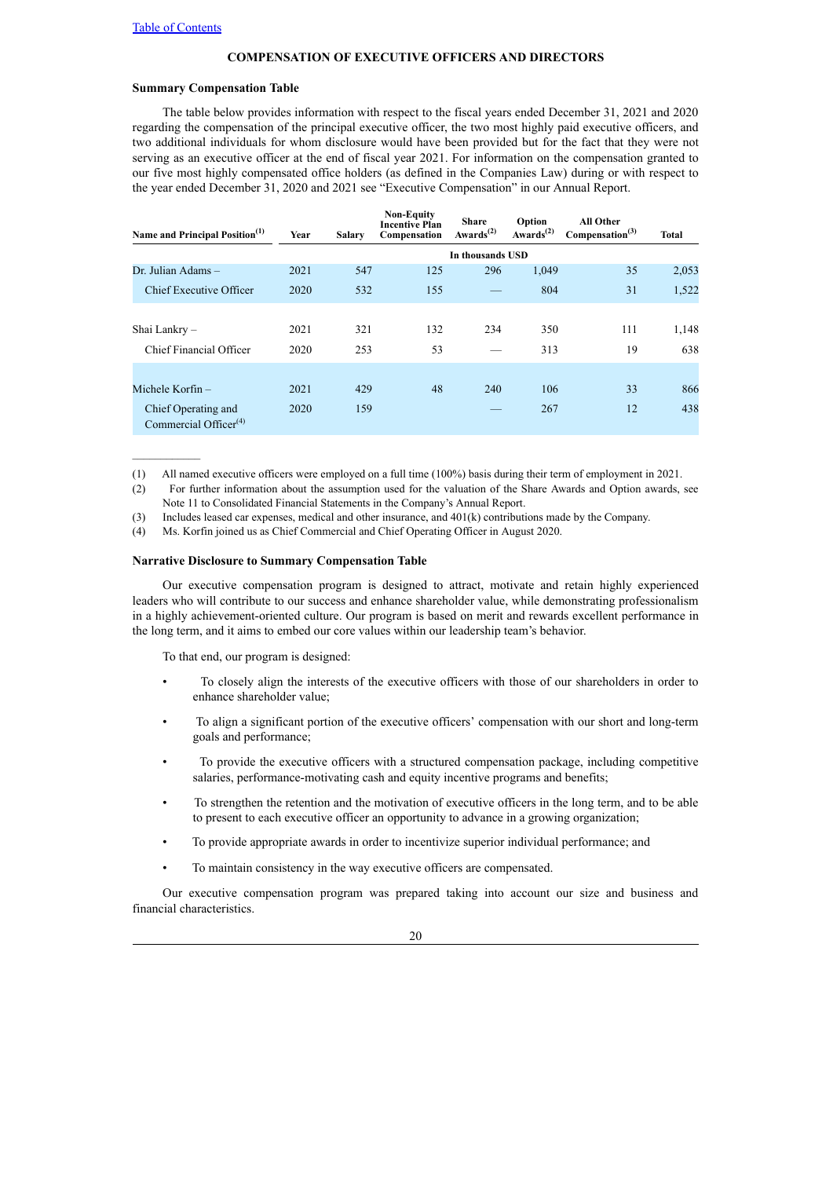## COMPENSATION OF EXECUTIVE OFFICERS AND DIRECTORS

### Summary Compensation Table

The table below provides information with respect to the fiscal years ended December 31, 2021 and 2020 regarding the compensation of the principal executive officer, the two most highly paid executive officers, and two additional individuals for whom disclosure would have been provided but for the fact that they were not serving as an executive officer at the end of fiscal year 2021. For information on the compensation granted to our five most highly compensated office holders (as defined in the Companies Law) during or with respect to the year ended December 31, 2020 and 2021 see "Executive Compensation" in our Annual Report.

| Name and Principal Position[(1)] | Year | Salary | Non-Equity Incentive Plan Compensation | Share Awards[(2)] | Option Awards[(2)] | All Other Compensation[(3)] | Total |
|---|---|---|---|---|---|---|---|
| | | | In thousands USD | | | | |
| Dr. Julian Adams – | 2021 | 547 | 125 | 296 | 1,049 | 35 | 2,053 |
| Chief Executive Officer | 2020 | 532 | 155 | — | 804 | 31 | 1,522 |
| Shai Lankry – | 2021 | 321 | 132 | 234 | 350 | 111 | 1,148 |
| Chief Financial Officer | 2020 | 253 | 53 | — | 313 | 19 | 638 |
| Michele Korfin – | 2021 | 429 | 48 | 240 | 106 | 33 | 866 |
| Chief Operating and Commercial Officer[(4)] | 2020 | 159 | | — | 267 | 12 | 438 |

(1) All named executive officers were employed on a full time (100%) basis during their term of employment in 2021.

(2) For further information about the assumption used for the valuation of the Share Awards and Option awards, see Note 11 to Consolidated Financial Statements in the Company's Annual Report.

(3) Includes leased car expenses, medical and other insurance, and 401(k) contributions made by the Company.

(4) Ms. Korfin joined us as Chief Commercial and Chief Operating Officer in August 2020.

### Narrative Disclosure to Summary Compensation Table

Our executive compensation program is designed to attract, motivate and retain highly experienced leaders who will contribute to our success and enhance shareholder value, while demonstrating professionalism in a highly achievement-oriented culture. Our program is based on merit and rewards excellent performance in the long term, and it aims to embed our core values within our leadership team's behavior.

To that end, our program is designed:

- To closely align the interests of the executive officers with those of our shareholders in order to enhance shareholder value;
- To align a significant portion of the executive officers' compensation with our short and long-term goals and performance;
- To provide the executive officers with a structured compensation package, including competitive salaries, performance-motivating cash and equity incentive programs and benefits;
- To strengthen the retention and the motivation of executive officers in the long term, and to be able to present to each executive officer an opportunity to advance in a growing organization;
- To provide appropriate awards in order to incentivize superior individual performance; and
- To maintain consistency in the way executive officers are compensated.

Our executive compensation program was prepared taking into account our size and business and financial characteristics.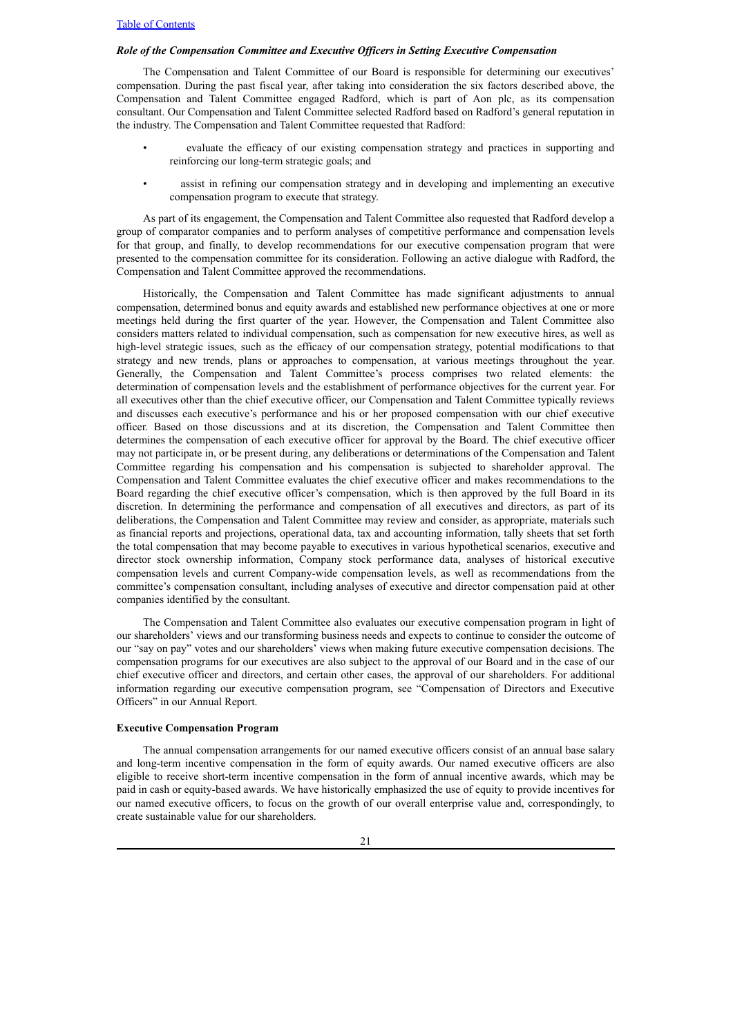### *Role of the Compensation Committee and Executive Officers in Setting Executive Compensation*

The Compensation and Talent Committee of our Board is responsible for determining our executives' compensation. During the past fiscal year, after taking into consideration the six factors described above, the Compensation and Talent Committee engaged Radford, which is part of Aon plc, as its compensation consultant. Our Compensation and Talent Committee selected Radford based on Radford's general reputation in the industry. The Compensation and Talent Committee requested that Radford:

- evaluate the efficacy of our existing compensation strategy and practices in supporting and reinforcing our long-term strategic goals; and
- assist in refining our compensation strategy and in developing and implementing an executive compensation program to execute that strategy.

As part of its engagement, the Compensation and Talent Committee also requested that Radford develop a group of comparator companies and to perform analyses of competitive performance and compensation levels for that group, and finally, to develop recommendations for our executive compensation program that were presented to the compensation committee for its consideration. Following an active dialogue with Radford, the Compensation and Talent Committee approved the recommendations.

Historically, the Compensation and Talent Committee has made significant adjustments to annual compensation, determined bonus and equity awards and established new performance objectives at one or more meetings held during the first quarter of the year. However, the Compensation and Talent Committee also considers matters related to individual compensation, such as compensation for new executive hires, as well as high-level strategic issues, such as the efficacy of our compensation strategy, potential modifications to that strategy and new trends, plans or approaches to compensation, at various meetings throughout the year. Generally, the Compensation and Talent Committee's process comprises two related elements: the determination of compensation levels and the establishment of performance objectives for the current year. For all executives other than the chief executive officer, our Compensation and Talent Committee typically reviews and discusses each executive's performance and his or her proposed compensation with our chief executive officer. Based on those discussions and at its discretion, the Compensation and Talent Committee then determines the compensation of each executive officer for approval by the Board. The chief executive officer may not participate in, or be present during, any deliberations or determinations of the Compensation and Talent Committee regarding his compensation and his compensation is subjected to shareholder approval. The Compensation and Talent Committee evaluates the chief executive officer and makes recommendations to the Board regarding the chief executive officer's compensation, which is then approved by the full Board in its discretion. In determining the performance and compensation of all executives and directors, as part of its deliberations, the Compensation and Talent Committee may review and consider, as appropriate, materials such as financial reports and projections, operational data, tax and accounting information, tally sheets that set forth the total compensation that may become payable to executives in various hypothetical scenarios, executive and director stock ownership information, Company stock performance data, analyses of historical executive compensation levels and current Company-wide compensation levels, as well as recommendations from the committee's compensation consultant, including analyses of executive and director compensation paid at other companies identified by the consultant.

The Compensation and Talent Committee also evaluates our executive compensation program in light of our shareholders' views and our transforming business needs and expects to continue to consider the outcome of our "say on pay" votes and our shareholders' views when making future executive compensation decisions. The compensation programs for our executives are also subject to the approval of our Board and in the case of our chief executive officer and directors, and certain other cases, the approval of our shareholders. For additional information regarding our executive compensation program, see "Compensation of Directors and Executive Officers" in our Annual Report.

**Executive Compensation Program**

The annual compensation arrangements for our named executive officers consist of an annual base salary and long-term incentive compensation in the form of equity awards. Our named executive officers are also eligible to receive short-term incentive compensation in the form of annual incentive awards, which may be paid in cash or equity-based awards. We have historically emphasized the use of equity to provide incentives for our named executive officers, to focus on the growth of our overall enterprise value and, correspondingly, to create sustainable value for our shareholders.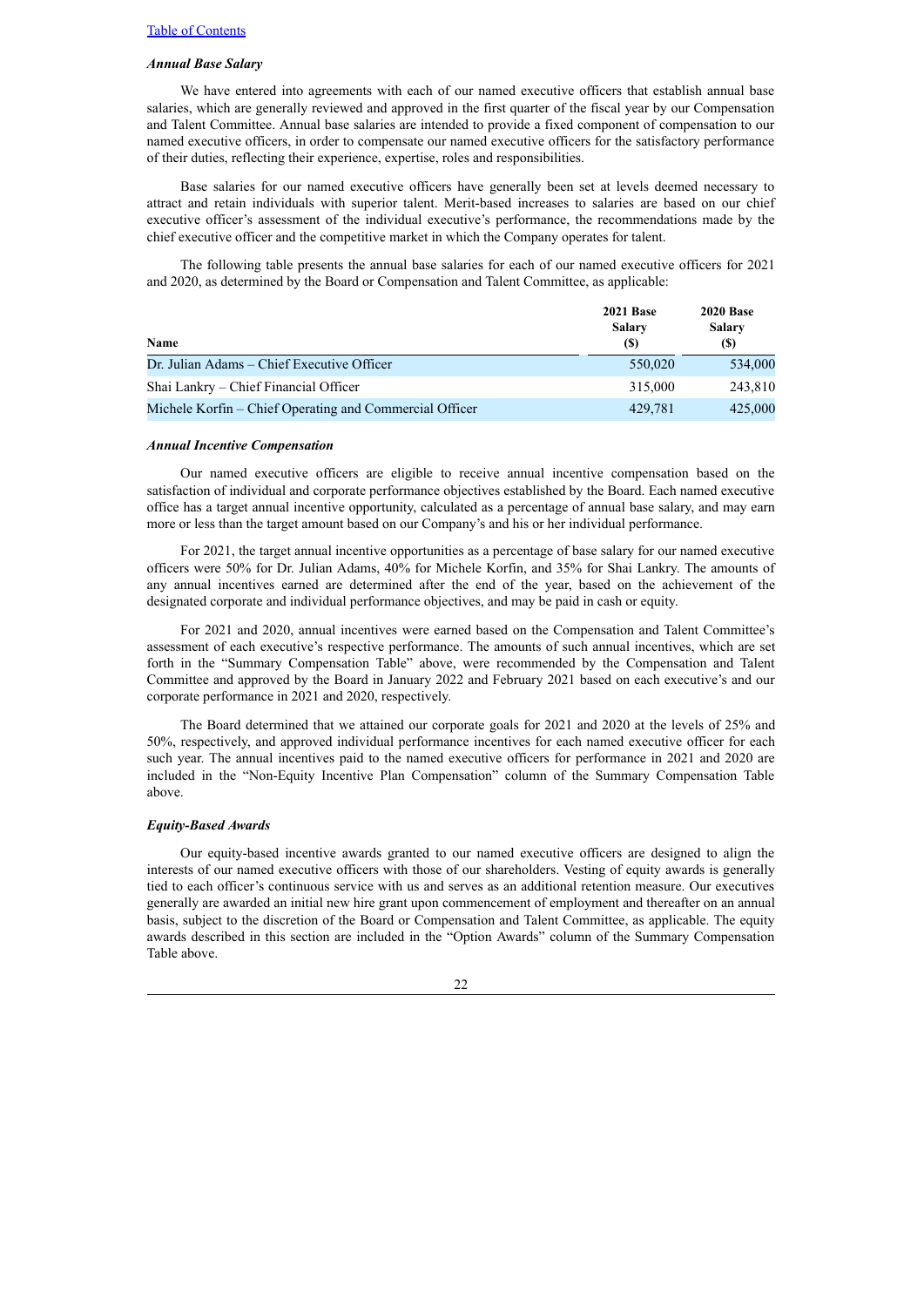### *Annual Base Salary*

We have entered into agreements with each of our named executive officers that establish annual base salaries, which are generally reviewed and approved in the first quarter of the fiscal year by our Compensation and Talent Committee. Annual base salaries are intended to provide a fixed component of compensation to our named executive officers, in order to compensate our named executive officers for the satisfactory performance of their duties, reflecting their experience, expertise, roles and responsibilities.

Base salaries for our named executive officers have generally been set at levels deemed necessary to attract and retain individuals with superior talent. Merit-based increases to salaries are based on our chief executive officer's assessment of the individual executive's performance, the recommendations made by the chief executive officer and the competitive market in which the Company operates for talent.

The following table presents the annual base salaries for each of our named executive officers for 2021 and 2020, as determined by the Board or Compensation and Talent Committee, as applicable:

| Name | 2021 Base Salary ($) | 2020 Base Salary ($) |
|---|---|---|
| Dr. Julian Adams – Chief Executive Officer | 550,020 | 534,000 |
| Shai Lankry – Chief Financial Officer | 315,000 | 243,810 |
| Michele Korfin – Chief Operating and Commercial Officer | 429,781 | 425,000 |

### *Annual Incentive Compensation*

Our named executive officers are eligible to receive annual incentive compensation based on the satisfaction of individual and corporate performance objectives established by the Board. Each named executive office has a target annual incentive opportunity, calculated as a percentage of annual base salary, and may earn more or less than the target amount based on our Company's and his or her individual performance.

For 2021, the target annual incentive opportunities as a percentage of base salary for our named executive officers were 50% for Dr. Julian Adams, 40% for Michele Korfin, and 35% for Shai Lankry. The amounts of any annual incentives earned are determined after the end of the year, based on the achievement of the designated corporate and individual performance objectives, and may be paid in cash or equity.

For 2021 and 2020, annual incentives were earned based on the Compensation and Talent Committee's assessment of each executive's respective performance. The amounts of such annual incentives, which are set forth in the "Summary Compensation Table" above, were recommended by the Compensation and Talent Committee and approved by the Board in January 2022 and February 2021 based on each executive's and our corporate performance in 2021 and 2020, respectively.

The Board determined that we attained our corporate goals for 2021 and 2020 at the levels of 25% and 50%, respectively, and approved individual performance incentives for each named executive officer for each such year. The annual incentives paid to the named executive officers for performance in 2021 and 2020 are included in the "Non-Equity Incentive Plan Compensation" column of the Summary Compensation Table above.

### *Equity-Based Awards*

Our equity-based incentive awards granted to our named executive officers are designed to align the interests of our named executive officers with those of our shareholders. Vesting of equity awards is generally tied to each officer's continuous service with us and serves as an additional retention measure. Our executives generally are awarded an initial new hire grant upon commencement of employment and thereafter on an annual basis, subject to the discretion of the Board or Compensation and Talent Committee, as applicable. The equity awards described in this section are included in the "Option Awards" column of the Summary Compensation Table above.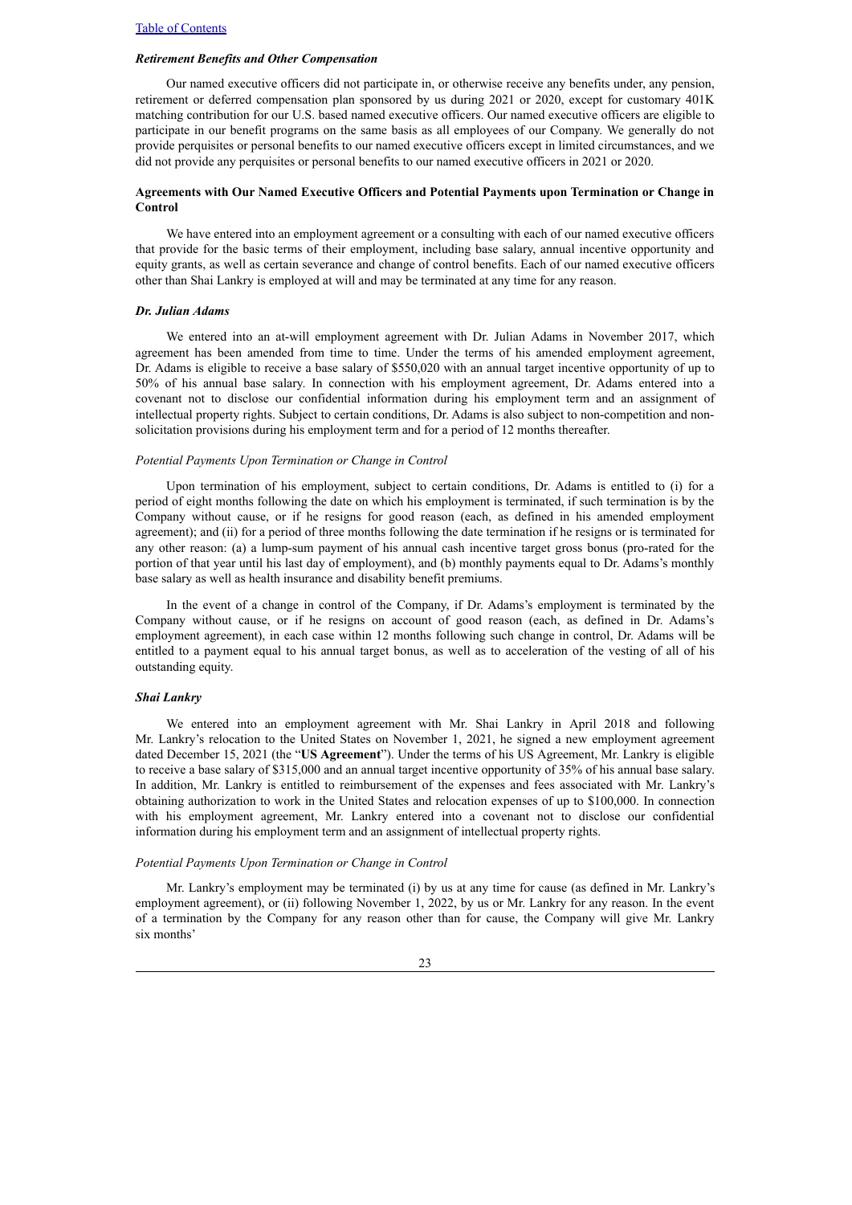### *Retirement Benefits and Other Compensation*

Our named executive officers did not participate in, or otherwise receive any benefits under, any pension, retirement or deferred compensation plan sponsored by us during 2021 or 2020, except for customary 401K matching contribution for our U.S. based named executive officers. Our named executive officers are eligible to participate in our benefit programs on the same basis as all employees of our Company. We generally do not provide perquisites or personal benefits to our named executive officers except in limited circumstances, and we did not provide any perquisites or personal benefits to our named executive officers in 2021 or 2020.

### **Agreements with Our Named Executive Officers and Potential Payments upon Termination or Change in Control**

We have entered into an employment agreement or a consulting with each of our named executive officers that provide for the basic terms of their employment, including base salary, annual incentive opportunity and equity grants, as well as certain severance and change of control benefits. Each of our named executive officers other than Shai Lankry is employed at will and may be terminated at any time for any reason.

#### ***Dr. Julian Adams***

We entered into an at-will employment agreement with Dr. Julian Adams in November 2017, which agreement has been amended from time to time. Under the terms of his amended employment agreement, Dr. Adams is eligible to receive a base salary of $550,020 with an annual target incentive opportunity of up to 50% of his annual base salary. In connection with his employment agreement, Dr. Adams entered into a covenant not to disclose our confidential information during his employment term and an assignment of intellectual property rights. Subject to certain conditions, Dr. Adams is also subject to non-competition and non-solicitation provisions during his employment term and for a period of 12 months thereafter.

*Potential Payments Upon Termination or Change in Control*

Upon termination of his employment, subject to certain conditions, Dr. Adams is entitled to (i) for a period of eight months following the date on which his employment is terminated, if such termination is by the Company without cause, or if he resigns for good reason (each, as defined in his amended employment agreement); and (ii) for a period of three months following the date termination if he resigns or is terminated for any other reason: (a) a lump-sum payment of his annual cash incentive target gross bonus (pro-rated for the portion of that year until his last day of employment), and (b) monthly payments equal to Dr. Adams's monthly base salary as well as health insurance and disability benefit premiums.

In the event of a change in control of the Company, if Dr. Adams's employment is terminated by the Company without cause, or if he resigns on account of good reason (each, as defined in Dr. Adams's employment agreement), in each case within 12 months following such change in control, Dr. Adams will be entitled to a payment equal to his annual target bonus, as well as to acceleration of the vesting of all of his outstanding equity.

#### ***Shai Lankry***

We entered into an employment agreement with Mr. Shai Lankry in April 2018 and following Mr. Lankry's relocation to the United States on November 1, 2021, he signed a new employment agreement dated December 15, 2021 (the "**US Agreement**"). Under the terms of his US Agreement, Mr. Lankry is eligible to receive a base salary of $315,000 and an annual target incentive opportunity of 35% of his annual base salary. In addition, Mr. Lankry is entitled to reimbursement of the expenses and fees associated with Mr. Lankry's obtaining authorization to work in the United States and relocation expenses of up to $100,000. In connection with his employment agreement, Mr. Lankry entered into a covenant not to disclose our confidential information during his employment term and an assignment of intellectual property rights.

*Potential Payments Upon Termination or Change in Control*

Mr. Lankry's employment may be terminated (i) by us at any time for cause (as defined in Mr. Lankry's employment agreement), or (ii) following November 1, 2022, by us or Mr. Lankry for any reason. In the event of a termination by the Company for any reason other than for cause, the Company will give Mr. Lankry six months'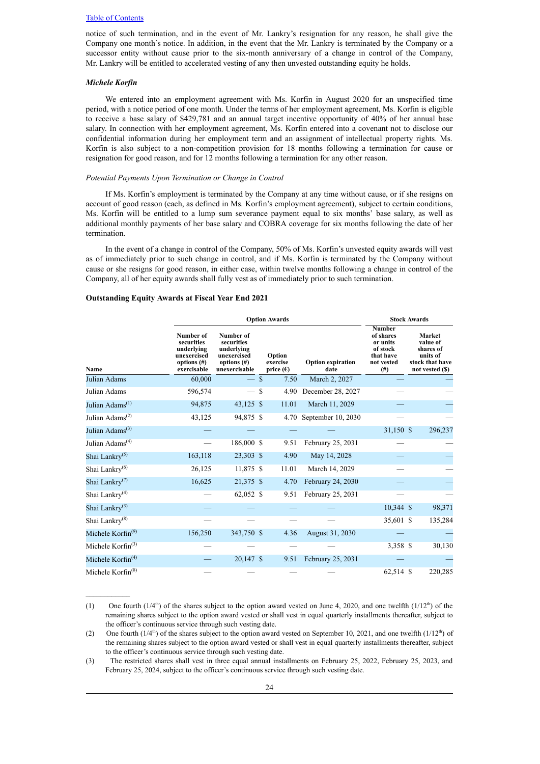Table of Contents

notice of such termination, and in the event of Mr. Lankry's resignation for any reason, he shall give the Company one month's notice. In addition, in the event that the Mr. Lankry is terminated by the Company or a successor entity without cause prior to the six-month anniversary of a change in control of the Company, Mr. Lankry will be entitled to accelerated vesting of any then unvested outstanding equity he holds.

***Michele Korfin***

We entered into an employment agreement with Ms. Korfin in August 2020 for an unspecified time period, with a notice period of one month. Under the terms of her employment agreement, Ms. Korfin is eligible to receive a base salary of $429,781 and an annual target incentive opportunity of 40% of her annual base salary. In connection with her employment agreement, Ms. Korfin entered into a covenant not to disclose our confidential information during her employment term and an assignment of intellectual property rights. Ms. Korfin is also subject to a non-competition provision for 18 months following a termination for cause or resignation for good reason, and for 12 months following a termination for any other reason.

*Potential Payments Upon Termination or Change in Control*

If Ms. Korfin's employment is terminated by the Company at any time without cause, or if she resigns on account of good reason (each, as defined in Ms. Korfin's employment agreement), subject to certain conditions, Ms. Korfin will be entitled to a lump sum severance payment equal to six months' base salary, as well as additional monthly payments of her base salary and COBRA coverage for six months following the date of her termination.

In the event of a change in control of the Company, 50% of Ms. Korfin's unvested equity awards will vest as of immediately prior to such change in control, and if Ms. Korfin is terminated by the Company without cause or she resigns for good reason, in either case, within twelve months following a change in control of the Company, all of her equity awards shall fully vest as of immediately prior to such termination.

**Outstanding Equity Awards at Fiscal Year End 2021**

| | Option Awards | | | | Stock Awards | |
|---|---|---|---|---|---|---|
| Name | Number of securities underlying unexercised options (#) exercisable | Number of securities underlying unexercised options (#) unexercisable | Option exercise price (€) | Option expiration date | Number of shares or units of stock that have not vested (#) | Market value of shares of units of stock that have not vested ($) |
| Julian Adams | 60,000 | — | $ 7.50 | March 2, 2027 | — | — |
| Julian Adams | 596,574 | — | $ 4.90 | December 28, 2027 | — | — |
| Julian Adams[(1)] | 94,875 | 43,125 | $ 11.01 | March 11, 2029 | — | — |
| Julian Adams[(2)] | 43,125 | 94,875 | $ 4.70 | September 10, 2030 | — | — |
| Julian Adams[(3)] | — | — | — | — | 31,150 | $ 296,237 |
| Julian Adams[(4)] | — | 186,000 | $ 9.51 | February 25, 2031 | — | — |
| Shai Lankry[(5)] | 163,118 | 23,303 | $ 4.90 | May 14, 2028 | — | — |
| Shai Lankry[(6)] | 26,125 | 11,875 | $ 11.01 | March 14, 2029 | — | — |
| Shai Lankry[(7)] | 16,625 | 21,375 | $ 4.70 | February 24, 2030 | — | — |
| Shai Lankry[(4)] | — | 62,052 | $ 9.51 | February 25, 2031 | — | — |
| Shai Lankry[(3)] | — | — | — | — | 10,344 | $ 98,371 |
| Shai Lankry[(8)] | — | — | — | — | 35,601 | $ 135,284 |
| Michele Korfin[(9)] | 156,250 | 343,750 | $ 4.36 | August 31, 2030 | — | — |
| Michele Korfin[(3)] | — | — | — | — | 3,358 | $ 30,130 |
| Michele Korfin[(4)] | — | 20,147 | $ 9.51 | February 25, 2031 | — | — |
| Michele Korfin[(8)] | — | — | — | — | 62,514 | $ 220,285 |

(1) One fourth (1/4th) of the shares subject to the option award vested on June 4, 2020, and one twelfth (1/12th) of the remaining shares subject to the option award vested or shall vest in equal quarterly installments thereafter, subject to the officer's continuous service through such vesting date.

(2) One fourth (1/4th) of the shares subject to the option award vested on September 10, 2021, and one twelfth (1/12th) of the remaining shares subject to the option award vested or shall vest in equal quarterly installments thereafter, subject to the officer's continuous service through such vesting date.

(3) The restricted shares shall vest in three equal annual installments on February 25, 2022, February 25, 2023, and February 25, 2024, subject to the officer's continuous service through such vesting date.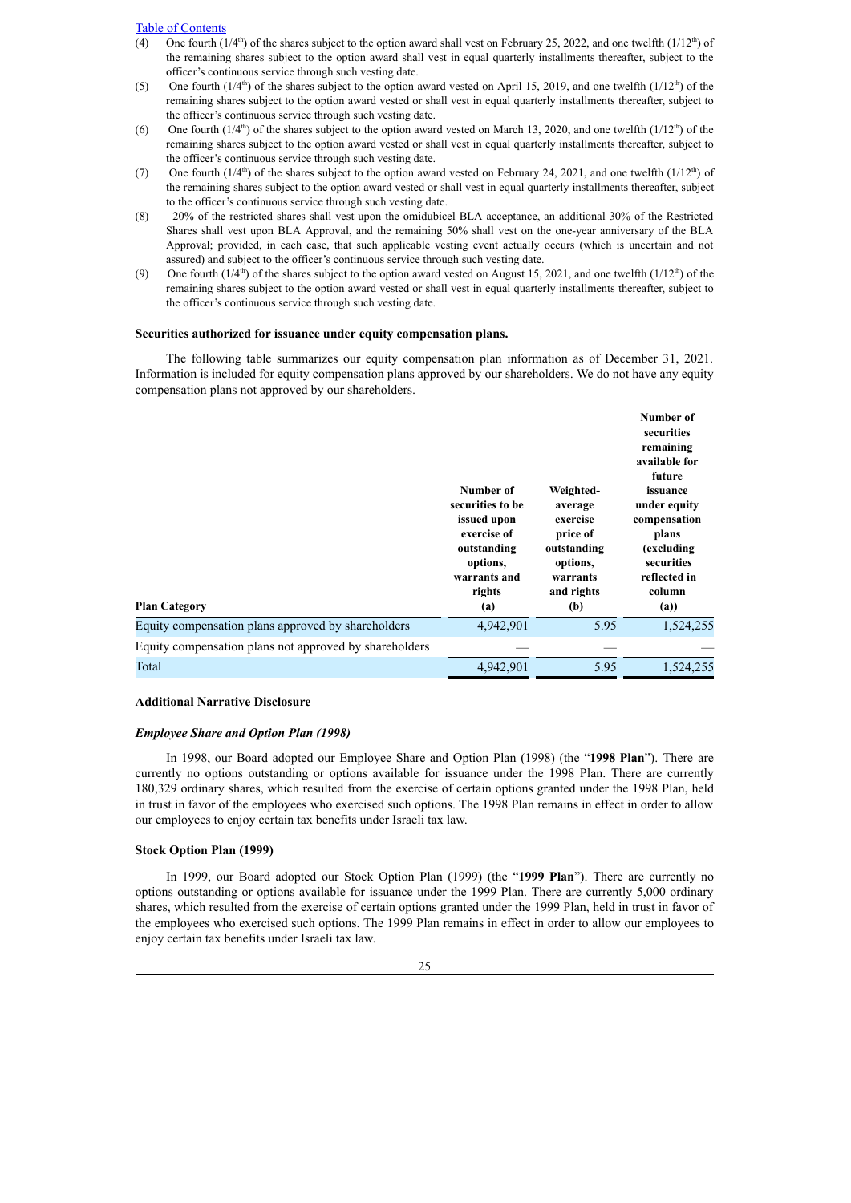[Table of Contents](#)

(4) One fourth (1/4th) of the shares subject to the option award shall vest on February 25, 2022, and one twelfth (1/12th) of the remaining shares subject to the option award shall vest in equal quarterly installments thereafter, subject to the officer's continuous service through such vesting date.

(5) One fourth (1/4th) of the shares subject to the option award vested on April 15, 2019, and one twelfth (1/12th) of the remaining shares subject to the option award vested or shall vest in equal quarterly installments thereafter, subject to the officer's continuous service through such vesting date.

(6) One fourth (1/4th) of the shares subject to the option award vested on March 13, 2020, and one twelfth (1/12th) of the remaining shares subject to the option award vested or shall vest in equal quarterly installments thereafter, subject to the officer's continuous service through such vesting date.

(7) One fourth (1/4th) of the shares subject to the option award vested on February 24, 2021, and one twelfth (1/12th) of the remaining shares subject to the option award vested or shall vest in equal quarterly installments thereafter, subject to the officer's continuous service through such vesting date.

(8) 20% of the restricted shares shall vest upon the omidubicel BLA acceptance, an additional 30% of the Restricted Shares shall vest upon BLA Approval, and the remaining 50% shall vest on the one-year anniversary of the BLA Approval; provided, in each case, that such applicable vesting event actually occurs (which is uncertain and not assured) and subject to the officer's continuous service through such vesting date.

(9) One fourth (1/4th) of the shares subject to the option award vested on August 15, 2021, and one twelfth (1/12th) of the remaining shares subject to the option award vested or shall vest in equal quarterly installments thereafter, subject to the officer's continuous service through such vesting date.

**Securities authorized for issuance under equity compensation plans.**

The following table summarizes our equity compensation plan information as of December 31, 2021. Information is included for equity compensation plans approved by our shareholders. We do not have any equity compensation plans not approved by our shareholders.

| Plan Category | Number of securities to be issued upon exercise of outstanding options, warrants and rights (a) | Weighted-average exercise price of outstanding options, warrants and rights (b) | Number of securities remaining available for future issuance under equity compensation plans (excluding securities reflected in column (a)) |
|---|---|---|---|
| Equity compensation plans approved by shareholders | 4,942,901 | 5.95 | 1,524,255 |
| Equity compensation plans not approved by shareholders | — | — | — |
| Total | 4,942,901 | 5.95 | 1,524,255 |

**Additional Narrative Disclosure**

***Employee Share and Option Plan (1998)***

In 1998, our Board adopted our Employee Share and Option Plan (1998) (the "**1998 Plan**"). There are currently no options outstanding or options available for issuance under the 1998 Plan. There are currently 180,329 ordinary shares, which resulted from the exercise of certain options granted under the 1998 Plan, held in trust in favor of the employees who exercised such options. The 1998 Plan remains in effect in order to allow our employees to enjoy certain tax benefits under Israeli tax law.

**Stock Option Plan (1999)**

In 1999, our Board adopted our Stock Option Plan (1999) (the "**1999 Plan**"). There are currently no options outstanding or options available for issuance under the 1999 Plan. There are currently 5,000 ordinary shares, which resulted from the exercise of certain options granted under the 1999 Plan, held in trust in favor of the employees who exercised such options. The 1999 Plan remains in effect in order to allow our employees to enjoy certain tax benefits under Israeli tax law.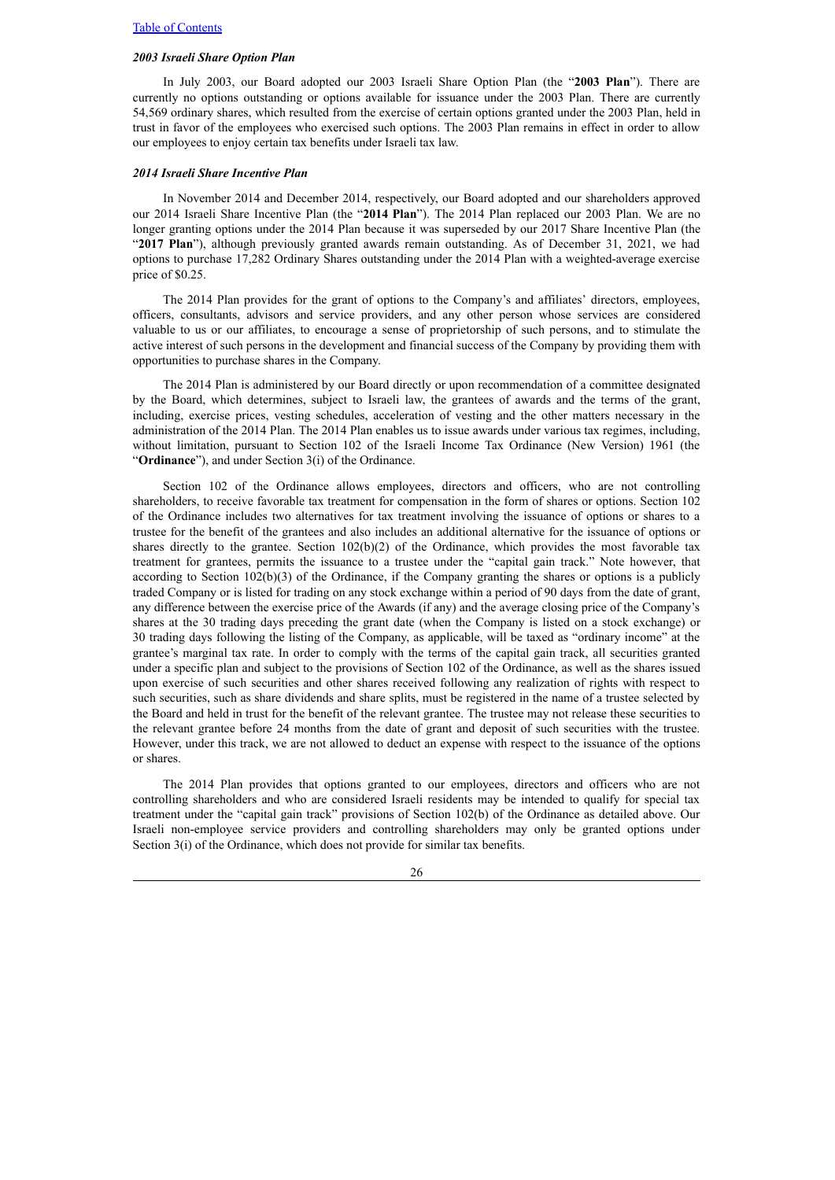### *2003 Israeli Share Option Plan*

In July 2003, our Board adopted our 2003 Israeli Share Option Plan (the "**2003 Plan**"). There are currently no options outstanding or options available for issuance under the 2003 Plan. There are currently 54,569 ordinary shares, which resulted from the exercise of certain options granted under the 2003 Plan, held in trust in favor of the employees who exercised such options. The 2003 Plan remains in effect in order to allow our employees to enjoy certain tax benefits under Israeli tax law.

### *2014 Israeli Share Incentive Plan*

In November 2014 and December 2014, respectively, our Board adopted and our shareholders approved our 2014 Israeli Share Incentive Plan (the "**2014 Plan**"). The 2014 Plan replaced our 2003 Plan. We are no longer granting options under the 2014 Plan because it was superseded by our 2017 Share Incentive Plan (the "**2017 Plan**"), although previously granted awards remain outstanding. As of December 31, 2021, we had options to purchase 17,282 Ordinary Shares outstanding under the 2014 Plan with a weighted-average exercise price of $0.25.

The 2014 Plan provides for the grant of options to the Company's and affiliates' directors, employees, officers, consultants, advisors and service providers, and any other person whose services are considered valuable to us or our affiliates, to encourage a sense of proprietorship of such persons, and to stimulate the active interest of such persons in the development and financial success of the Company by providing them with opportunities to purchase shares in the Company.

The 2014 Plan is administered by our Board directly or upon recommendation of a committee designated by the Board, which determines, subject to Israeli law, the grantees of awards and the terms of the grant, including, exercise prices, vesting schedules, acceleration of vesting and the other matters necessary in the administration of the 2014 Plan. The 2014 Plan enables us to issue awards under various tax regimes, including, without limitation, pursuant to Section 102 of the Israeli Income Tax Ordinance (New Version) 1961 (the "**Ordinance**"), and under Section 3(i) of the Ordinance.

Section 102 of the Ordinance allows employees, directors and officers, who are not controlling shareholders, to receive favorable tax treatment for compensation in the form of shares or options. Section 102 of the Ordinance includes two alternatives for tax treatment involving the issuance of options or shares to a trustee for the benefit of the grantees and also includes an additional alternative for the issuance of options or shares directly to the grantee. Section 102(b)(2) of the Ordinance, which provides the most favorable tax treatment for grantees, permits the issuance to a trustee under the "capital gain track." Note however, that according to Section 102(b)(3) of the Ordinance, if the Company granting the shares or options is a publicly traded Company or is listed for trading on any stock exchange within a period of 90 days from the date of grant, any difference between the exercise price of the Awards (if any) and the average closing price of the Company's shares at the 30 trading days preceding the grant date (when the Company is listed on a stock exchange) or 30 trading days following the listing of the Company, as applicable, will be taxed as "ordinary income" at the grantee's marginal tax rate. In order to comply with the terms of the capital gain track, all securities granted under a specific plan and subject to the provisions of Section 102 of the Ordinance, as well as the shares issued upon exercise of such securities and other shares received following any realization of rights with respect to such securities, such as share dividends and share splits, must be registered in the name of a trustee selected by the Board and held in trust for the benefit of the relevant grantee. The trustee may not release these securities to the relevant grantee before 24 months from the date of grant and deposit of such securities with the trustee. However, under this track, we are not allowed to deduct an expense with respect to the issuance of the options or shares.

The 2014 Plan provides that options granted to our employees, directors and officers who are not controlling shareholders and who are considered Israeli residents may be intended to qualify for special tax treatment under the "capital gain track" provisions of Section 102(b) of the Ordinance as detailed above. Our Israeli non-employee service providers and controlling shareholders may only be granted options under Section 3(i) of the Ordinance, which does not provide for similar tax benefits.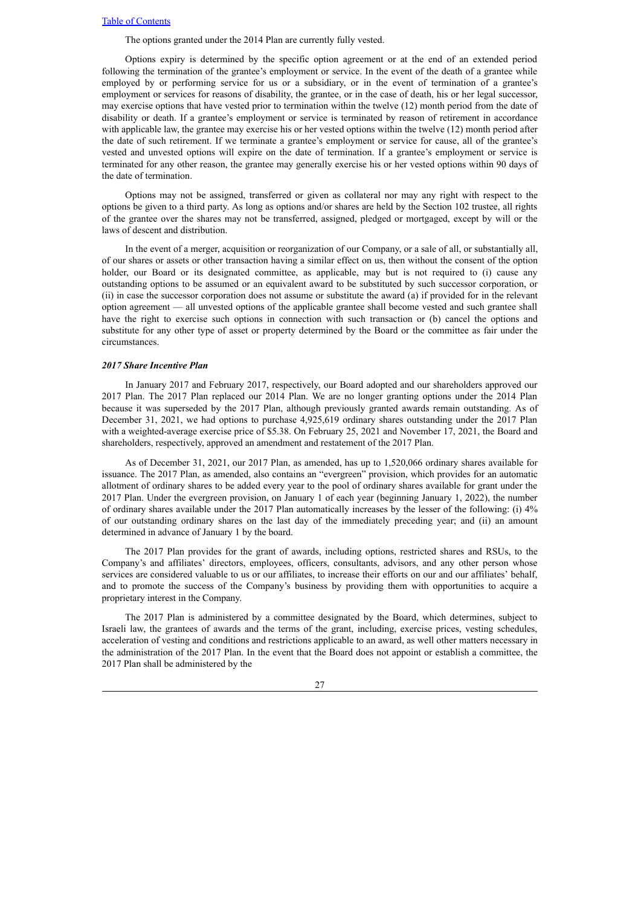The options granted under the 2014 Plan are currently fully vested.

Options expiry is determined by the specific option agreement or at the end of an extended period following the termination of the grantee's employment or service. In the event of the death of a grantee while employed by or performing service for us or a subsidiary, or in the event of termination of a grantee's employment or services for reasons of disability, the grantee, or in the case of death, his or her legal successor, may exercise options that have vested prior to termination within the twelve (12) month period from the date of disability or death. If a grantee's employment or service is terminated by reason of retirement in accordance with applicable law, the grantee may exercise his or her vested options within the twelve (12) month period after the date of such retirement. If we terminate a grantee's employment or service for cause, all of the grantee's vested and unvested options will expire on the date of termination. If a grantee's employment or service is terminated for any other reason, the grantee may generally exercise his or her vested options within 90 days of the date of termination.

Options may not be assigned, transferred or given as collateral nor may any right with respect to the options be given to a third party. As long as options and/or shares are held by the Section 102 trustee, all rights of the grantee over the shares may not be transferred, assigned, pledged or mortgaged, except by will or the laws of descent and distribution.

In the event of a merger, acquisition or reorganization of our Company, or a sale of all, or substantially all, of our shares or assets or other transaction having a similar effect on us, then without the consent of the option holder, our Board or its designated committee, as applicable, may but is not required to (i) cause any outstanding options to be assumed or an equivalent award to be substituted by such successor corporation, or (ii) in case the successor corporation does not assume or substitute the award (a) if provided for in the relevant option agreement — all unvested options of the applicable grantee shall become vested and such grantee shall have the right to exercise such options in connection with such transaction or (b) cancel the options and substitute for any other type of asset or property determined by the Board or the committee as fair under the circumstances.

***2017 Share Incentive Plan***

In January 2017 and February 2017, respectively, our Board adopted and our shareholders approved our 2017 Plan. The 2017 Plan replaced our 2014 Plan. We are no longer granting options under the 2014 Plan because it was superseded by the 2017 Plan, although previously granted awards remain outstanding. As of December 31, 2021, we had options to purchase 4,925,619 ordinary shares outstanding under the 2017 Plan with a weighted-average exercise price of $5.38. On February 25, 2021 and November 17, 2021, the Board and shareholders, respectively, approved an amendment and restatement of the 2017 Plan.

As of December 31, 2021, our 2017 Plan, as amended, has up to 1,520,066 ordinary shares available for issuance. The 2017 Plan, as amended, also contains an "evergreen" provision, which provides for an automatic allotment of ordinary shares to be added every year to the pool of ordinary shares available for grant under the 2017 Plan. Under the evergreen provision, on January 1 of each year (beginning January 1, 2022), the number of ordinary shares available under the 2017 Plan automatically increases by the lesser of the following: (i) 4% of our outstanding ordinary shares on the last day of the immediately preceding year; and (ii) an amount determined in advance of January 1 by the board.

The 2017 Plan provides for the grant of awards, including options, restricted shares and RSUs, to the Company's and affiliates' directors, employees, officers, consultants, advisors, and any other person whose services are considered valuable to us or our affiliates, to increase their efforts on our and our affiliates' behalf, and to promote the success of the Company's business by providing them with opportunities to acquire a proprietary interest in the Company.

The 2017 Plan is administered by a committee designated by the Board, which determines, subject to Israeli law, the grantees of awards and the terms of the grant, including, exercise prices, vesting schedules, acceleration of vesting and conditions and restrictions applicable to an award, as well other matters necessary in the administration of the 2017 Plan. In the event that the Board does not appoint or establish a committee, the 2017 Plan shall be administered by the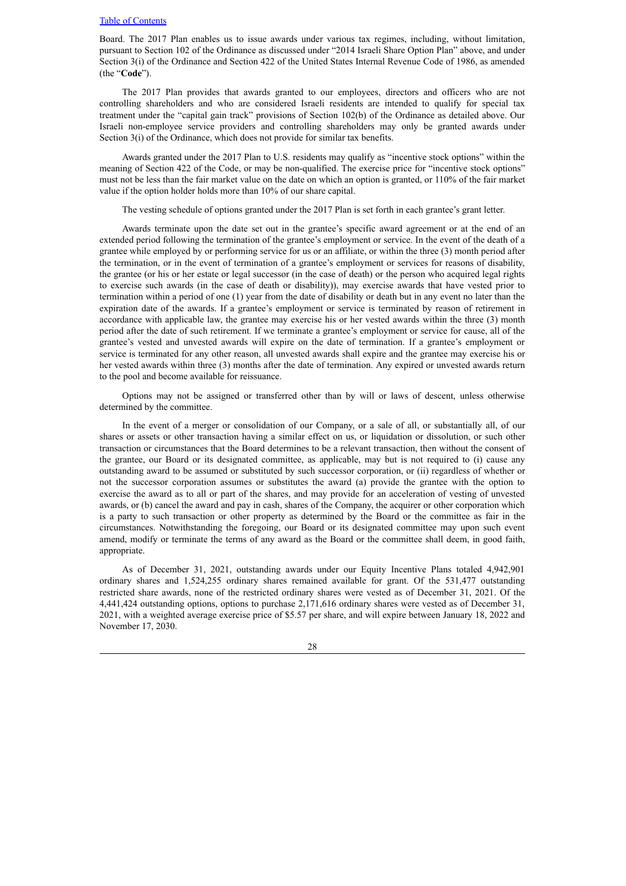Board. The 2017 Plan enables us to issue awards under various tax regimes, including, without limitation, pursuant to Section 102 of the Ordinance as discussed under "2014 Israeli Share Option Plan" above, and under Section 3(i) of the Ordinance and Section 422 of the United States Internal Revenue Code of 1986, as amended (the "**Code**").

The 2017 Plan provides that awards granted to our employees, directors and officers who are not controlling shareholders and who are considered Israeli residents are intended to qualify for special tax treatment under the "capital gain track" provisions of Section 102(b) of the Ordinance as detailed above. Our Israeli non-employee service providers and controlling shareholders may only be granted awards under Section 3(i) of the Ordinance, which does not provide for similar tax benefits.

Awards granted under the 2017 Plan to U.S. residents may qualify as "incentive stock options" within the meaning of Section 422 of the Code, or may be non-qualified. The exercise price for "incentive stock options" must not be less than the fair market value on the date on which an option is granted, or 110% of the fair market value if the option holder holds more than 10% of our share capital.

The vesting schedule of options granted under the 2017 Plan is set forth in each grantee's grant letter.

Awards terminate upon the date set out in the grantee's specific award agreement or at the end of an extended period following the termination of the grantee's employment or service. In the event of the death of a grantee while employed by or performing service for us or an affiliate, or within the three (3) month period after the termination, or in the event of termination of a grantee's employment or services for reasons of disability, the grantee (or his or her estate or legal successor (in the case of death) or the person who acquired legal rights to exercise such awards (in the case of death or disability)), may exercise awards that have vested prior to termination within a period of one (1) year from the date of disability or death but in any event no later than the expiration date of the awards. If a grantee's employment or service is terminated by reason of retirement in accordance with applicable law, the grantee may exercise his or her vested awards within the three (3) month period after the date of such retirement. If we terminate a grantee's employment or service for cause, all of the grantee's vested and unvested awards will expire on the date of termination. If a grantee's employment or service is terminated for any other reason, all unvested awards shall expire and the grantee may exercise his or her vested awards within three (3) months after the date of termination. Any expired or unvested awards return to the pool and become available for reissuance.

Options may not be assigned or transferred other than by will or laws of descent, unless otherwise determined by the committee.

In the event of a merger or consolidation of our Company, or a sale of all, or substantially all, of our shares or assets or other transaction having a similar effect on us, or liquidation or dissolution, or such other transaction or circumstances that the Board determines to be a relevant transaction, then without the consent of the grantee, our Board or its designated committee, as applicable, may but is not required to (i) cause any outstanding award to be assumed or substituted by such successor corporation, or (ii) regardless of whether or not the successor corporation assumes or substitutes the award (a) provide the grantee with the option to exercise the award as to all or part of the shares, and may provide for an acceleration of vesting of unvested awards, or (b) cancel the award and pay in cash, shares of the Company, the acquirer or other corporation which is a party to such transaction or other property as determined by the Board or the committee as fair in the circumstances. Notwithstanding the foregoing, our Board or its designated committee may upon such event amend, modify or terminate the terms of any award as the Board or the committee shall deem, in good faith, appropriate.

As of December 31, 2021, outstanding awards under our Equity Incentive Plans totaled 4,942,901 ordinary shares and 1,524,255 ordinary shares remained available for grant. Of the 531,477 outstanding restricted share awards, none of the restricted ordinary shares were vested as of December 31, 2021. Of the 4,441,424 outstanding options, options to purchase 2,171,616 ordinary shares were vested as of December 31, 2021, with a weighted average exercise price of $5.57 per share, and will expire between January 18, 2022 and November 17, 2030.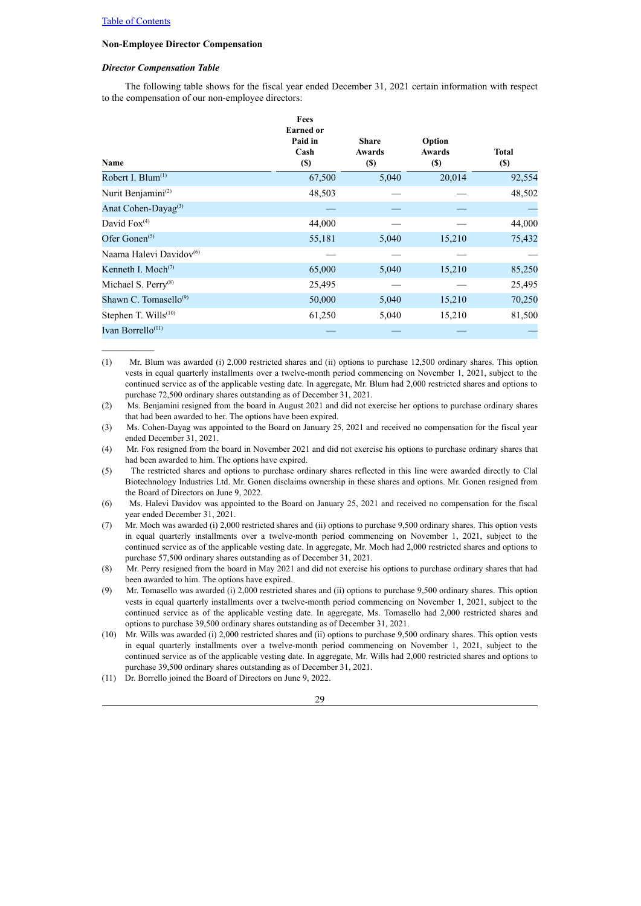[Table of Contents](#)

### Non-Employee Director Compensation

#### *Director Compensation Table*

The following table shows for the fiscal year ended December 31, 2021 certain information with respect to the compensation of our non-employee directors:

| Name | Fees Earned or Paid in Cash ($) | Share Awards ($) | Option Awards ($) | Total ($) |
|---|---|---|---|---|
| Robert I. Blum[(1)] | 67,500 | 5,040 | 20,014 | 92,554 |
| Nurit Benjamini[(2)] | 48,503 | — | — | 48,502 |
| Anat Cohen-Dayag[(3)] | — | — | — | — |
| David Fox[(4)] | 44,000 | — | — | 44,000 |
| Ofer Gonen[(5)] | 55,181 | 5,040 | 15,210 | 75,432 |
| Naama Halevi Davidov[(6)] | — | — | — | — |
| Kenneth I. Moch[(7)] | 65,000 | 5,040 | 15,210 | 85,250 |
| Michael S. Perry[(8)] | 25,495 | — | — | 25,495 |
| Shawn C. Tomasello[(9)] | 50,000 | 5,040 | 15,210 | 70,250 |
| Stephen T. Wills[(10)] | 61,250 | 5,040 | 15,210 | 81,500 |
| Ivan Borrello[(11)] | — | — | — | — |

(1) Mr. Blum was awarded (i) 2,000 restricted shares and (ii) options to purchase 12,500 ordinary shares. This option vests in equal quarterly installments over a twelve-month period commencing on November 1, 2021, subject to the continued service as of the applicable vesting date. In aggregate, Mr. Blum had 2,000 restricted shares and options to purchase 72,500 ordinary shares outstanding as of December 31, 2021.

(2) Ms. Benjamini resigned from the board in August 2021 and did not exercise her options to purchase ordinary shares that had been awarded to her. The options have been expired.

(3) Ms. Cohen-Dayag was appointed to the Board on January 25, 2021 and received no compensation for the fiscal year ended December 31, 2021.

(4) Mr. Fox resigned from the board in November 2021 and did not exercise his options to purchase ordinary shares that had been awarded to him. The options have expired.

(5) The restricted shares and options to purchase ordinary shares reflected in this line were awarded directly to Clal Biotechnology Industries Ltd. Mr. Gonen disclaims ownership in these shares and options. Mr. Gonen resigned from the Board of Directors on June 9, 2022.

(6) Ms. Halevi Davidov was appointed to the Board on January 25, 2021 and received no compensation for the fiscal year ended December 31, 2021.

(7) Mr. Moch was awarded (i) 2,000 restricted shares and (ii) options to purchase 9,500 ordinary shares. This option vests in equal quarterly installments over a twelve-month period commencing on November 1, 2021, subject to the continued service as of the applicable vesting date. In aggregate, Mr. Moch had 2,000 restricted shares and options to purchase 57,500 ordinary shares outstanding as of December 31, 2021.

(8) Mr. Perry resigned from the board in May 2021 and did not exercise his options to purchase ordinary shares that had been awarded to him. The options have expired.

(9) Mr. Tomasello was awarded (i) 2,000 restricted shares and (ii) options to purchase 9,500 ordinary shares. This option vests in equal quarterly installments over a twelve-month period commencing on November 1, 2021, subject to the continued service as of the applicable vesting date. In aggregate, Ms. Tomasello had 2,000 restricted shares and options to purchase 39,500 ordinary shares outstanding as of December 31, 2021.

(10) Mr. Wills was awarded (i) 2,000 restricted shares and (ii) options to purchase 9,500 ordinary shares. This option vests in equal quarterly installments over a twelve-month period commencing on November 1, 2021, subject to the continued service as of the applicable vesting date. In aggregate, Mr. Wills had 2,000 restricted shares and options to purchase 39,500 ordinary shares outstanding as of December 31, 2021.

(11) Dr. Borrello joined the Board of Directors on June 9, 2022.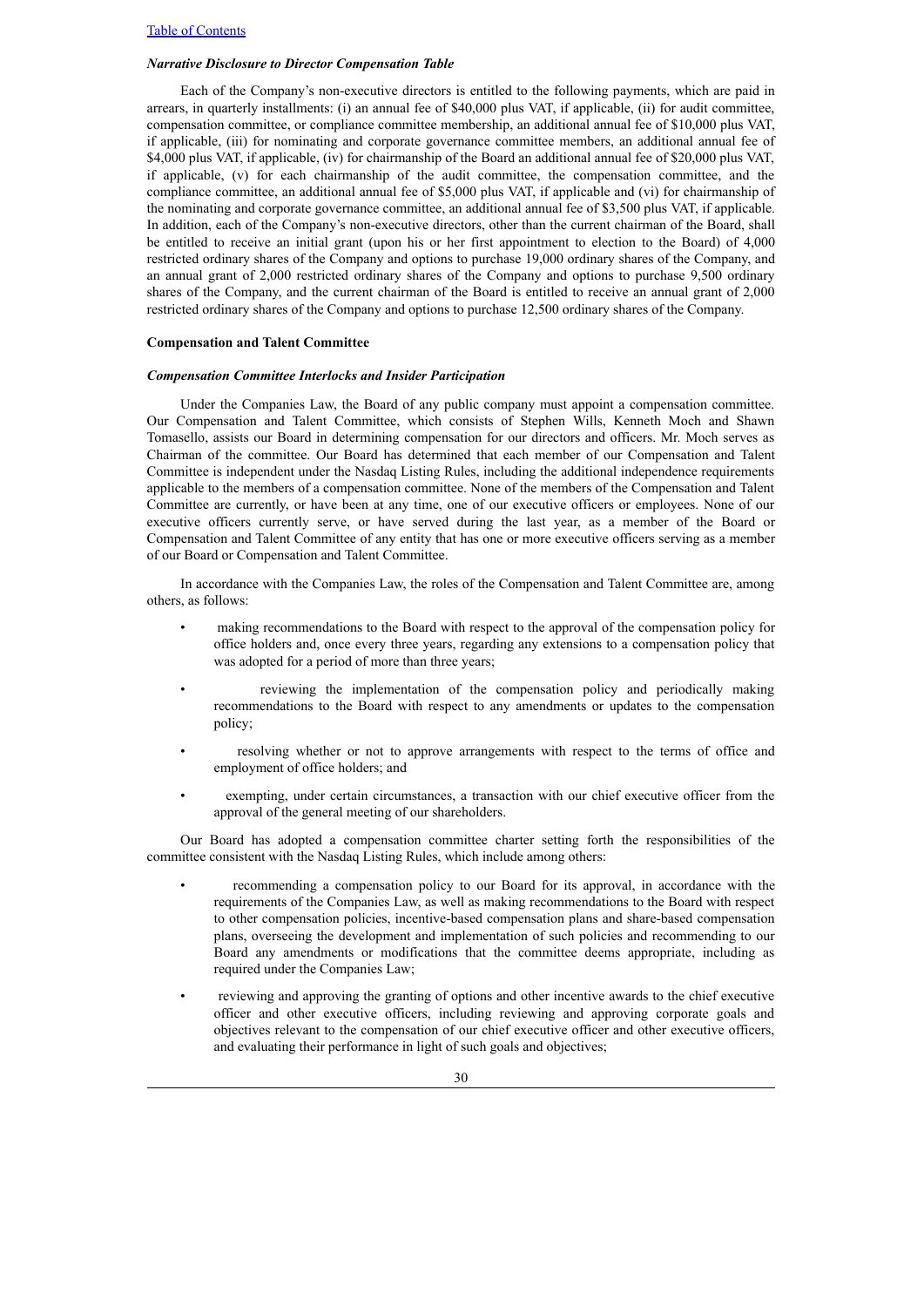*Narrative Disclosure to Director Compensation Table*

Each of the Company's non-executive directors is entitled to the following payments, which are paid in arrears, in quarterly installments: (i) an annual fee of $40,000 plus VAT, if applicable, (ii) for audit committee, compensation committee, or compliance committee membership, an additional annual fee of $10,000 plus VAT, if applicable, (iii) for nominating and corporate governance committee members, an additional annual fee of $4,000 plus VAT, if applicable, (iv) for chairmanship of the Board an additional annual fee of $20,000 plus VAT, if applicable, (v) for each chairmanship of the audit committee, the compensation committee, and the compliance committee, an additional annual fee of $5,000 plus VAT, if applicable and (vi) for chairmanship of the nominating and corporate governance committee, an additional annual fee of $3,500 plus VAT, if applicable. In addition, each of the Company's non-executive directors, other than the current chairman of the Board, shall be entitled to receive an initial grant (upon his or her first appointment to election to the Board) of 4,000 restricted ordinary shares of the Company and options to purchase 19,000 ordinary shares of the Company, and an annual grant of 2,000 restricted ordinary shares of the Company and options to purchase 9,500 ordinary shares of the Company, and the current chairman of the Board is entitled to receive an annual grant of 2,000 restricted ordinary shares of the Company and options to purchase 12,500 ordinary shares of the Company.

**Compensation and Talent Committee**

*Compensation Committee Interlocks and Insider Participation*

Under the Companies Law, the Board of any public company must appoint a compensation committee. Our Compensation and Talent Committee, which consists of Stephen Wills, Kenneth Moch and Shawn Tomasello, assists our Board in determining compensation for our directors and officers. Mr. Moch serves as Chairman of the committee. Our Board has determined that each member of our Compensation and Talent Committee is independent under the Nasdaq Listing Rules, including the additional independence requirements applicable to the members of a compensation committee. None of the members of the Compensation and Talent Committee are currently, or have been at any time, one of our executive officers or employees. None of our executive officers currently serve, or have served during the last year, as a member of the Board or Compensation and Talent Committee of any entity that has one or more executive officers serving as a member of our Board or Compensation and Talent Committee.

In accordance with the Companies Law, the roles of the Compensation and Talent Committee are, among others, as follows:

- making recommendations to the Board with respect to the approval of the compensation policy for office holders and, once every three years, regarding any extensions to a compensation policy that was adopted for a period of more than three years;
- reviewing the implementation of the compensation policy and periodically making recommendations to the Board with respect to any amendments or updates to the compensation policy;
- resolving whether or not to approve arrangements with respect to the terms of office and employment of office holders; and
- exempting, under certain circumstances, a transaction with our chief executive officer from the approval of the general meeting of our shareholders.

Our Board has adopted a compensation committee charter setting forth the responsibilities of the committee consistent with the Nasdaq Listing Rules, which include among others:

- recommending a compensation policy to our Board for its approval, in accordance with the requirements of the Companies Law, as well as making recommendations to the Board with respect to other compensation policies, incentive-based compensation plans and share-based compensation plans, overseeing the development and implementation of such policies and recommending to our Board any amendments or modifications that the committee deems appropriate, including as required under the Companies Law;
- reviewing and approving the granting of options and other incentive awards to the chief executive officer and other executive officers, including reviewing and approving corporate goals and objectives relevant to the compensation of our chief executive officer and other executive officers, and evaluating their performance in light of such goals and objectives;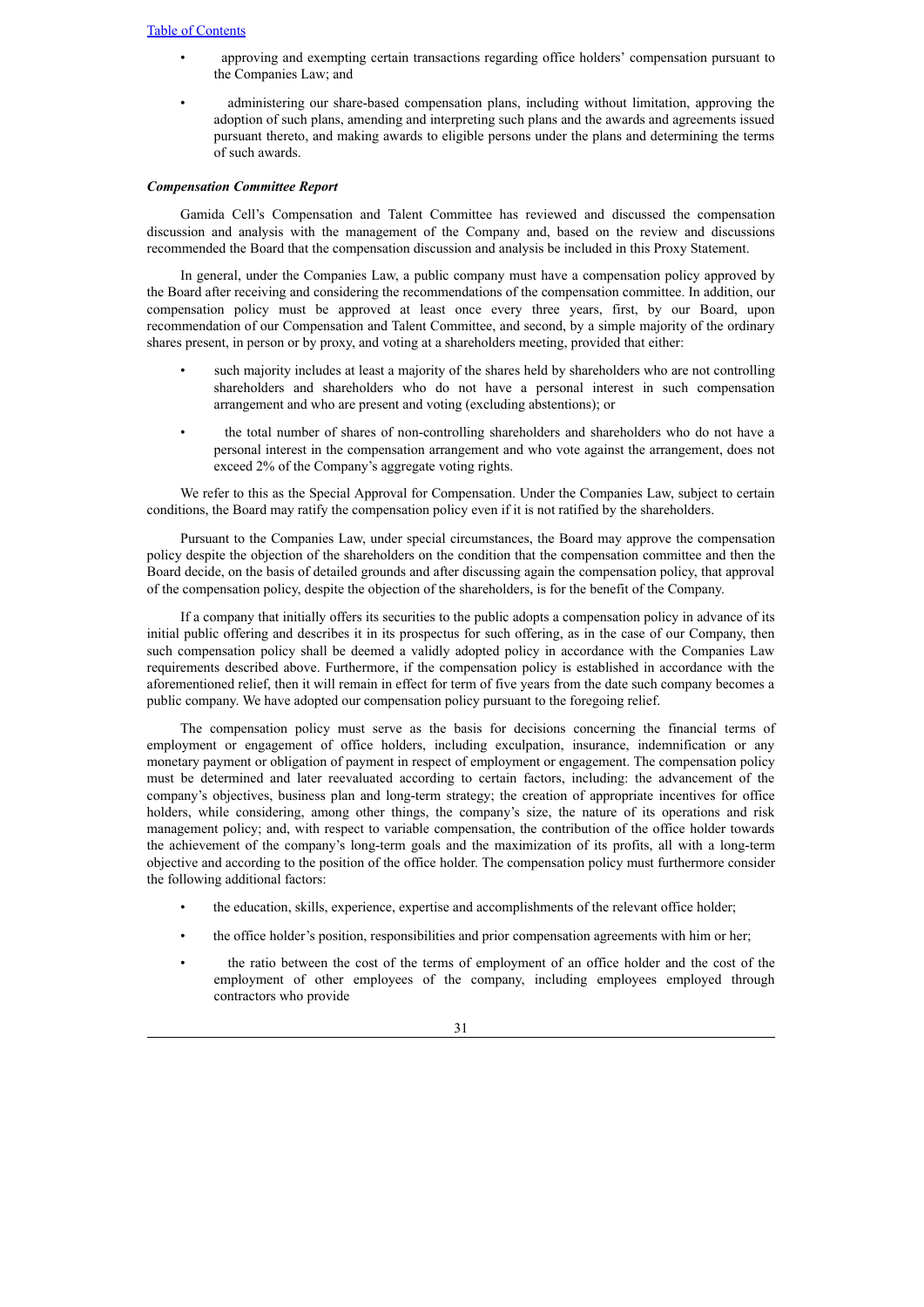- approving and exempting certain transactions regarding office holders' compensation pursuant to the Companies Law; and
- administering our share-based compensation plans, including without limitation, approving the adoption of such plans, amending and interpreting such plans and the awards and agreements issued pursuant thereto, and making awards to eligible persons under the plans and determining the terms of such awards.

***Compensation Committee Report***

Gamida Cell's Compensation and Talent Committee has reviewed and discussed the compensation discussion and analysis with the management of the Company and, based on the review and discussions recommended the Board that the compensation discussion and analysis be included in this Proxy Statement.

In general, under the Companies Law, a public company must have a compensation policy approved by the Board after receiving and considering the recommendations of the compensation committee. In addition, our compensation policy must be approved at least once every three years, first, by our Board, upon recommendation of our Compensation and Talent Committee, and second, by a simple majority of the ordinary shares present, in person or by proxy, and voting at a shareholders meeting, provided that either:

- such majority includes at least a majority of the shares held by shareholders who are not controlling shareholders and shareholders who do not have a personal interest in such compensation arrangement and who are present and voting (excluding abstentions); or
- the total number of shares of non-controlling shareholders and shareholders who do not have a personal interest in the compensation arrangement and who vote against the arrangement, does not exceed 2% of the Company's aggregate voting rights.

We refer to this as the Special Approval for Compensation. Under the Companies Law, subject to certain conditions, the Board may ratify the compensation policy even if it is not ratified by the shareholders.

Pursuant to the Companies Law, under special circumstances, the Board may approve the compensation policy despite the objection of the shareholders on the condition that the compensation committee and then the Board decide, on the basis of detailed grounds and after discussing again the compensation policy, that approval of the compensation policy, despite the objection of the shareholders, is for the benefit of the Company.

If a company that initially offers its securities to the public adopts a compensation policy in advance of its initial public offering and describes it in its prospectus for such offering, as in the case of our Company, then such compensation policy shall be deemed a validly adopted policy in accordance with the Companies Law requirements described above. Furthermore, if the compensation policy is established in accordance with the aforementioned relief, then it will remain in effect for term of five years from the date such company becomes a public company. We have adopted our compensation policy pursuant to the foregoing relief.

The compensation policy must serve as the basis for decisions concerning the financial terms of employment or engagement of office holders, including exculpation, insurance, indemnification or any monetary payment or obligation of payment in respect of employment or engagement. The compensation policy must be determined and later reevaluated according to certain factors, including: the advancement of the company's objectives, business plan and long-term strategy; the creation of appropriate incentives for office holders, while considering, among other things, the company's size, the nature of its operations and risk management policy; and, with respect to variable compensation, the contribution of the office holder towards the achievement of the company's long-term goals and the maximization of its profits, all with a long-term objective and according to the position of the office holder. The compensation policy must furthermore consider the following additional factors:

- the education, skills, experience, expertise and accomplishments of the relevant office holder;
- the office holder's position, responsibilities and prior compensation agreements with him or her;
- the ratio between the cost of the terms of employment of an office holder and the cost of the employment of other employees of the company, including employees employed through contractors who provide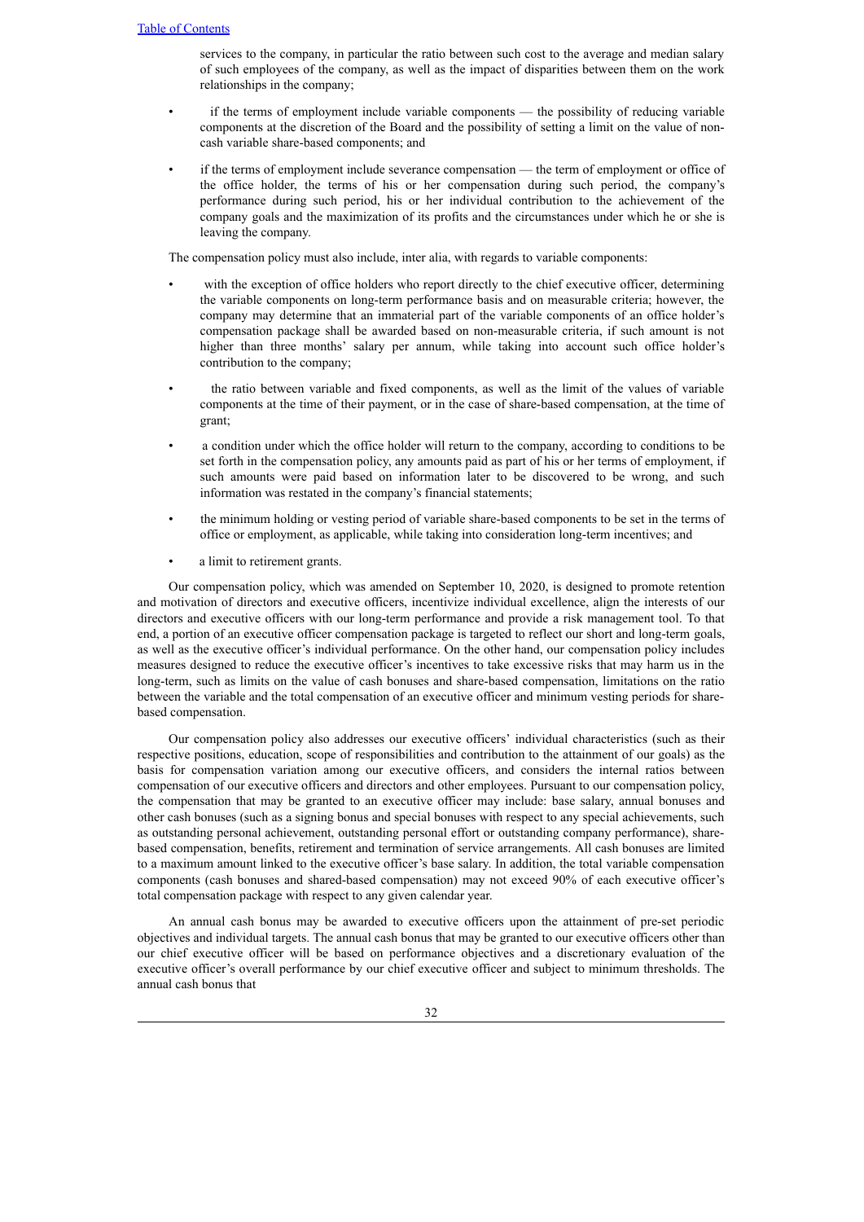services to the company, in particular the ratio between such cost to the average and median salary of such employees of the company, as well as the impact of disparities between them on the work relationships in the company;

- if the terms of employment include variable components — the possibility of reducing variable components at the discretion of the Board and the possibility of setting a limit on the value of non-cash variable share-based components; and
- if the terms of employment include severance compensation — the term of employment or office of the office holder, the terms of his or her compensation during such period, the company's performance during such period, his or her individual contribution to the achievement of the company goals and the maximization of its profits and the circumstances under which he or she is leaving the company.

The compensation policy must also include, inter alia, with regards to variable components:

- with the exception of office holders who report directly to the chief executive officer, determining the variable components on long-term performance basis and on measurable criteria; however, the company may determine that an immaterial part of the variable components of an office holder's compensation package shall be awarded based on non-measurable criteria, if such amount is not higher than three months' salary per annum, while taking into account such office holder's contribution to the company;
- the ratio between variable and fixed components, as well as the limit of the values of variable components at the time of their payment, or in the case of share-based compensation, at the time of grant;
- a condition under which the office holder will return to the company, according to conditions to be set forth in the compensation policy, any amounts paid as part of his or her terms of employment, if such amounts were paid based on information later to be discovered to be wrong, and such information was restated in the company's financial statements;
- the minimum holding or vesting period of variable share-based components to be set in the terms of office or employment, as applicable, while taking into consideration long-term incentives; and
- a limit to retirement grants.

Our compensation policy, which was amended on September 10, 2020, is designed to promote retention and motivation of directors and executive officers, incentivize individual excellence, align the interests of our directors and executive officers with our long-term performance and provide a risk management tool. To that end, a portion of an executive officer compensation package is targeted to reflect our short and long-term goals, as well as the executive officer's individual performance. On the other hand, our compensation policy includes measures designed to reduce the executive officer's incentives to take excessive risks that may harm us in the long-term, such as limits on the value of cash bonuses and share-based compensation, limitations on the ratio between the variable and the total compensation of an executive officer and minimum vesting periods for share-based compensation.

Our compensation policy also addresses our executive officers' individual characteristics (such as their respective positions, education, scope of responsibilities and contribution to the attainment of our goals) as the basis for compensation variation among our executive officers, and considers the internal ratios between compensation of our executive officers and directors and other employees. Pursuant to our compensation policy, the compensation that may be granted to an executive officer may include: base salary, annual bonuses and other cash bonuses (such as a signing bonus and special bonuses with respect to any special achievements, such as outstanding personal achievement, outstanding personal effort or outstanding company performance), share-based compensation, benefits, retirement and termination of service arrangements. All cash bonuses are limited to a maximum amount linked to the executive officer's base salary. In addition, the total variable compensation components (cash bonuses and shared-based compensation) may not exceed 90% of each executive officer's total compensation package with respect to any given calendar year.

An annual cash bonus may be awarded to executive officers upon the attainment of pre-set periodic objectives and individual targets. The annual cash bonus that may be granted to our executive officers other than our chief executive officer will be based on performance objectives and a discretionary evaluation of the executive officer's overall performance by our chief executive officer and subject to minimum thresholds. The annual cash bonus that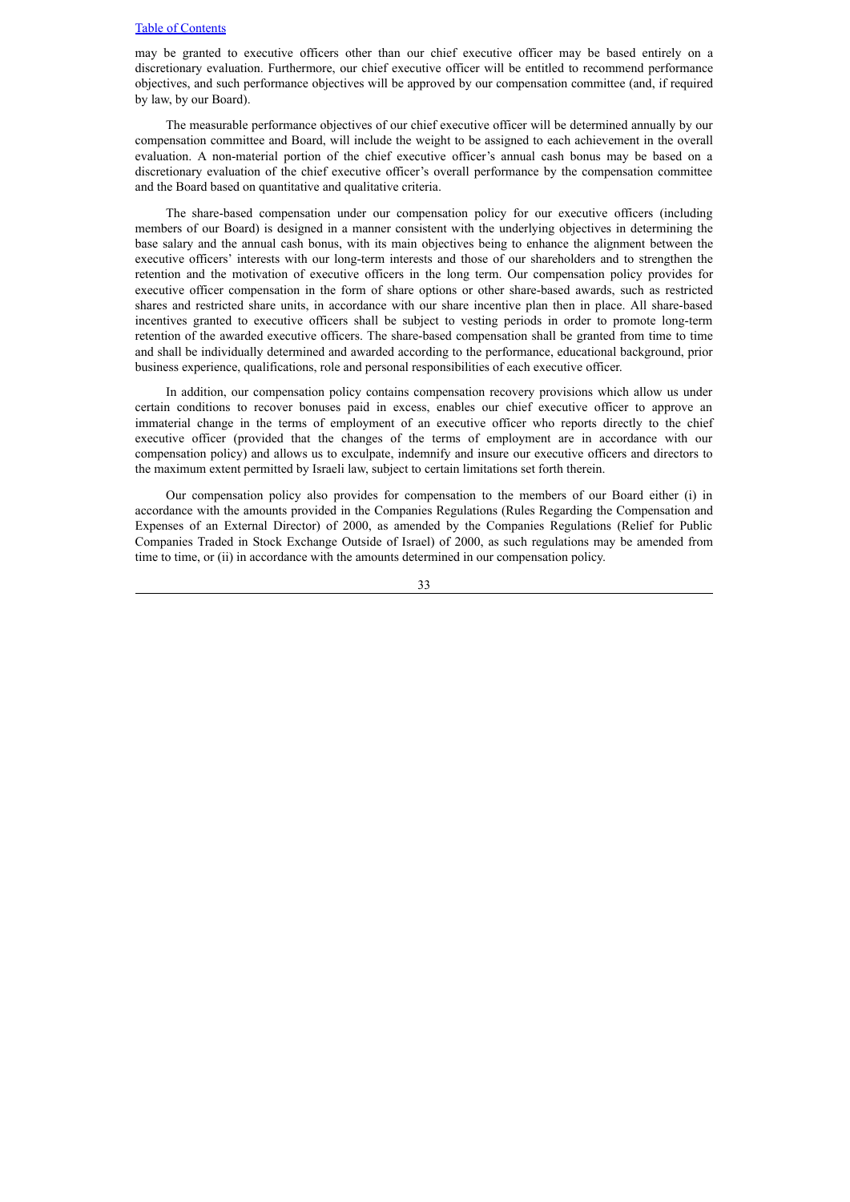may be granted to executive officers other than our chief executive officer may be based entirely on a discretionary evaluation. Furthermore, our chief executive officer will be entitled to recommend performance objectives, and such performance objectives will be approved by our compensation committee (and, if required by law, by our Board).

The measurable performance objectives of our chief executive officer will be determined annually by our compensation committee and Board, will include the weight to be assigned to each achievement in the overall evaluation. A non-material portion of the chief executive officer's annual cash bonus may be based on a discretionary evaluation of the chief executive officer's overall performance by the compensation committee and the Board based on quantitative and qualitative criteria.

The share-based compensation under our compensation policy for our executive officers (including members of our Board) is designed in a manner consistent with the underlying objectives in determining the base salary and the annual cash bonus, with its main objectives being to enhance the alignment between the executive officers' interests with our long-term interests and those of our shareholders and to strengthen the retention and the motivation of executive officers in the long term. Our compensation policy provides for executive officer compensation in the form of share options or other share-based awards, such as restricted shares and restricted share units, in accordance with our share incentive plan then in place. All share-based incentives granted to executive officers shall be subject to vesting periods in order to promote long-term retention of the awarded executive officers. The share-based compensation shall be granted from time to time and shall be individually determined and awarded according to the performance, educational background, prior business experience, qualifications, role and personal responsibilities of each executive officer.

In addition, our compensation policy contains compensation recovery provisions which allow us under certain conditions to recover bonuses paid in excess, enables our chief executive officer to approve an immaterial change in the terms of employment of an executive officer who reports directly to the chief executive officer (provided that the changes of the terms of employment are in accordance with our compensation policy) and allows us to exculpate, indemnify and insure our executive officers and directors to the maximum extent permitted by Israeli law, subject to certain limitations set forth therein.

Our compensation policy also provides for compensation to the members of our Board either (i) in accordance with the amounts provided in the Companies Regulations (Rules Regarding the Compensation and Expenses of an External Director) of 2000, as amended by the Companies Regulations (Relief for Public Companies Traded in Stock Exchange Outside of Israel) of 2000, as such regulations may be amended from time to time, or (ii) in accordance with the amounts determined in our compensation policy.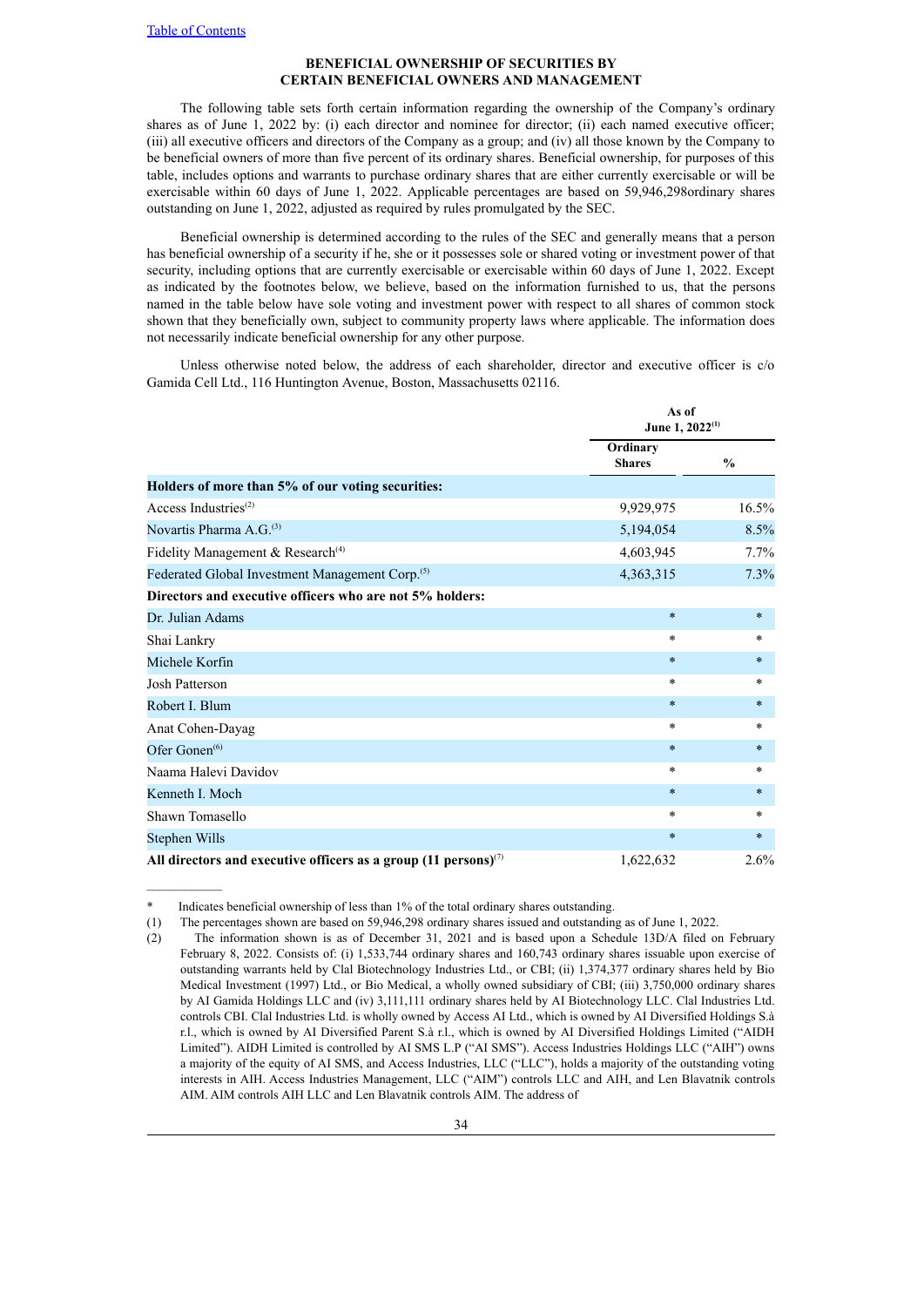## BENEFICIAL OWNERSHIP OF SECURITIES BY CERTAIN BENEFICIAL OWNERS AND MANAGEMENT

The following table sets forth certain information regarding the ownership of the Company's ordinary shares as of June 1, 2022 by: (i) each director and nominee for director; (ii) each named executive officer; (iii) all executive officers and directors of the Company as a group; and (iv) all those known by the Company to be beneficial owners of more than five percent of its ordinary shares. Beneficial ownership, for purposes of this table, includes options and warrants to purchase ordinary shares that are either currently exercisable or will be exercisable within 60 days of June 1, 2022. Applicable percentages are based on 59,946,298ordinary shares outstanding on June 1, 2022, adjusted as required by rules promulgated by the SEC.

Beneficial ownership is determined according to the rules of the SEC and generally means that a person has beneficial ownership of a security if he, she or it possesses sole or shared voting or investment power of that security, including options that are currently exercisable or exercisable within 60 days of June 1, 2022. Except as indicated by the footnotes below, we believe, based on the information furnished to us, that the persons named in the table below have sole voting and investment power with respect to all shares of common stock shown that they beneficially own, subject to community property laws where applicable. The information does not necessarily indicate beneficial ownership for any other purpose.

Unless otherwise noted below, the address of each shareholder, director and executive officer is c/o Gamida Cell Ltd., 116 Huntington Avenue, Boston, Massachusetts 02116.

| | As of June 1, 2022[(1)] | |
|---|---|---|
| | **Ordinary Shares** | **%** |
| **Holders of more than 5% of our voting securities:** | | |
| Access Industries[(2)] | 9,929,975 | 16.5% |
| Novartis Pharma A.G.[(3)] | 5,194,054 | 8.5% |
| Fidelity Management & Research[(4)] | 4,603,945 | 7.7% |
| Federated Global Investment Management Corp.[(5)] | 4,363,315 | 7.3% |
| **Directors and executive officers who are not 5% holders:** | | |
| Dr. Julian Adams | * | * |
| Shai Lankry | * | * |
| Michele Korfin | * | * |
| Josh Patterson | * | * |
| Robert I. Blum | * | * |
| Anat Cohen-Dayag | * | * |
| Ofer Gonen[(6)] | * | * |
| Naama Halevi Davidov | * | * |
| Kenneth I. Moch | * | * |
| Shawn Tomasello | * | * |
| Stephen Wills | * | * |
| **All directors and executive officers as a group (11 persons)**[(7)] | 1,622,632 | 2.6% |

\* Indicates beneficial ownership of less than 1% of the total ordinary shares outstanding.

(1) The percentages shown are based on 59,946,298 ordinary shares issued and outstanding as of June 1, 2022.

(2) The information shown is as of December 31, 2021 and is based upon a Schedule 13D/A filed on February February 8, 2022. Consists of: (i) 1,533,744 ordinary shares and 160,743 ordinary shares issuable upon exercise of outstanding warrants held by Clal Biotechnology Industries Ltd., or CBI; (ii) 1,374,377 ordinary shares held by Bio Medical Investment (1997) Ltd., or Bio Medical, a wholly owned subsidiary of CBI; (iii) 3,750,000 ordinary shares by AI Gamida Holdings LLC and (iv) 3,111,111 ordinary shares held by AI Biotechnology LLC. Clal Industries Ltd. controls CBI. Clal Industries Ltd. is wholly owned by Access AI Ltd., which is owned by AI Diversified Holdings S.à r.l., which is owned by AI Diversified Parent S.à r.l., which is owned by AI Diversified Holdings Limited ("AIDH Limited"). AIDH Limited is controlled by AI SMS L.P ("AI SMS"). Access Industries Holdings LLC ("AIH") owns a majority of the equity of AI SMS, and Access Industries, LLC ("LLC"), holds a majority of the outstanding voting interests in AIH. Access Industries Management, LLC ("AIM") controls LLC and AIH, and Len Blavatnik controls AIM. AIM controls AIH LLC and Len Blavatnik controls AIM. The address of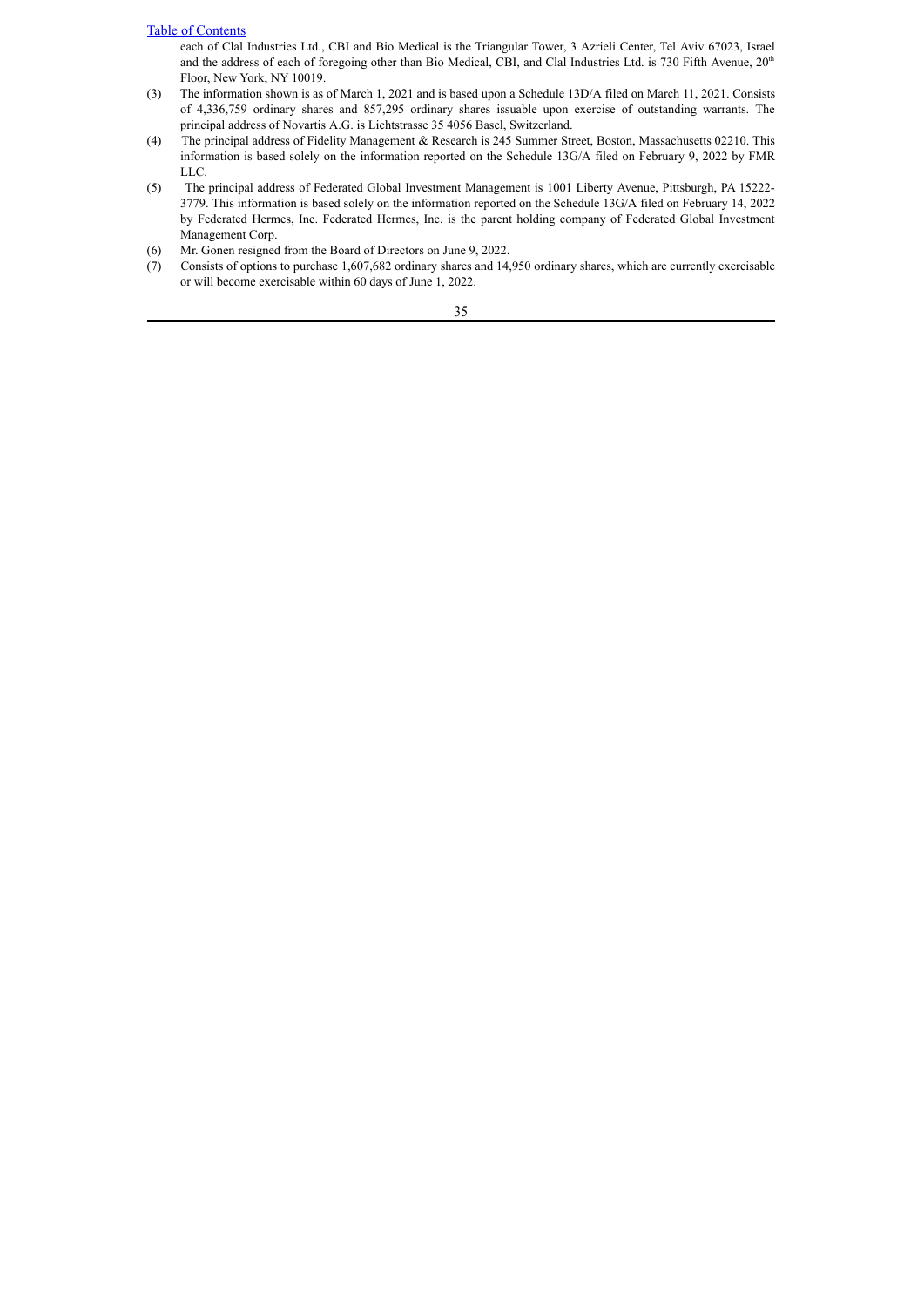each of Clal Industries Ltd., CBI and Bio Medical is the Triangular Tower, 3 Azrieli Center, Tel Aviv 67023, Israel and the address of each of foregoing other than Bio Medical, CBI, and Clal Industries Ltd. is 730 Fifth Avenue, 20th Floor, New York, NY 10019.

(3) The information shown is as of March 1, 2021 and is based upon a Schedule 13D/A filed on March 11, 2021. Consists of 4,336,759 ordinary shares and 857,295 ordinary shares issuable upon exercise of outstanding warrants. The principal address of Novartis A.G. is Lichtstrasse 35 4056 Basel, Switzerland.

(4) The principal address of Fidelity Management & Research is 245 Summer Street, Boston, Massachusetts 02210. This information is based solely on the information reported on the Schedule 13G/A filed on February 9, 2022 by FMR LLC.

(5) The principal address of Federated Global Investment Management is 1001 Liberty Avenue, Pittsburgh, PA 15222-3779. This information is based solely on the information reported on the Schedule 13G/A filed on February 14, 2022 by Federated Hermes, Inc. Federated Hermes, Inc. is the parent holding company of Federated Global Investment Management Corp.

(6) Mr. Gonen resigned from the Board of Directors on June 9, 2022.

(7) Consists of options to purchase 1,607,682 ordinary shares and 14,950 ordinary shares, which are currently exercisable or will become exercisable within 60 days of June 1, 2022.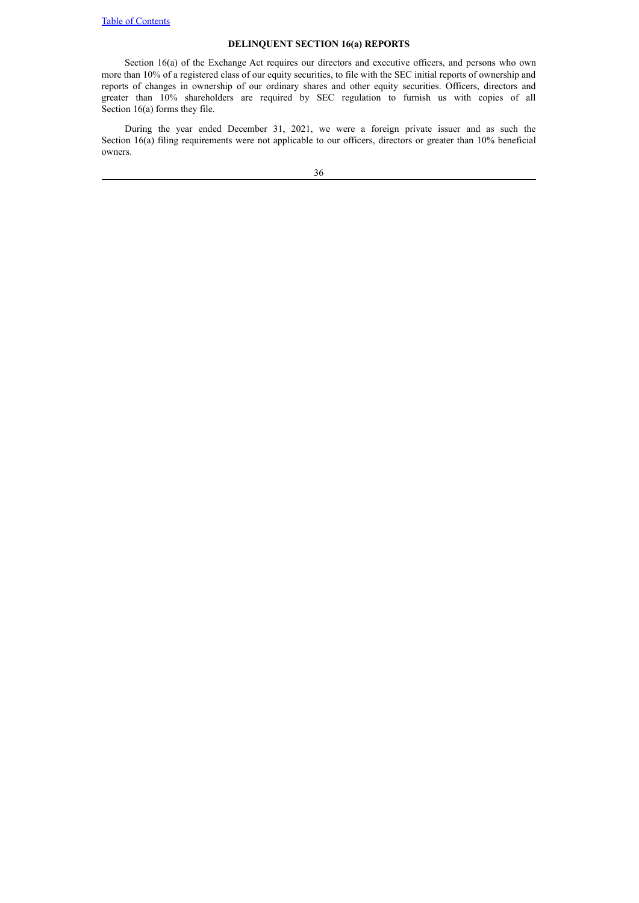## DELINQUENT SECTION 16(a) REPORTS

Section 16(a) of the Exchange Act requires our directors and executive officers, and persons who own more than 10% of a registered class of our equity securities, to file with the SEC initial reports of ownership and reports of changes in ownership of our ordinary shares and other equity securities. Officers, directors and greater than 10% shareholders are required by SEC regulation to furnish us with copies of all Section 16(a) forms they file.

During the year ended December 31, 2021, we were a foreign private issuer and as such the Section 16(a) filing requirements were not applicable to our officers, directors or greater than 10% beneficial owners.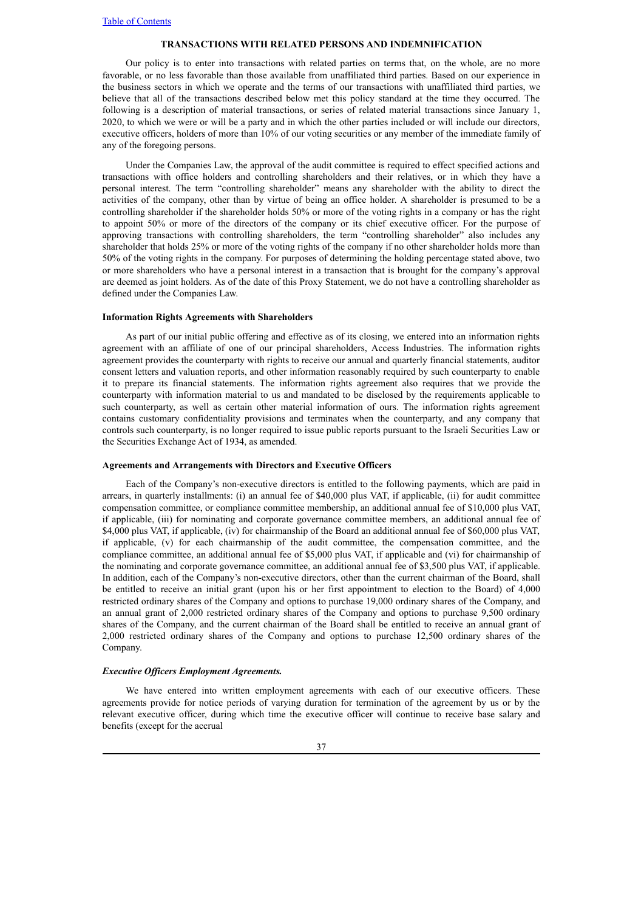## TRANSACTIONS WITH RELATED PERSONS AND INDEMNIFICATION

Our policy is to enter into transactions with related parties on terms that, on the whole, are no more favorable, or no less favorable than those available from unaffiliated third parties. Based on our experience in the business sectors in which we operate and the terms of our transactions with unaffiliated third parties, we believe that all of the transactions described below met this policy standard at the time they occurred. The following is a description of material transactions, or series of related material transactions since January 1, 2020, to which we were or will be a party and in which the other parties included or will include our directors, executive officers, holders of more than 10% of our voting securities or any member of the immediate family of any of the foregoing persons.

Under the Companies Law, the approval of the audit committee is required to effect specified actions and transactions with office holders and controlling shareholders and their relatives, or in which they have a personal interest. The term "controlling shareholder" means any shareholder with the ability to direct the activities of the company, other than by virtue of being an office holder. A shareholder is presumed to be a controlling shareholder if the shareholder holds 50% or more of the voting rights in a company or has the right to appoint 50% or more of the directors of the company or its chief executive officer. For the purpose of approving transactions with controlling shareholders, the term "controlling shareholder" also includes any shareholder that holds 25% or more of the voting rights of the company if no other shareholder holds more than 50% of the voting rights in the company. For purposes of determining the holding percentage stated above, two or more shareholders who have a personal interest in a transaction that is brought for the company's approval are deemed as joint holders. As of the date of this Proxy Statement, we do not have a controlling shareholder as defined under the Companies Law.

### Information Rights Agreements with Shareholders

As part of our initial public offering and effective as of its closing, we entered into an information rights agreement with an affiliate of one of our principal shareholders, Access Industries. The information rights agreement provides the counterparty with rights to receive our annual and quarterly financial statements, auditor consent letters and valuation reports, and other information reasonably required by such counterparty to enable it to prepare its financial statements. The information rights agreement also requires that we provide the counterparty with information material to us and mandated to be disclosed by the requirements applicable to such counterparty, as well as certain other material information of ours. The information rights agreement contains customary confidentiality provisions and terminates when the counterparty, and any company that controls such counterparty, is no longer required to issue public reports pursuant to the Israeli Securities Law or the Securities Exchange Act of 1934, as amended.

### Agreements and Arrangements with Directors and Executive Officers

Each of the Company's non-executive directors is entitled to the following payments, which are paid in arrears, in quarterly installments: (i) an annual fee of $40,000 plus VAT, if applicable, (ii) for audit committee compensation committee, or compliance committee membership, an additional annual fee of $10,000 plus VAT, if applicable, (iii) for nominating and corporate governance committee members, an additional annual fee of $4,000 plus VAT, if applicable, (iv) for chairmanship of the Board an additional annual fee of $60,000 plus VAT, if applicable, (v) for each chairmanship of the audit committee, the compensation committee, and the compliance committee, an additional annual fee of $5,000 plus VAT, if applicable and (vi) for chairmanship of the nominating and corporate governance committee, an additional annual fee of $3,500 plus VAT, if applicable. In addition, each of the Company's non-executive directors, other than the current chairman of the Board, shall be entitled to receive an initial grant (upon his or her first appointment to election to the Board) of 4,000 restricted ordinary shares of the Company and options to purchase 19,000 ordinary shares of the Company, and an annual grant of 2,000 restricted ordinary shares of the Company and options to purchase 9,500 ordinary shares of the Company, and the current chairman of the Board shall be entitled to receive an annual grant of 2,000 restricted ordinary shares of the Company and options to purchase 12,500 ordinary shares of the Company.

#### *Executive Officers Employment Agreements.*

We have entered into written employment agreements with each of our executive officers. These agreements provide for notice periods of varying duration for termination of the agreement by us or by the relevant executive officer, during which time the executive officer will continue to receive base salary and benefits (except for the accrual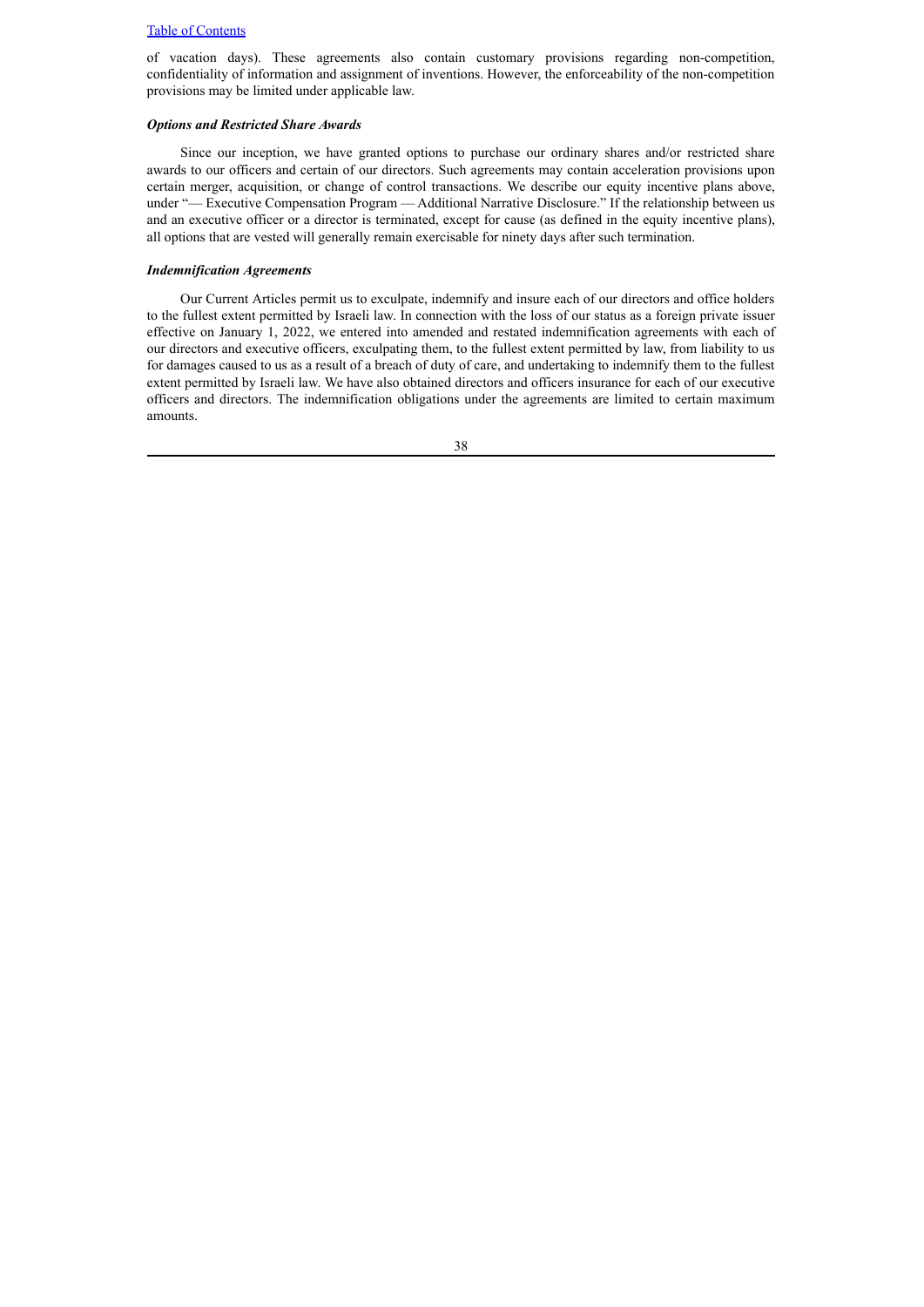of vacation days). These agreements also contain customary provisions regarding non-competition, confidentiality of information and assignment of inventions. However, the enforceability of the non-competition provisions may be limited under applicable law.

***Options and Restricted Share Awards***

Since our inception, we have granted options to purchase our ordinary shares and/or restricted share awards to our officers and certain of our directors. Such agreements may contain acceleration provisions upon certain merger, acquisition, or change of control transactions. We describe our equity incentive plans above, under "— Executive Compensation Program — Additional Narrative Disclosure." If the relationship between us and an executive officer or a director is terminated, except for cause (as defined in the equity incentive plans), all options that are vested will generally remain exercisable for ninety days after such termination.

***Indemnification Agreements***

Our Current Articles permit us to exculpate, indemnify and insure each of our directors and office holders to the fullest extent permitted by Israeli law. In connection with the loss of our status as a foreign private issuer effective on January 1, 2022, we entered into amended and restated indemnification agreements with each of our directors and executive officers, exculpating them, to the fullest extent permitted by law, from liability to us for damages caused to us as a result of a breach of duty of care, and undertaking to indemnify them to the fullest extent permitted by Israeli law. We have also obtained directors and officers insurance for each of our executive officers and directors. The indemnification obligations under the agreements are limited to certain maximum amounts.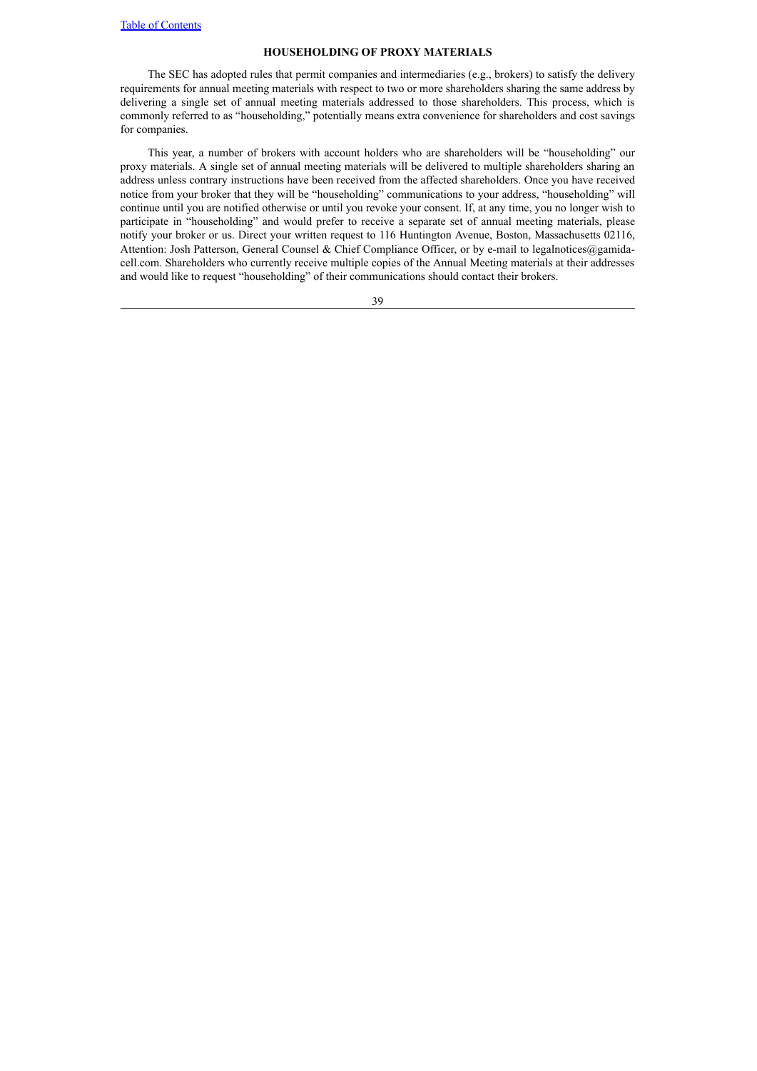## HOUSEHOLDING OF PROXY MATERIALS

The SEC has adopted rules that permit companies and intermediaries (e.g., brokers) to satisfy the delivery requirements for annual meeting materials with respect to two or more shareholders sharing the same address by delivering a single set of annual meeting materials addressed to those shareholders. This process, which is commonly referred to as "householding," potentially means extra convenience for shareholders and cost savings for companies.

This year, a number of brokers with account holders who are shareholders will be "householding" our proxy materials. A single set of annual meeting materials will be delivered to multiple shareholders sharing an address unless contrary instructions have been received from the affected shareholders. Once you have received notice from your broker that they will be "householding" communications to your address, "householding" will continue until you are notified otherwise or until you revoke your consent. If, at any time, you no longer wish to participate in "householding" and would prefer to receive a separate set of annual meeting materials, please notify your broker or us. Direct your written request to 116 Huntington Avenue, Boston, Massachusetts 02116, Attention: Josh Patterson, General Counsel & Chief Compliance Officer, or by e-mail to legalnotices@gamida-cell.com. Shareholders who currently receive multiple copies of the Annual Meeting materials at their addresses and would like to request "householding" of their communications should contact their brokers.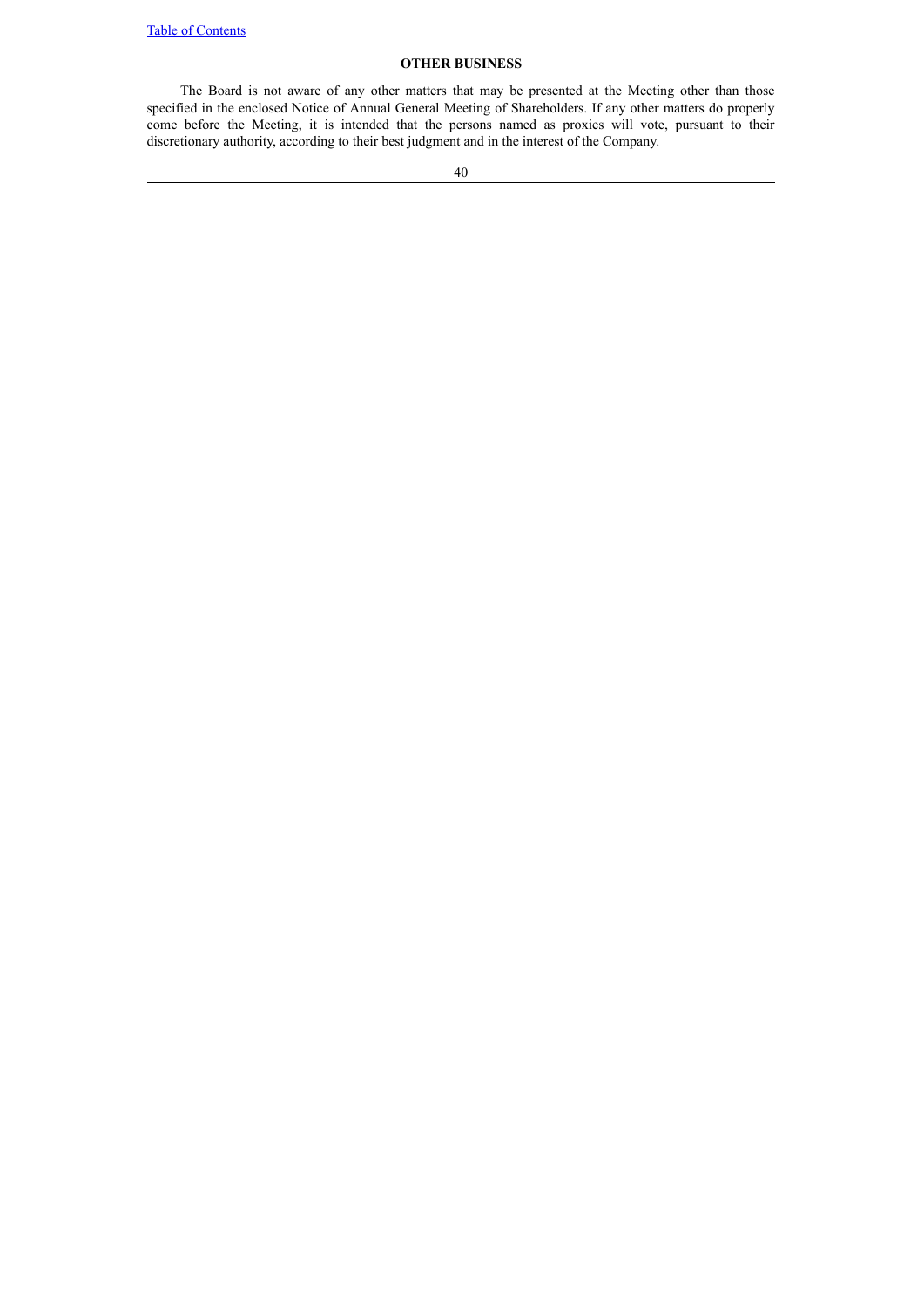## OTHER BUSINESS

The Board is not aware of any other matters that may be presented at the Meeting other than those specified in the enclosed Notice of Annual General Meeting of Shareholders. If any other matters do properly come before the Meeting, it is intended that the persons named as proxies will vote, pursuant to their discretionary authority, according to their best judgment and in the interest of the Company.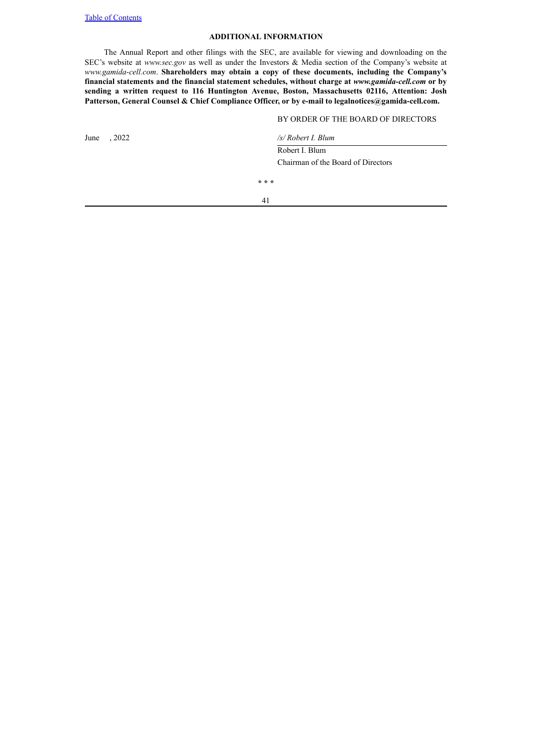## ADDITIONAL INFORMATION

The Annual Report and other filings with the SEC, are available for viewing and downloading on the SEC's website at *www.sec.gov* as well as under the Investors & Media section of the Company's website at *www.gamida-cell.com*. **Shareholders may obtain a copy of these documents, including the Company's financial statements and the financial statement schedules, without charge at *www.gamida-cell.com* or by sending a written request to 116 Huntington Avenue, Boston, Massachusetts 02116, Attention: Josh Patterson, General Counsel & Chief Compliance Officer, or by e-mail to legalnotices@gamida-cell.com.**

BY ORDER OF THE BOARD OF DIRECTORS

June , 2022

*/s/ Robert I. Blum*

Robert I. Blum

Chairman of the Board of Directors

\* \* \*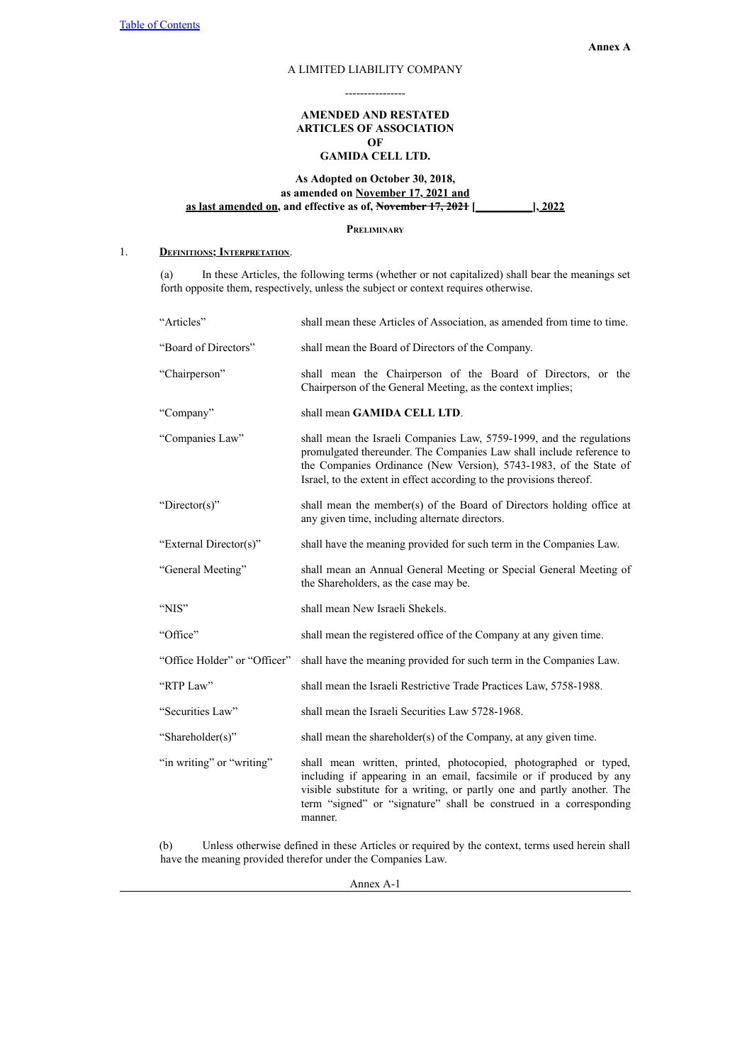[Table of Contents](#)

**Annex A**

A LIMITED LIABILITY COMPANY

----------------

**AMENDED AND RESTATED**
**ARTICLES OF ASSOCIATION**
**OF**
**GAMIDA CELL LTD.**

**As Adopted on October 30, 2018,**
**as amended on November 17, 2021 and**
**as last amended on, and effective as of, ~~November 17, 2021~~ [__________], 2022**

**PRELIMINARY**

1. **DEFINITIONS; INTERPRETATION.**

(a) In these Articles, the following terms (whether or not capitalized) shall bear the meanings set forth opposite them, respectively, unless the subject or context requires otherwise.

| | |
|---|---|
| "Articles" | shall mean these Articles of Association, as amended from time to time. |
| "Board of Directors" | shall mean the Board of Directors of the Company. |
| "Chairperson" | shall mean the Chairperson of the Board of Directors, or the Chairperson of the General Meeting, as the context implies; |
| "Company" | shall mean **GAMIDA CELL LTD**. |
| "Companies Law" | shall mean the Israeli Companies Law, 5759-1999, and the regulations promulgated thereunder. The Companies Law shall include reference to the Companies Ordinance (New Version), 5743-1983, of the State of Israel, to the extent in effect according to the provisions thereof. |
| "Director(s)" | shall mean the member(s) of the Board of Directors holding office at any given time, including alternate directors. |
| "External Director(s)" | shall have the meaning provided for such term in the Companies Law. |
| "General Meeting" | shall mean an Annual General Meeting or Special General Meeting of the Shareholders, as the case may be. |
| "NIS" | shall mean New Israeli Shekels. |
| "Office" | shall mean the registered office of the Company at any given time. |
| "Office Holder" or "Officer" | shall have the meaning provided for such term in the Companies Law. |
| "RTP Law" | shall mean the Israeli Restrictive Trade Practices Law, 5758-1988. |
| "Securities Law" | shall mean the Israeli Securities Law 5728-1968. |
| "Shareholder(s)" | shall mean the shareholder(s) of the Company, at any given time. |
| "in writing" or "writing" | shall mean written, printed, photocopied, photographed or typed, including if appearing in an email, facsimile or if produced by any visible substitute for a writing, or partly one and partly another. The term "signed" or "signature" shall be construed in a corresponding manner. |

(b) Unless otherwise defined in these Articles or required by the context, terms used herein shall have the meaning provided therefor under the Companies Law.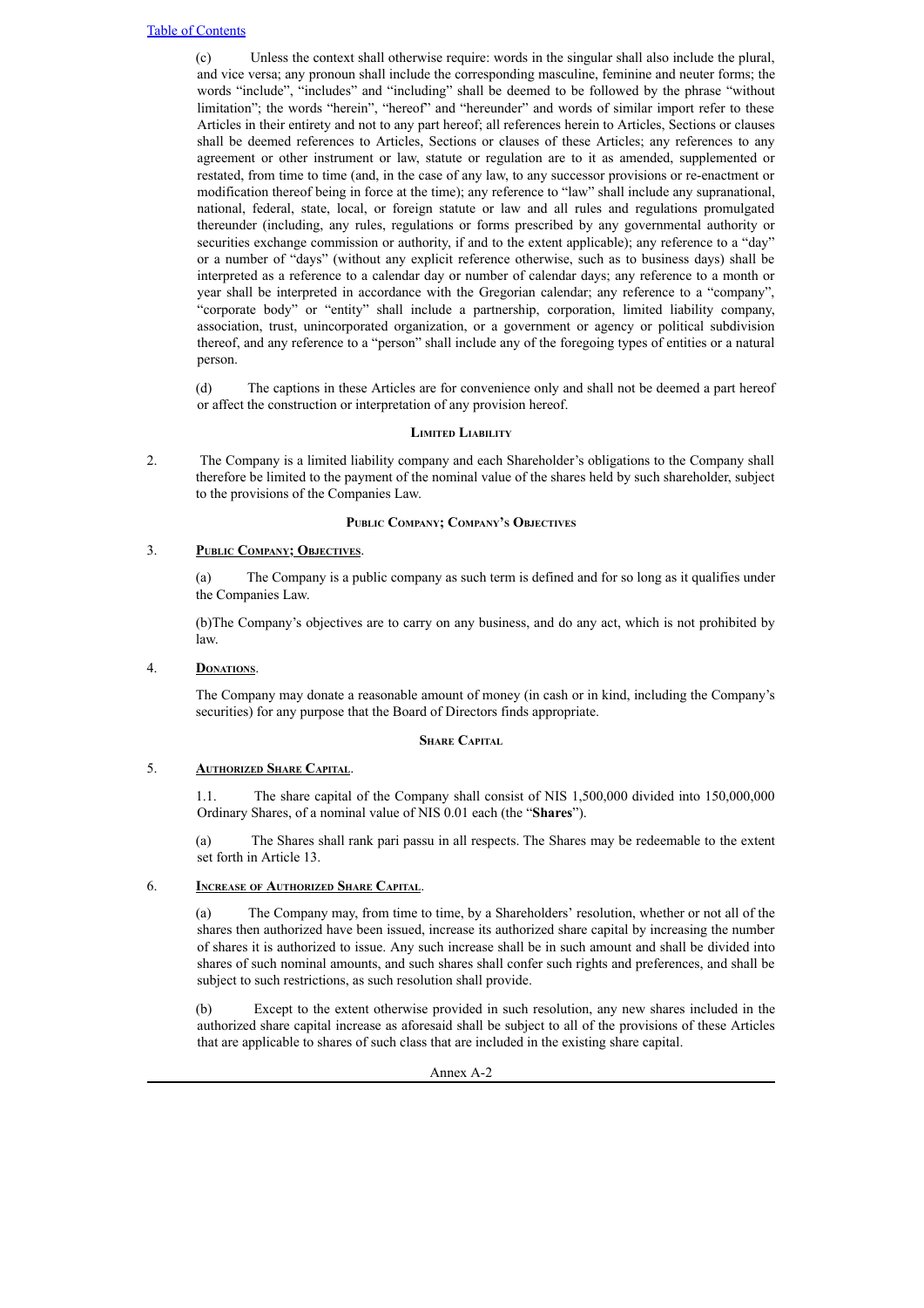(c) Unless the context shall otherwise require: words in the singular shall also include the plural, and vice versa; any pronoun shall include the corresponding masculine, feminine and neuter forms; the words "include", "includes" and "including" shall be deemed to be followed by the phrase "without limitation"; the words "herein", "hereof" and "hereunder" and words of similar import refer to these Articles in their entirety and not to any part hereof; all references herein to Articles, Sections or clauses shall be deemed references to Articles, Sections or clauses of these Articles; any references to any agreement or other instrument or law, statute or regulation are to it as amended, supplemented or restated, from time to time (and, in the case of any law, to any successor provisions or re-enactment or modification thereof being in force at the time); any reference to "law" shall include any supranational, national, federal, state, local, or foreign statute or law and all rules and regulations promulgated thereunder (including, any rules, regulations or forms prescribed by any governmental authority or securities exchange commission or authority, if and to the extent applicable); any reference to a "day" or a number of "days" (without any explicit reference otherwise, such as to business days) shall be interpreted as a reference to a calendar day or number of calendar days; any reference to a month or year shall be interpreted in accordance with the Gregorian calendar; any reference to a "company", "corporate body" or "entity" shall include a partnership, corporation, limited liability company, association, trust, unincorporated organization, or a government or agency or political subdivision thereof, and any reference to a "person" shall include any of the foregoing types of entities or a natural person.

(d) The captions in these Articles are for convenience only and shall not be deemed a part hereof or affect the construction or interpretation of any provision hereof.

## Limited Liability

2. The Company is a limited liability company and each Shareholder's obligations to the Company shall therefore be limited to the payment of the nominal value of the shares held by such shareholder, subject to the provisions of the Companies Law.

## Public Company; Company's Objectives

3. **Public Company; Objectives.**

(a) The Company is a public company as such term is defined and for so long as it qualifies under the Companies Law.

(b)The Company's objectives are to carry on any business, and do any act, which is not prohibited by law.

4. **Donations.**

The Company may donate a reasonable amount of money (in cash or in kind, including the Company's securities) for any purpose that the Board of Directors finds appropriate.

## Share Capital

5. **Authorized Share Capital.**

1.1. The share capital of the Company shall consist of NIS 1,500,000 divided into 150,000,000 Ordinary Shares, of a nominal value of NIS 0.01 each (the "**Shares**").

(a) The Shares shall rank pari passu in all respects. The Shares may be redeemable to the extent set forth in Article 13.

6. **Increase of Authorized Share Capital.**

(a) The Company may, from time to time, by a Shareholders' resolution, whether or not all of the shares then authorized have been issued, increase its authorized share capital by increasing the number of shares it is authorized to issue. Any such increase shall be in such amount and shall be divided into shares of such nominal amounts, and such shares shall confer such rights and preferences, and shall be subject to such restrictions, as such resolution shall provide.

(b) Except to the extent otherwise provided in such resolution, any new shares included in the authorized share capital increase as aforesaid shall be subject to all of the provisions of these Articles that are applicable to shares of such class that are included in the existing share capital.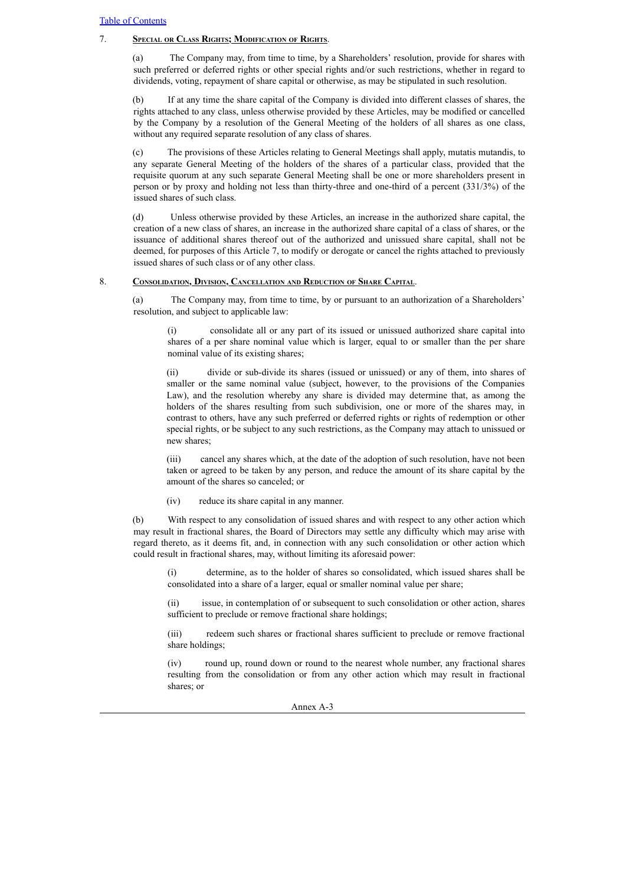7. **Special or Class Rights; Modification of Rights**.

(a) The Company may, from time to time, by a Shareholders' resolution, provide for shares with such preferred or deferred rights or other special rights and/or such restrictions, whether in regard to dividends, voting, repayment of share capital or otherwise, as may be stipulated in such resolution.

(b) If at any time the share capital of the Company is divided into different classes of shares, the rights attached to any class, unless otherwise provided by these Articles, may be modified or cancelled by the Company by a resolution of the General Meeting of the holders of all shares as one class, without any required separate resolution of any class of shares.

(c) The provisions of these Articles relating to General Meetings shall apply, mutatis mutandis, to any separate General Meeting of the holders of the shares of a particular class, provided that the requisite quorum at any such separate General Meeting shall be one or more shareholders present in person or by proxy and holding not less than thirty-three and one-third of a percent (331/3%) of the issued shares of such class.

(d) Unless otherwise provided by these Articles, an increase in the authorized share capital, the creation of a new class of shares, an increase in the authorized share capital of a class of shares, or the issuance of additional shares thereof out of the authorized and unissued share capital, shall not be deemed, for purposes of this Article 7, to modify or derogate or cancel the rights attached to previously issued shares of such class or of any other class.

8. **Consolidation, Division, Cancellation and Reduction of Share Capital**.

(a) The Company may, from time to time, by or pursuant to an authorization of a Shareholders' resolution, and subject to applicable law:

(i) consolidate all or any part of its issued or unissued authorized share capital into shares of a per share nominal value which is larger, equal to or smaller than the per share nominal value of its existing shares;

(ii) divide or sub-divide its shares (issued or unissued) or any of them, into shares of smaller or the same nominal value (subject, however, to the provisions of the Companies Law), and the resolution whereby any share is divided may determine that, as among the holders of the shares resulting from such subdivision, one or more of the shares may, in contrast to others, have any such preferred or deferred rights or rights of redemption or other special rights, or be subject to any such restrictions, as the Company may attach to unissued or new shares;

(iii) cancel any shares which, at the date of the adoption of such resolution, have not been taken or agreed to be taken by any person, and reduce the amount of its share capital by the amount of the shares so canceled; or

(iv) reduce its share capital in any manner.

(b) With respect to any consolidation of issued shares and with respect to any other action which may result in fractional shares, the Board of Directors may settle any difficulty which may arise with regard thereto, as it deems fit, and, in connection with any such consolidation or other action which could result in fractional shares, may, without limiting its aforesaid power:

(i) determine, as to the holder of shares so consolidated, which issued shares shall be consolidated into a share of a larger, equal or smaller nominal value per share;

(ii) issue, in contemplation of or subsequent to such consolidation or other action, shares sufficient to preclude or remove fractional share holdings;

(iii) redeem such shares or fractional shares sufficient to preclude or remove fractional share holdings;

(iv) round up, round down or round to the nearest whole number, any fractional shares resulting from the consolidation or from any other action which may result in fractional shares; or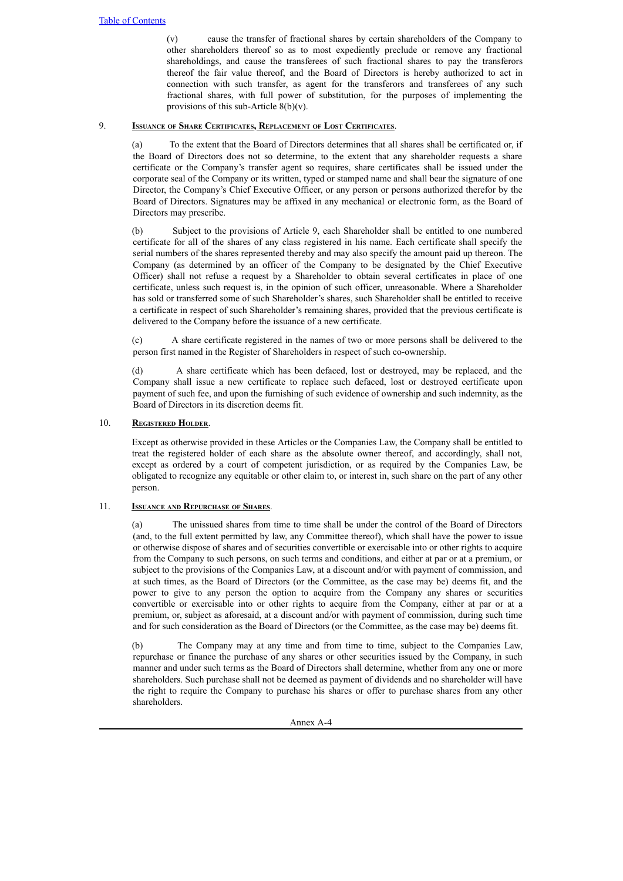(v) cause the transfer of fractional shares by certain shareholders of the Company to other shareholders thereof so as to most expediently preclude or remove any fractional shareholdings, and cause the transferees of such fractional shares to pay the transferors thereof the fair value thereof, and the Board of Directors is hereby authorized to act in connection with such transfer, as agent for the transferors and transferees of any such fractional shares, with full power of substitution, for the purposes of implementing the provisions of this sub-Article 8(b)(v).

9. **Issuance of Share Certificates, Replacement of Lost Certificates.**

(a) To the extent that the Board of Directors determines that all shares shall be certificated or, if the Board of Directors does not so determine, to the extent that any shareholder requests a share certificate or the Company's transfer agent so requires, share certificates shall be issued under the corporate seal of the Company or its written, typed or stamped name and shall bear the signature of one Director, the Company's Chief Executive Officer, or any person or persons authorized therefor by the Board of Directors. Signatures may be affixed in any mechanical or electronic form, as the Board of Directors may prescribe.

(b) Subject to the provisions of Article 9, each Shareholder shall be entitled to one numbered certificate for all of the shares of any class registered in his name. Each certificate shall specify the serial numbers of the shares represented thereby and may also specify the amount paid up thereon. The Company (as determined by an officer of the Company to be designated by the Chief Executive Officer) shall not refuse a request by a Shareholder to obtain several certificates in place of one certificate, unless such request is, in the opinion of such officer, unreasonable. Where a Shareholder has sold or transferred some of such Shareholder's shares, such Shareholder shall be entitled to receive a certificate in respect of such Shareholder's remaining shares, provided that the previous certificate is delivered to the Company before the issuance of a new certificate.

(c) A share certificate registered in the names of two or more persons shall be delivered to the person first named in the Register of Shareholders in respect of such co-ownership.

(d) A share certificate which has been defaced, lost or destroyed, may be replaced, and the Company shall issue a new certificate to replace such defaced, lost or destroyed certificate upon payment of such fee, and upon the furnishing of such evidence of ownership and such indemnity, as the Board of Directors in its discretion deems fit.

10. **Registered Holder.**

Except as otherwise provided in these Articles or the Companies Law, the Company shall be entitled to treat the registered holder of each share as the absolute owner thereof, and accordingly, shall not, except as ordered by a court of competent jurisdiction, or as required by the Companies Law, be obligated to recognize any equitable or other claim to, or interest in, such share on the part of any other person.

11. **Issuance and Repurchase of Shares.**

(a) The unissued shares from time to time shall be under the control of the Board of Directors (and, to the full extent permitted by law, any Committee thereof), which shall have the power to issue or otherwise dispose of shares and of securities convertible or exercisable into or other rights to acquire from the Company to such persons, on such terms and conditions, and either at par or at a premium, or subject to the provisions of the Companies Law, at a discount and/or with payment of commission, and at such times, as the Board of Directors (or the Committee, as the case may be) deems fit, and the power to give to any person the option to acquire from the Company any shares or securities convertible or exercisable into or other rights to acquire from the Company, either at par or at a premium, or, subject as aforesaid, at a discount and/or with payment of commission, during such time and for such consideration as the Board of Directors (or the Committee, as the case may be) deems fit.

(b) The Company may at any time and from time to time, subject to the Companies Law, repurchase or finance the purchase of any shares or other securities issued by the Company, in such manner and under such terms as the Board of Directors shall determine, whether from any one or more shareholders. Such purchase shall not be deemed as payment of dividends and no shareholder will have the right to require the Company to purchase his shares or offer to purchase shares from any other shareholders.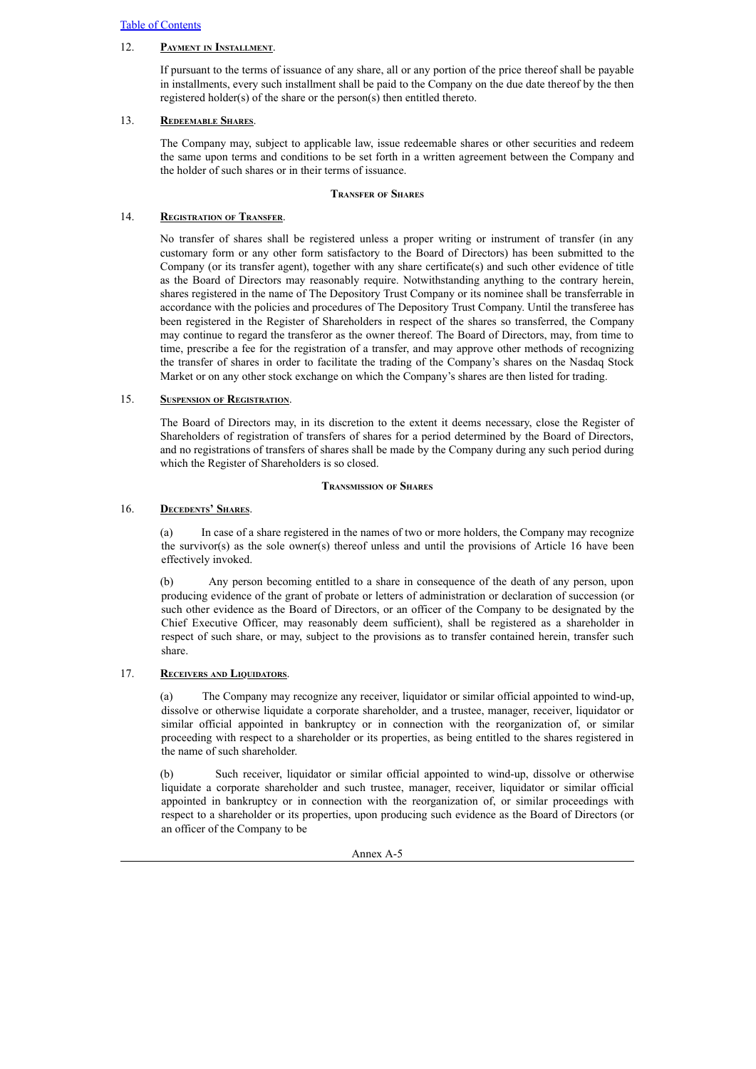12. **Payment in Installment**.

If pursuant to the terms of issuance of any share, all or any portion of the price thereof shall be payable in installments, every such installment shall be paid to the Company on the due date thereof by the then registered holder(s) of the share or the person(s) then entitled thereto.

13. **Redeemable Shares**.

The Company may, subject to applicable law, issue redeemable shares or other securities and redeem the same upon terms and conditions to be set forth in a written agreement between the Company and the holder of such shares or in their terms of issuance.

**Transfer of Shares**

14. **Registration of Transfer**.

No transfer of shares shall be registered unless a proper writing or instrument of transfer (in any customary form or any other form satisfactory to the Board of Directors) has been submitted to the Company (or its transfer agent), together with any share certificate(s) and such other evidence of title as the Board of Directors may reasonably require. Notwithstanding anything to the contrary herein, shares registered in the name of The Depository Trust Company or its nominee shall be transferrable in accordance with the policies and procedures of The Depository Trust Company. Until the transferee has been registered in the Register of Shareholders in respect of the shares so transferred, the Company may continue to regard the transferor as the owner thereof. The Board of Directors, may, from time to time, prescribe a fee for the registration of a transfer, and may approve other methods of recognizing the transfer of shares in order to facilitate the trading of the Company's shares on the Nasdaq Stock Market or on any other stock exchange on which the Company's shares are then listed for trading.

15. **Suspension of Registration**.

The Board of Directors may, in its discretion to the extent it deems necessary, close the Register of Shareholders of registration of transfers of shares for a period determined by the Board of Directors, and no registrations of transfers of shares shall be made by the Company during any such period during which the Register of Shareholders is so closed.

**Transmission of Shares**

16. **Decedents' Shares**.

(a) In case of a share registered in the names of two or more holders, the Company may recognize the survivor(s) as the sole owner(s) thereof unless and until the provisions of Article 16 have been effectively invoked.

(b) Any person becoming entitled to a share in consequence of the death of any person, upon producing evidence of the grant of probate or letters of administration or declaration of succession (or such other evidence as the Board of Directors, or an officer of the Company to be designated by the Chief Executive Officer, may reasonably deem sufficient), shall be registered as a shareholder in respect of such share, or may, subject to the provisions as to transfer contained herein, transfer such share.

17. **Receivers and Liquidators**.

(a) The Company may recognize any receiver, liquidator or similar official appointed to wind-up, dissolve or otherwise liquidate a corporate shareholder, and a trustee, manager, receiver, liquidator or similar official appointed in bankruptcy or in connection with the reorganization of, or similar proceeding with respect to a shareholder or its properties, as being entitled to the shares registered in the name of such shareholder.

(b) Such receiver, liquidator or similar official appointed to wind-up, dissolve or otherwise liquidate a corporate shareholder and such trustee, manager, receiver, liquidator or similar official appointed in bankruptcy or in connection with the reorganization of, or similar proceedings with respect to a shareholder or its properties, upon producing such evidence as the Board of Directors (or an officer of the Company to be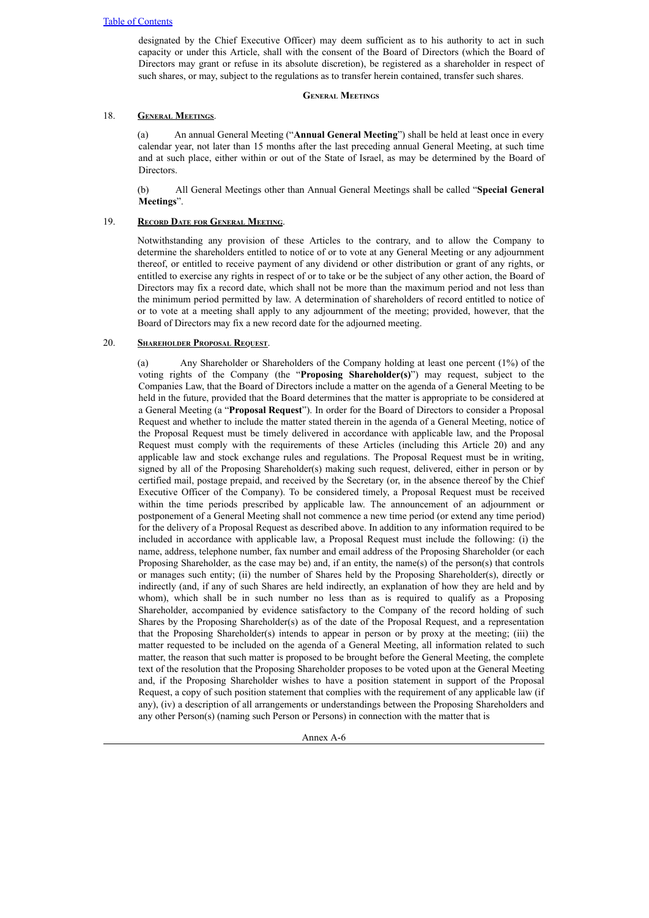designated by the Chief Executive Officer) may deem sufficient as to his authority to act in such capacity or under this Article, shall with the consent of the Board of Directors (which the Board of Directors may grant or refuse in its absolute discretion), be registered as a shareholder in respect of such shares, or may, subject to the regulations as to transfer herein contained, transfer such shares.

## General Meetings

18. **General Meetings**.

(a) An annual General Meeting ("**Annual General Meeting**") shall be held at least once in every calendar year, not later than 15 months after the last preceding annual General Meeting, at such time and at such place, either within or out of the State of Israel, as may be determined by the Board of Directors.

(b) All General Meetings other than Annual General Meetings shall be called "**Special General Meetings**".

19. **Record Date for General Meeting**.

Notwithstanding any provision of these Articles to the contrary, and to allow the Company to determine the shareholders entitled to notice of or to vote at any General Meeting or any adjournment thereof, or entitled to receive payment of any dividend or other distribution or grant of any rights, or entitled to exercise any rights in respect of or to take or be the subject of any other action, the Board of Directors may fix a record date, which shall not be more than the maximum period and not less than the minimum period permitted by law. A determination of shareholders of record entitled to notice of or to vote at a meeting shall apply to any adjournment of the meeting; provided, however, that the Board of Directors may fix a new record date for the adjourned meeting.

20. **Shareholder Proposal Request**.

(a) Any Shareholder or Shareholders of the Company holding at least one percent (1%) of the voting rights of the Company (the "**Proposing Shareholder(s)**") may request, subject to the Companies Law, that the Board of Directors include a matter on the agenda of a General Meeting to be held in the future, provided that the Board determines that the matter is appropriate to be considered at a General Meeting (a "**Proposal Request**"). In order for the Board of Directors to consider a Proposal Request and whether to include the matter stated therein in the agenda of a General Meeting, notice of the Proposal Request must be timely delivered in accordance with applicable law, and the Proposal Request must comply with the requirements of these Articles (including this Article 20) and any applicable law and stock exchange rules and regulations. The Proposal Request must be in writing, signed by all of the Proposing Shareholder(s) making such request, delivered, either in person or by certified mail, postage prepaid, and received by the Secretary (or, in the absence thereof by the Chief Executive Officer of the Company). To be considered timely, a Proposal Request must be received within the time periods prescribed by applicable law. The announcement of an adjournment or postponement of a General Meeting shall not commence a new time period (or extend any time period) for the delivery of a Proposal Request as described above. In addition to any information required to be included in accordance with applicable law, a Proposal Request must include the following: (i) the name, address, telephone number, fax number and email address of the Proposing Shareholder (or each Proposing Shareholder, as the case may be) and, if an entity, the name(s) of the person(s) that controls or manages such entity; (ii) the number of Shares held by the Proposing Shareholder(s), directly or indirectly (and, if any of such Shares are held indirectly, an explanation of how they are held and by whom), which shall be in such number no less than as is required to qualify as a Proposing Shareholder, accompanied by evidence satisfactory to the Company of the record holding of such Shares by the Proposing Shareholder(s) as of the date of the Proposal Request, and a representation that the Proposing Shareholder(s) intends to appear in person or by proxy at the meeting; (iii) the matter requested to be included on the agenda of a General Meeting, all information related to such matter, the reason that such matter is proposed to be brought before the General Meeting, the complete text of the resolution that the Proposing Shareholder proposes to be voted upon at the General Meeting and, if the Proposing Shareholder wishes to have a position statement in support of the Proposal Request, a copy of such position statement that complies with the requirement of any applicable law (if any), (iv) a description of all arrangements or understandings between the Proposing Shareholders and any other Person(s) (naming such Person or Persons) in connection with the matter that is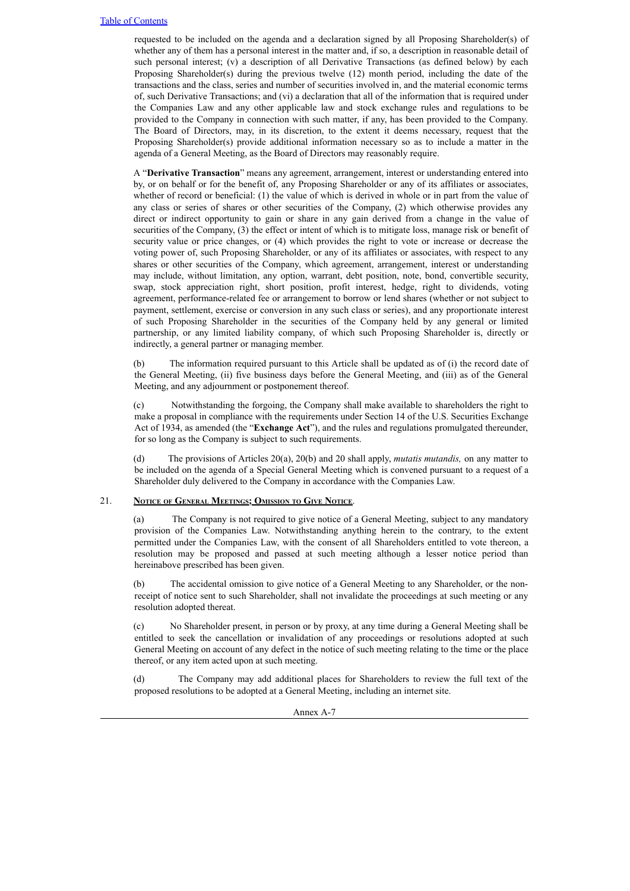requested to be included on the agenda and a declaration signed by all Proposing Shareholder(s) of whether any of them has a personal interest in the matter and, if so, a description in reasonable detail of such personal interest; (v) a description of all Derivative Transactions (as defined below) by each Proposing Shareholder(s) during the previous twelve (12) month period, including the date of the transactions and the class, series and number of securities involved in, and the material economic terms of, such Derivative Transactions; and (vi) a declaration that all of the information that is required under the Companies Law and any other applicable law and stock exchange rules and regulations to be provided to the Company in connection with such matter, if any, has been provided to the Company. The Board of Directors, may, in its discretion, to the extent it deems necessary, request that the Proposing Shareholder(s) provide additional information necessary so as to include a matter in the agenda of a General Meeting, as the Board of Directors may reasonably require.

A "**Derivative Transaction**" means any agreement, arrangement, interest or understanding entered into by, or on behalf or for the benefit of, any Proposing Shareholder or any of its affiliates or associates, whether of record or beneficial: (1) the value of which is derived in whole or in part from the value of any class or series of shares or other securities of the Company, (2) which otherwise provides any direct or indirect opportunity to gain or share in any gain derived from a change in the value of securities of the Company, (3) the effect or intent of which is to mitigate loss, manage risk or benefit of security value or price changes, or (4) which provides the right to vote or increase or decrease the voting power of, such Proposing Shareholder, or any of its affiliates or associates, with respect to any shares or other securities of the Company, which agreement, arrangement, interest or understanding may include, without limitation, any option, warrant, debt position, note, bond, convertible security, swap, stock appreciation right, short position, profit interest, hedge, right to dividends, voting agreement, performance-related fee or arrangement to borrow or lend shares (whether or not subject to payment, settlement, exercise or conversion in any such class or series), and any proportionate interest of such Proposing Shareholder in the securities of the Company held by any general or limited partnership, or any limited liability company, of which such Proposing Shareholder is, directly or indirectly, a general partner or managing member.

(b) The information required pursuant to this Article shall be updated as of (i) the record date of the General Meeting, (ii) five business days before the General Meeting, and (iii) as of the General Meeting, and any adjournment or postponement thereof.

(c) Notwithstanding the forgoing, the Company shall make available to shareholders the right to make a proposal in compliance with the requirements under Section 14 of the U.S. Securities Exchange Act of 1934, as amended (the "**Exchange Act**"), and the rules and regulations promulgated thereunder, for so long as the Company is subject to such requirements.

(d) The provisions of Articles 20(a), 20(b) and 20 shall apply, *mutatis mutandis,* on any matter to be included on the agenda of a Special General Meeting which is convened pursuant to a request of a Shareholder duly delivered to the Company in accordance with the Companies Law.

21. **Notice of General Meetings; Omission to Give Notice**.

(a) The Company is not required to give notice of a General Meeting, subject to any mandatory provision of the Companies Law. Notwithstanding anything herein to the contrary, to the extent permitted under the Companies Law, with the consent of all Shareholders entitled to vote thereon, a resolution may be proposed and passed at such meeting although a lesser notice period than hereinabove prescribed has been given.

(b) The accidental omission to give notice of a General Meeting to any Shareholder, or the non-receipt of notice sent to such Shareholder, shall not invalidate the proceedings at such meeting or any resolution adopted thereat.

(c) No Shareholder present, in person or by proxy, at any time during a General Meeting shall be entitled to seek the cancellation or invalidation of any proceedings or resolutions adopted at such General Meeting on account of any defect in the notice of such meeting relating to the time or the place thereof, or any item acted upon at such meeting.

(d) The Company may add additional places for Shareholders to review the full text of the proposed resolutions to be adopted at a General Meeting, including an internet site.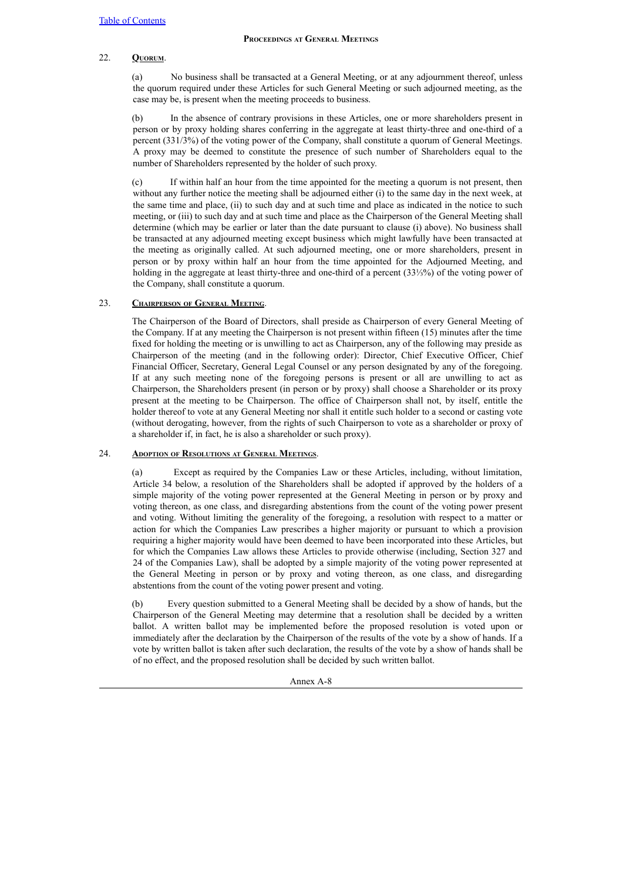## Proceedings at General Meetings

### 22. Quorum.

(a) No business shall be transacted at a General Meeting, or at any adjournment thereof, unless the quorum required under these Articles for such General Meeting or such adjourned meeting, as the case may be, is present when the meeting proceeds to business.

(b) In the absence of contrary provisions in these Articles, one or more shareholders present in person or by proxy holding shares conferring in the aggregate at least thirty-three and one-third of a percent (331/3%) of the voting power of the Company, shall constitute a quorum of General Meetings. A proxy may be deemed to constitute the presence of such number of Shareholders equal to the number of Shareholders represented by the holder of such proxy.

(c) If within half an hour from the time appointed for the meeting a quorum is not present, then without any further notice the meeting shall be adjourned either (i) to the same day in the next week, at the same time and place, (ii) to such day and at such time and place as indicated in the notice to such meeting, or (iii) to such day and at such time and place as the Chairperson of the General Meeting shall determine (which may be earlier or later than the date pursuant to clause (i) above). No business shall be transacted at any adjourned meeting except business which might lawfully have been transacted at the meeting as originally called. At such adjourned meeting, one or more shareholders, present in person or by proxy within half an hour from the time appointed for the Adjourned Meeting, and holding in the aggregate at least thirty-three and one-third of a percent (33⅓%) of the voting power of the Company, shall constitute a quorum.

### 23. Chairperson of General Meeting.

The Chairperson of the Board of Directors, shall preside as Chairperson of every General Meeting of the Company. If at any meeting the Chairperson is not present within fifteen (15) minutes after the time fixed for holding the meeting or is unwilling to act as Chairperson, any of the following may preside as Chairperson of the meeting (and in the following order): Director, Chief Executive Officer, Chief Financial Officer, Secretary, General Legal Counsel or any person designated by any of the foregoing. If at any such meeting none of the foregoing persons is present or all are unwilling to act as Chairperson, the Shareholders present (in person or by proxy) shall choose a Shareholder or its proxy present at the meeting to be Chairperson. The office of Chairperson shall not, by itself, entitle the holder thereof to vote at any General Meeting nor shall it entitle such holder to a second or casting vote (without derogating, however, from the rights of such Chairperson to vote as a shareholder or proxy of a shareholder if, in fact, he is also a shareholder or such proxy).

### 24. Adoption of Resolutions at General Meetings.

(a) Except as required by the Companies Law or these Articles, including, without limitation, Article 34 below, a resolution of the Shareholders shall be adopted if approved by the holders of a simple majority of the voting power represented at the General Meeting in person or by proxy and voting thereon, as one class, and disregarding abstentions from the count of the voting power present and voting. Without limiting the generality of the foregoing, a resolution with respect to a matter or action for which the Companies Law prescribes a higher majority or pursuant to which a provision requiring a higher majority would have been deemed to have been incorporated into these Articles, but for which the Companies Law allows these Articles to provide otherwise (including, Section 327 and 24 of the Companies Law), shall be adopted by a simple majority of the voting power represented at the General Meeting in person or by proxy and voting thereon, as one class, and disregarding abstentions from the count of the voting power present and voting.

(b) Every question submitted to a General Meeting shall be decided by a show of hands, but the Chairperson of the General Meeting may determine that a resolution shall be decided by a written ballot. A written ballot may be implemented before the proposed resolution is voted upon or immediately after the declaration by the Chairperson of the results of the vote by a show of hands. If a vote by written ballot is taken after such declaration, the results of the vote by a show of hands shall be of no effect, and the proposed resolution shall be decided by such written ballot.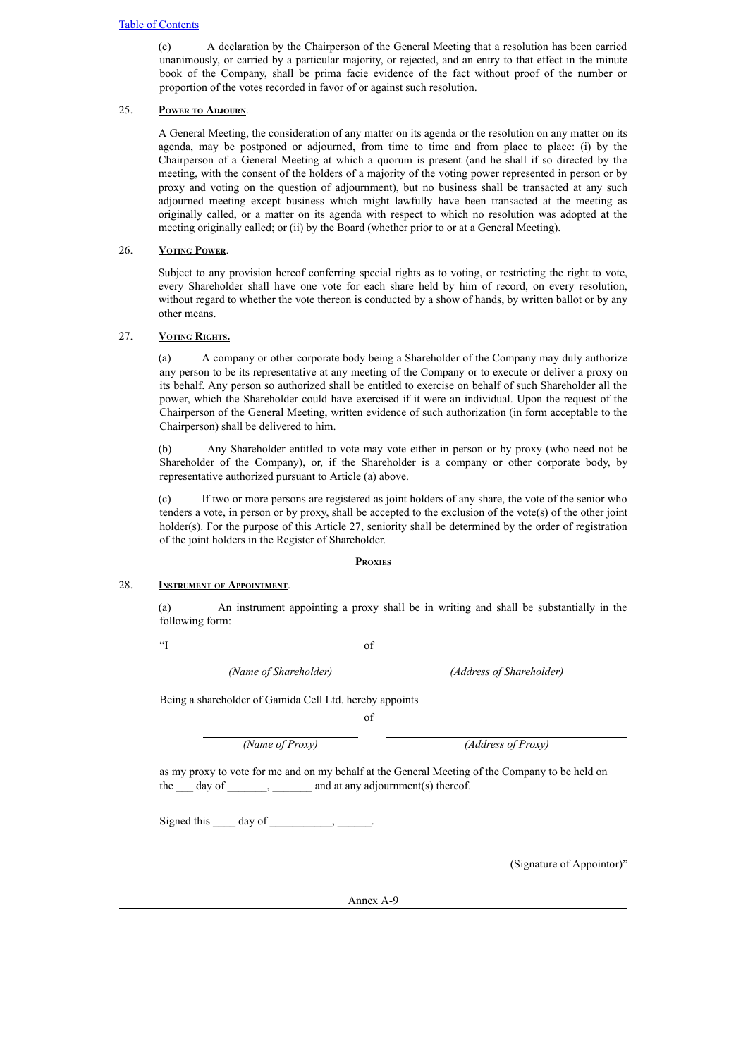(c) A declaration by the Chairperson of the General Meeting that a resolution has been carried unanimously, or carried by a particular majority, or rejected, and an entry to that effect in the minute book of the Company, shall be prima facie evidence of the fact without proof of the number or proportion of the votes recorded in favor of or against such resolution.

25. **Power to Adjourn**.

A General Meeting, the consideration of any matter on its agenda or the resolution on any matter on its agenda, may be postponed or adjourned, from time to time and from place to place: (i) by the Chairperson of a General Meeting at which a quorum is present (and he shall if so directed by the meeting, with the consent of the holders of a majority of the voting power represented in person or by proxy and voting on the question of adjournment), but no business shall be transacted at any such adjourned meeting except business which might lawfully have been transacted at the meeting as originally called, or a matter on its agenda with respect to which no resolution was adopted at the meeting originally called; or (ii) by the Board (whether prior to or at a General Meeting).

26. **Voting Power**.

Subject to any provision hereof conferring special rights as to voting, or restricting the right to vote, every Shareholder shall have one vote for each share held by him of record, on every resolution, without regard to whether the vote thereon is conducted by a show of hands, by written ballot or by any other means.

27. **Voting Rights.**

(a) A company or other corporate body being a Shareholder of the Company may duly authorize any person to be its representative at any meeting of the Company or to execute or deliver a proxy on its behalf. Any person so authorized shall be entitled to exercise on behalf of such Shareholder all the power, which the Shareholder could have exercised if it were an individual. Upon the request of the Chairperson of the General Meeting, written evidence of such authorization (in form acceptable to the Chairperson) shall be delivered to him.

(b) Any Shareholder entitled to vote may vote either in person or by proxy (who need not be Shareholder of the Company), or, if the Shareholder is a company or other corporate body, by representative authorized pursuant to Article (a) above.

(c) If two or more persons are registered as joint holders of any share, the vote of the senior who tenders a vote, in person or by proxy, shall be accepted to the exclusion of the vote(s) of the other joint holder(s). For the purpose of this Article 27, seniority shall be determined by the order of registration of the joint holders in the Register of Shareholder.

**Proxies**

28. **Instrument of Appointment**.

(a) An instrument appointing a proxy shall be in writing and shall be substantially in the following form:

"I \_\_\_\_\_\_\_\_\_\_\_\_\_\_\_\_\_\_\_\_ of \_\_\_\_\_\_\_\_\_\_\_\_\_\_\_\_\_\_\_\_

*(Name of Shareholder)* *(Address of Shareholder)*

Being a shareholder of Gamida Cell Ltd. hereby appoints

\_\_\_\_\_\_\_\_\_\_\_\_\_\_\_\_\_\_\_\_ of \_\_\_\_\_\_\_\_\_\_\_\_\_\_\_\_\_\_\_\_

*(Name of Proxy)* *(Address of Proxy)*

as my proxy to vote for me and on my behalf at the General Meeting of the Company to be held on the \_\_\_ day of \_\_\_\_\_\_\_, \_\_\_\_\_\_\_ and at any adjournment(s) thereof.

Signed this \_\_\_\_ day of \_\_\_\_\_\_\_\_\_\_\_, \_\_\_\_\_\_.

(Signature of Appointor)"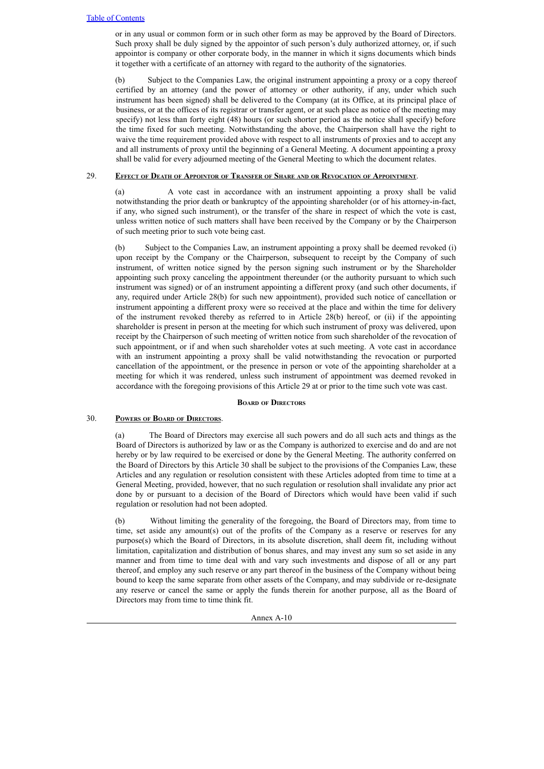or in any usual or common form or in such other form as may be approved by the Board of Directors. Such proxy shall be duly signed by the appointor of such person's duly authorized attorney, or, if such appointor is company or other corporate body, in the manner in which it signs documents which binds it together with a certificate of an attorney with regard to the authority of the signatories.

(b) Subject to the Companies Law, the original instrument appointing a proxy or a copy thereof certified by an attorney (and the power of attorney or other authority, if any, under which such instrument has been signed) shall be delivered to the Company (at its Office, at its principal place of business, or at the offices of its registrar or transfer agent, or at such place as notice of the meeting may specify) not less than forty eight (48) hours (or such shorter period as the notice shall specify) before the time fixed for such meeting. Notwithstanding the above, the Chairperson shall have the right to waive the time requirement provided above with respect to all instruments of proxies and to accept any and all instruments of proxy until the beginning of a General Meeting. A document appointing a proxy shall be valid for every adjourned meeting of the General Meeting to which the document relates.

29. **Effect of Death of Appointor of Transfer of Share and or Revocation of Appointment**.

(a) A vote cast in accordance with an instrument appointing a proxy shall be valid notwithstanding the prior death or bankruptcy of the appointing shareholder (or of his attorney-in-fact, if any, who signed such instrument), or the transfer of the share in respect of which the vote is cast, unless written notice of such matters shall have been received by the Company or by the Chairperson of such meeting prior to such vote being cast.

(b) Subject to the Companies Law, an instrument appointing a proxy shall be deemed revoked (i) upon receipt by the Company or the Chairperson, subsequent to receipt by the Company of such instrument, of written notice signed by the person signing such instrument or by the Shareholder appointing such proxy canceling the appointment thereunder (or the authority pursuant to which such instrument was signed) or of an instrument appointing a different proxy (and such other documents, if any, required under Article 28(b) for such new appointment), provided such notice of cancellation or instrument appointing a different proxy were so received at the place and within the time for delivery of the instrument revoked thereby as referred to in Article 28(b) hereof, or (ii) if the appointing shareholder is present in person at the meeting for which such instrument of proxy was delivered, upon receipt by the Chairperson of such meeting of written notice from such shareholder of the revocation of such appointment, or if and when such shareholder votes at such meeting. A vote cast in accordance with an instrument appointing a proxy shall be valid notwithstanding the revocation or purported cancellation of the appointment, or the presence in person or vote of the appointing shareholder at a meeting for which it was rendered, unless such instrument of appointment was deemed revoked in accordance with the foregoing provisions of this Article 29 at or prior to the time such vote was cast.

## Board of Directors

30. **Powers of Board of Directors**.

(a) The Board of Directors may exercise all such powers and do all such acts and things as the Board of Directors is authorized by law or as the Company is authorized to exercise and do and are not hereby or by law required to be exercised or done by the General Meeting. The authority conferred on the Board of Directors by this Article 30 shall be subject to the provisions of the Companies Law, these Articles and any regulation or resolution consistent with these Articles adopted from time to time at a General Meeting, provided, however, that no such regulation or resolution shall invalidate any prior act done by or pursuant to a decision of the Board of Directors which would have been valid if such regulation or resolution had not been adopted.

(b) Without limiting the generality of the foregoing, the Board of Directors may, from time to time, set aside any amount(s) out of the profits of the Company as a reserve or reserves for any purpose(s) which the Board of Directors, in its absolute discretion, shall deem fit, including without limitation, capitalization and distribution of bonus shares, and may invest any sum so set aside in any manner and from time to time deal with and vary such investments and dispose of all or any part thereof, and employ any such reserve or any part thereof in the business of the Company without being bound to keep the same separate from other assets of the Company, and may subdivide or re-designate any reserve or cancel the same or apply the funds therein for another purpose, all as the Board of Directors may from time to time think fit.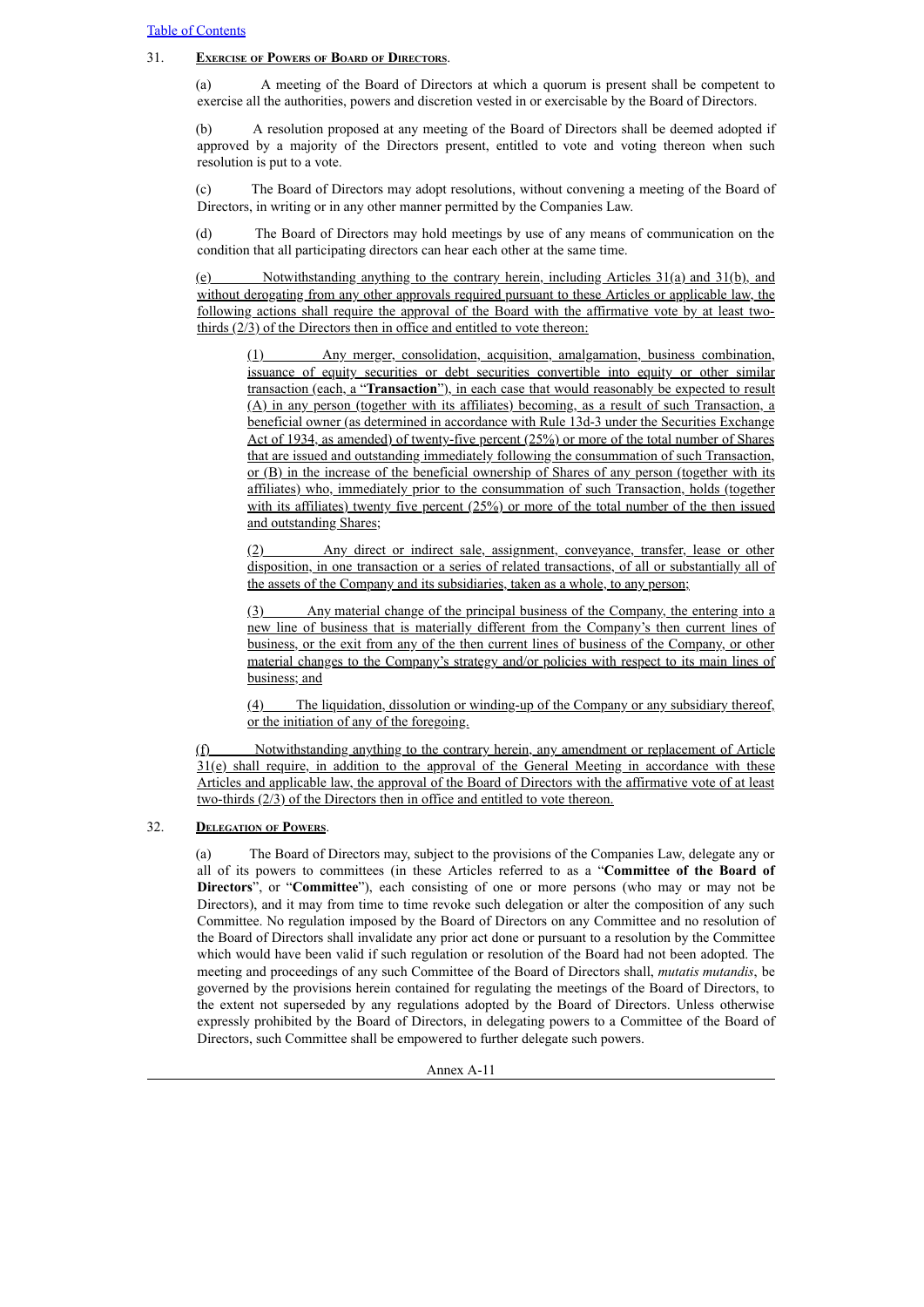31. **Exercise of Powers of Board of Directors**.

(a) A meeting of the Board of Directors at which a quorum is present shall be competent to exercise all the authorities, powers and discretion vested in or exercisable by the Board of Directors.

(b) A resolution proposed at any meeting of the Board of Directors shall be deemed adopted if approved by a majority of the Directors present, entitled to vote and voting thereon when such resolution is put to a vote.

(c) The Board of Directors may adopt resolutions, without convening a meeting of the Board of Directors, in writing or in any other manner permitted by the Companies Law.

(d) The Board of Directors may hold meetings by use of any means of communication on the condition that all participating directors can hear each other at the same time.

(e) Notwithstanding anything to the contrary herein, including Articles 31(a) and 31(b), and without derogating from any other approvals required pursuant to these Articles or applicable law, the following actions shall require the approval of the Board with the affirmative vote by at least two-thirds (2/3) of the Directors then in office and entitled to vote thereon:

(1) Any merger, consolidation, acquisition, amalgamation, business combination, issuance of equity securities or debt securities convertible into equity or other similar transaction (each, a "**Transaction**"), in each case that would reasonably be expected to result (A) in any person (together with its affiliates) becoming, as a result of such Transaction, a beneficial owner (as determined in accordance with Rule 13d-3 under the Securities Exchange Act of 1934, as amended) of twenty-five percent (25%) or more of the total number of Shares that are issued and outstanding immediately following the consummation of such Transaction, or (B) in the increase of the beneficial ownership of Shares of any person (together with its affiliates) who, immediately prior to the consummation of such Transaction, holds (together with its affiliates) twenty five percent (25%) or more of the total number of the then issued and outstanding Shares;

(2) Any direct or indirect sale, assignment, conveyance, transfer, lease or other disposition, in one transaction or a series of related transactions, of all or substantially all of the assets of the Company and its subsidiaries, taken as a whole, to any person;

(3) Any material change of the principal business of the Company, the entering into a new line of business that is materially different from the Company's then current lines of business, or the exit from any of the then current lines of business of the Company, or other material changes to the Company's strategy and/or policies with respect to its main lines of business; and

(4) The liquidation, dissolution or winding-up of the Company or any subsidiary thereof, or the initiation of any of the foregoing.

(f) Notwithstanding anything to the contrary herein, any amendment or replacement of Article 31(e) shall require, in addition to the approval of the General Meeting in accordance with these Articles and applicable law, the approval of the Board of Directors with the affirmative vote of at least two-thirds (2/3) of the Directors then in office and entitled to vote thereon.

32. **Delegation of Powers**.

(a) The Board of Directors may, subject to the provisions of the Companies Law, delegate any or all of its powers to committees (in these Articles referred to as a "**Committee of the Board of Directors**", or "**Committee**"), each consisting of one or more persons (who may or may not be Directors), and it may from time to time revoke such delegation or alter the composition of any such Committee. No regulation imposed by the Board of Directors on any Committee and no resolution of the Board of Directors shall invalidate any prior act done or pursuant to a resolution by the Committee which would have been valid if such regulation or resolution of the Board had not been adopted. The meeting and proceedings of any such Committee of the Board of Directors shall, *mutatis mutandis*, be governed by the provisions herein contained for regulating the meetings of the Board of Directors, to the extent not superseded by any regulations adopted by the Board of Directors. Unless otherwise expressly prohibited by the Board of Directors, in delegating powers to a Committee of the Board of Directors, such Committee shall be empowered to further delegate such powers.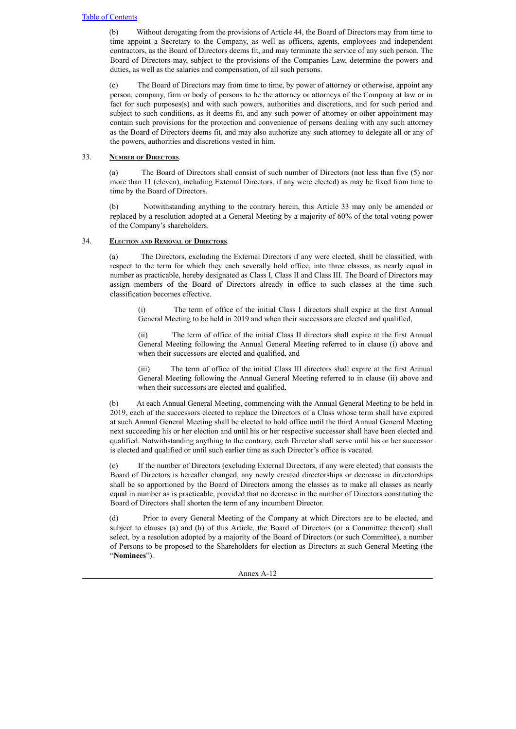(b) Without derogating from the provisions of Article 44, the Board of Directors may from time to time appoint a Secretary to the Company, as well as officers, agents, employees and independent contractors, as the Board of Directors deems fit, and may terminate the service of any such person. The Board of Directors may, subject to the provisions of the Companies Law, determine the powers and duties, as well as the salaries and compensation, of all such persons.

(c) The Board of Directors may from time to time, by power of attorney or otherwise, appoint any person, company, firm or body of persons to be the attorney or attorneys of the Company at law or in fact for such purposes(s) and with such powers, authorities and discretions, and for such period and subject to such conditions, as it deems fit, and any such power of attorney or other appointment may contain such provisions for the protection and convenience of persons dealing with any such attorney as the Board of Directors deems fit, and may also authorize any such attorney to delegate all or any of the powers, authorities and discretions vested in him.

33. **Number of Directors**.

(a) The Board of Directors shall consist of such number of Directors (not less than five (5) nor more than 11 (eleven), including External Directors, if any were elected) as may be fixed from time to time by the Board of Directors.

(b) Notwithstanding anything to the contrary herein, this Article 33 may only be amended or replaced by a resolution adopted at a General Meeting by a majority of 60% of the total voting power of the Company's shareholders.

34. **Election and Removal of Directors**.

(a) The Directors, excluding the External Directors if any were elected, shall be classified, with respect to the term for which they each severally hold office, into three classes, as nearly equal in number as practicable, hereby designated as Class I, Class II and Class III. The Board of Directors may assign members of the Board of Directors already in office to such classes at the time such classification becomes effective.

(i) The term of office of the initial Class I directors shall expire at the first Annual General Meeting to be held in 2019 and when their successors are elected and qualified,

(ii) The term of office of the initial Class II directors shall expire at the first Annual General Meeting following the Annual General Meeting referred to in clause (i) above and when their successors are elected and qualified, and

(iii) The term of office of the initial Class III directors shall expire at the first Annual General Meeting following the Annual General Meeting referred to in clause (ii) above and when their successors are elected and qualified,

(b) At each Annual General Meeting, commencing with the Annual General Meeting to be held in 2019, each of the successors elected to replace the Directors of a Class whose term shall have expired at such Annual General Meeting shall be elected to hold office until the third Annual General Meeting next succeeding his or her election and until his or her respective successor shall have been elected and qualified. Notwithstanding anything to the contrary, each Director shall serve until his or her successor is elected and qualified or until such earlier time as such Director's office is vacated.

(c) If the number of Directors (excluding External Directors, if any were elected) that consists the Board of Directors is hereafter changed, any newly created directorships or decrease in directorships shall be so apportioned by the Board of Directors among the classes as to make all classes as nearly equal in number as is practicable, provided that no decrease in the number of Directors constituting the Board of Directors shall shorten the term of any incumbent Director.

(d) Prior to every General Meeting of the Company at which Directors are to be elected, and subject to clauses (a) and (h) of this Article, the Board of Directors (or a Committee thereof) shall select, by a resolution adopted by a majority of the Board of Directors (or such Committee), a number of Persons to be proposed to the Shareholders for election as Directors at such General Meeting (the "**Nominees**").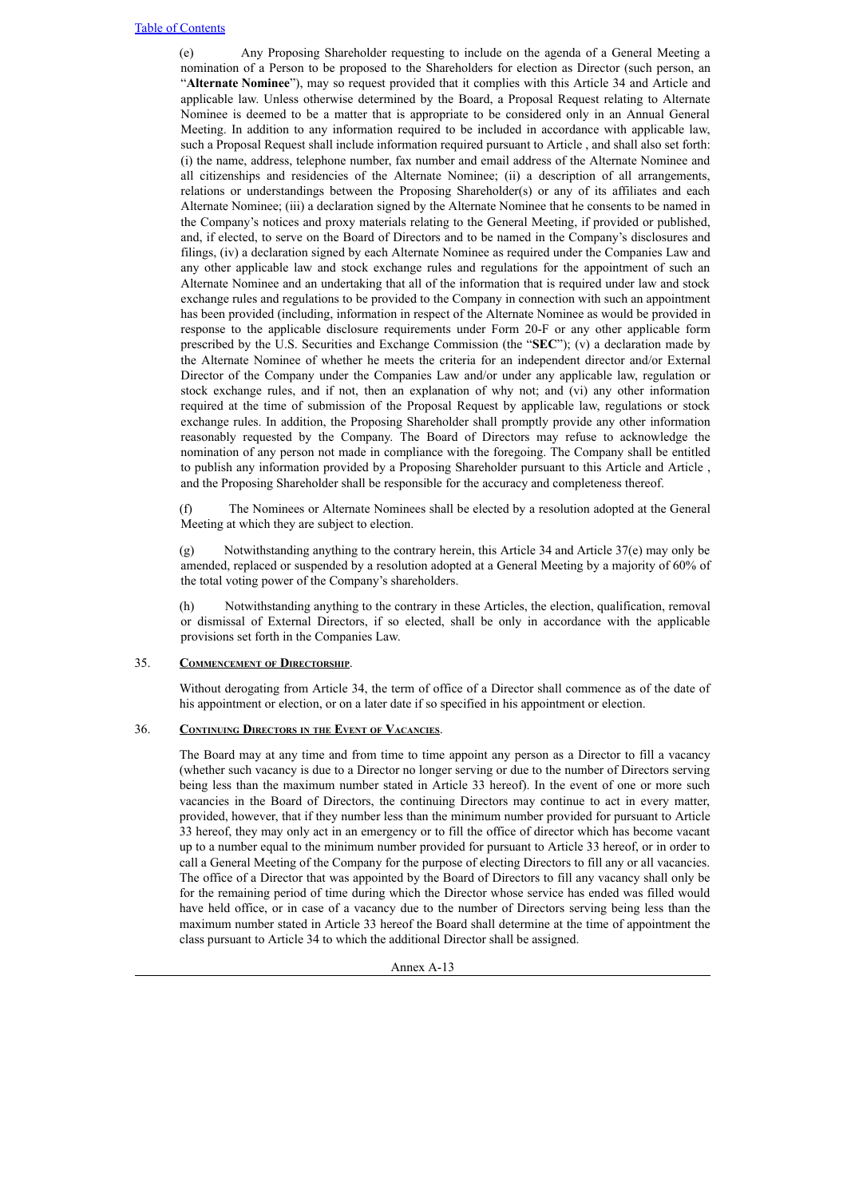(e) Any Proposing Shareholder requesting to include on the agenda of a General Meeting a nomination of a Person to be proposed to the Shareholders for election as Director (such person, an "**Alternate Nominee**"), may so request provided that it complies with this Article 34 and Article and applicable law. Unless otherwise determined by the Board, a Proposal Request relating to Alternate Nominee is deemed to be a matter that is appropriate to be considered only in an Annual General Meeting. In addition to any information required to be included in accordance with applicable law, such a Proposal Request shall include information required pursuant to Article , and shall also set forth: (i) the name, address, telephone number, fax number and email address of the Alternate Nominee and all citizenships and residencies of the Alternate Nominee; (ii) a description of all arrangements, relations or understandings between the Proposing Shareholder(s) or any of its affiliates and each Alternate Nominee; (iii) a declaration signed by the Alternate Nominee that he consents to be named in the Company's notices and proxy materials relating to the General Meeting, if provided or published, and, if elected, to serve on the Board of Directors and to be named in the Company's disclosures and filings, (iv) a declaration signed by each Alternate Nominee as required under the Companies Law and any other applicable law and stock exchange rules and regulations for the appointment of such an Alternate Nominee and an undertaking that all of the information that is required under law and stock exchange rules and regulations to be provided to the Company in connection with such an appointment has been provided (including, information in respect of the Alternate Nominee as would be provided in response to the applicable disclosure requirements under Form 20-F or any other applicable form prescribed by the U.S. Securities and Exchange Commission (the "**SEC**"); (v) a declaration made by the Alternate Nominee of whether he meets the criteria for an independent director and/or External Director of the Company under the Companies Law and/or under any applicable law, regulation or stock exchange rules, and if not, then an explanation of why not; and (vi) any other information required at the time of submission of the Proposal Request by applicable law, regulations or stock exchange rules. In addition, the Proposing Shareholder shall promptly provide any other information reasonably requested by the Company. The Board of Directors may refuse to acknowledge the nomination of any person not made in compliance with the foregoing. The Company shall be entitled to publish any information provided by a Proposing Shareholder pursuant to this Article and Article , and the Proposing Shareholder shall be responsible for the accuracy and completeness thereof.

(f) The Nominees or Alternate Nominees shall be elected by a resolution adopted at the General Meeting at which they are subject to election.

(g) Notwithstanding anything to the contrary herein, this Article 34 and Article 37(e) may only be amended, replaced or suspended by a resolution adopted at a General Meeting by a majority of 60% of the total voting power of the Company's shareholders.

(h) Notwithstanding anything to the contrary in these Articles, the election, qualification, removal or dismissal of External Directors, if so elected, shall be only in accordance with the applicable provisions set forth in the Companies Law.

35. **Commencement of Directorship**.

Without derogating from Article 34, the term of office of a Director shall commence as of the date of his appointment or election, or on a later date if so specified in his appointment or election.

36. **Continuing Directors in the Event of Vacancies**.

The Board may at any time and from time to time appoint any person as a Director to fill a vacancy (whether such vacancy is due to a Director no longer serving or due to the number of Directors serving being less than the maximum number stated in Article 33 hereof). In the event of one or more such vacancies in the Board of Directors, the continuing Directors may continue to act in every matter, provided, however, that if they number less than the minimum number provided for pursuant to Article 33 hereof, they may only act in an emergency or to fill the office of director which has become vacant up to a number equal to the minimum number provided for pursuant to Article 33 hereof, or in order to call a General Meeting of the Company for the purpose of electing Directors to fill any or all vacancies. The office of a Director that was appointed by the Board of Directors to fill any vacancy shall only be for the remaining period of time during which the Director whose service has ended was filled would have held office, or in case of a vacancy due to the number of Directors serving being less than the maximum number stated in Article 33 hereof the Board shall determine at the time of appointment the class pursuant to Article 34 to which the additional Director shall be assigned.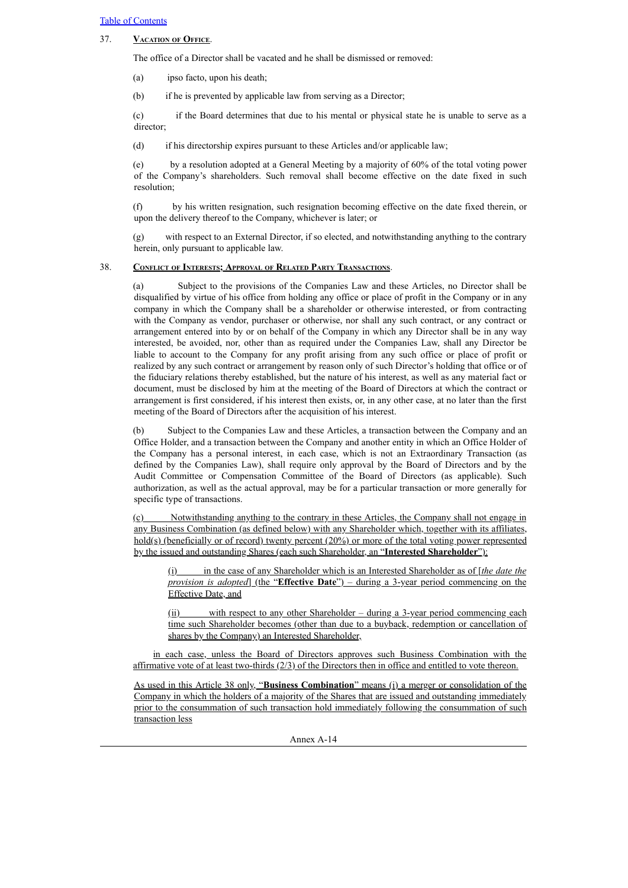37. **VACATION OF OFFICE**.

The office of a Director shall be vacated and he shall be dismissed or removed:

(a) ipso facto, upon his death;

(b) if he is prevented by applicable law from serving as a Director;

(c) if the Board determines that due to his mental or physical state he is unable to serve as a director;

(d) if his directorship expires pursuant to these Articles and/or applicable law;

(e) by a resolution adopted at a General Meeting by a majority of 60% of the total voting power of the Company's shareholders. Such removal shall become effective on the date fixed in such resolution;

(f) by his written resignation, such resignation becoming effective on the date fixed therein, or upon the delivery thereof to the Company, whichever is later; or

(g) with respect to an External Director, if so elected, and notwithstanding anything to the contrary herein, only pursuant to applicable law.

38. **CONFLICT OF INTERESTS; APPROVAL OF RELATED PARTY TRANSACTIONS**.

(a) Subject to the provisions of the Companies Law and these Articles, no Director shall be disqualified by virtue of his office from holding any office or place of profit in the Company or in any company in which the Company shall be a shareholder or otherwise interested, or from contracting with the Company as vendor, purchaser or otherwise, nor shall any such contract, or any contract or arrangement entered into by or on behalf of the Company in which any Director shall be in any way interested, be avoided, nor, other than as required under the Companies Law, shall any Director be liable to account to the Company for any profit arising from any such office or place of profit or realized by any such contract or arrangement by reason only of such Director's holding that office or of the fiduciary relations thereby established, but the nature of his interest, as well as any material fact or document, must be disclosed by him at the meeting of the Board of Directors at which the contract or arrangement is first considered, if his interest then exists, or, in any other case, at no later than the first meeting of the Board of Directors after the acquisition of his interest.

(b) Subject to the Companies Law and these Articles, a transaction between the Company and an Office Holder, and a transaction between the Company and another entity in which an Office Holder of the Company has a personal interest, in each case, which is not an Extraordinary Transaction (as defined by the Companies Law), shall require only approval by the Board of Directors and by the Audit Committee or Compensation Committee of the Board of Directors (as applicable). Such authorization, as well as the actual approval, may be for a particular transaction or more generally for specific type of transactions.

(c) Notwithstanding anything to the contrary in these Articles, the Company shall not engage in any Business Combination (as defined below) with any Shareholder which, together with its affiliates, hold(s) (beneficially or of record) twenty percent (20%) or more of the total voting power represented by the issued and outstanding Shares (each such Shareholder, an "**Interested Shareholder**"):

(i) in the case of any Shareholder which is an Interested Shareholder as of [*the date the provision is adopted*] (the "**Effective Date**") – during a 3-year period commencing on the Effective Date, and

(ii) with respect to any other Shareholder – during a 3-year period commencing each time such Shareholder becomes (other than due to a buyback, redemption or cancellation of shares by the Company) an Interested Shareholder,

in each case, unless the Board of Directors approves such Business Combination with the affirmative vote of at least two-thirds (2/3) of the Directors then in office and entitled to vote thereon.

As used in this Article 38 only, "**Business Combination**" means (i) a merger or consolidation of the Company in which the holders of a majority of the Shares that are issued and outstanding immediately prior to the consummation of such transaction hold immediately following the consummation of such transaction less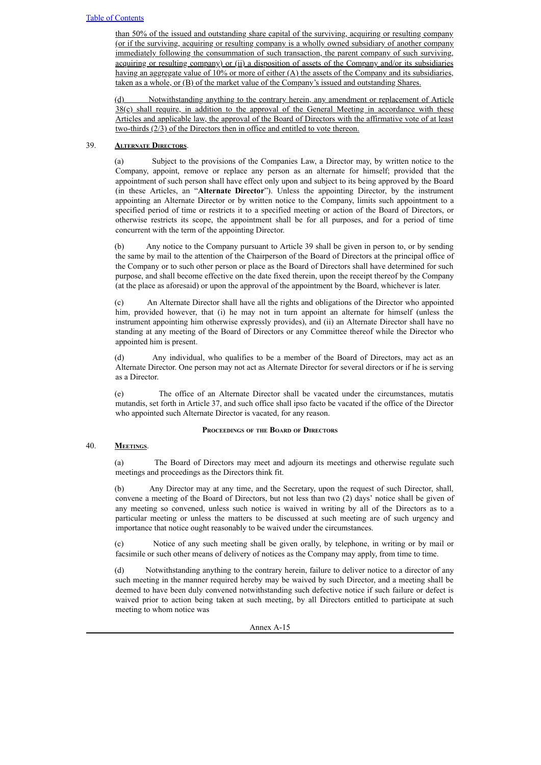than 50% of the issued and outstanding share capital of the surviving, acquiring or resulting company (or if the surviving, acquiring or resulting company is a wholly owned subsidiary of another company immediately following the consummation of such transaction, the parent company of such surviving, acquiring or resulting company) or (ii) a disposition of assets of the Company and/or its subsidiaries having an aggregate value of 10% or more of either (A) the assets of the Company and its subsidiaries, taken as a whole, or (B) of the market value of the Company's issued and outstanding Shares.

(d) Notwithstanding anything to the contrary herein, any amendment or replacement of Article 38(c) shall require, in addition to the approval of the General Meeting in accordance with these Articles and applicable law, the approval of the Board of Directors with the affirmative vote of at least two-thirds (2/3) of the Directors then in office and entitled to vote thereon.

39. **Alternate Directors**.

(a) Subject to the provisions of the Companies Law, a Director may, by written notice to the Company, appoint, remove or replace any person as an alternate for himself; provided that the appointment of such person shall have effect only upon and subject to its being approved by the Board (in these Articles, an "**Alternate Director**"). Unless the appointing Director, by the instrument appointing an Alternate Director or by written notice to the Company, limits such appointment to a specified period of time or restricts it to a specified meeting or action of the Board of Directors, or otherwise restricts its scope, the appointment shall be for all purposes, and for a period of time concurrent with the term of the appointing Director.

(b) Any notice to the Company pursuant to Article 39 shall be given in person to, or by sending the same by mail to the attention of the Chairperson of the Board of Directors at the principal office of the Company or to such other person or place as the Board of Directors shall have determined for such purpose, and shall become effective on the date fixed therein, upon the receipt thereof by the Company (at the place as aforesaid) or upon the approval of the appointment by the Board, whichever is later.

(c) An Alternate Director shall have all the rights and obligations of the Director who appointed him, provided however, that (i) he may not in turn appoint an alternate for himself (unless the instrument appointing him otherwise expressly provides), and (ii) an Alternate Director shall have no standing at any meeting of the Board of Directors or any Committee thereof while the Director who appointed him is present.

(d) Any individual, who qualifies to be a member of the Board of Directors, may act as an Alternate Director. One person may not act as Alternate Director for several directors or if he is serving as a Director.

(e) The office of an Alternate Director shall be vacated under the circumstances, mutatis mutandis, set forth in Article 37, and such office shall ipso facto be vacated if the office of the Director who appointed such Alternate Director is vacated, for any reason.

## Proceedings of the Board of Directors

40. **Meetings**.

(a) The Board of Directors may meet and adjourn its meetings and otherwise regulate such meetings and proceedings as the Directors think fit.

(b) Any Director may at any time, and the Secretary, upon the request of such Director, shall, convene a meeting of the Board of Directors, but not less than two (2) days' notice shall be given of any meeting so convened, unless such notice is waived in writing by all of the Directors as to a particular meeting or unless the matters to be discussed at such meeting are of such urgency and importance that notice ought reasonably to be waived under the circumstances.

(c) Notice of any such meeting shall be given orally, by telephone, in writing or by mail or facsimile or such other means of delivery of notices as the Company may apply, from time to time.

(d) Notwithstanding anything to the contrary herein, failure to deliver notice to a director of any such meeting in the manner required hereby may be waived by such Director, and a meeting shall be deemed to have been duly convened notwithstanding such defective notice if such failure or defect is waived prior to action being taken at such meeting, by all Directors entitled to participate at such meeting to whom notice was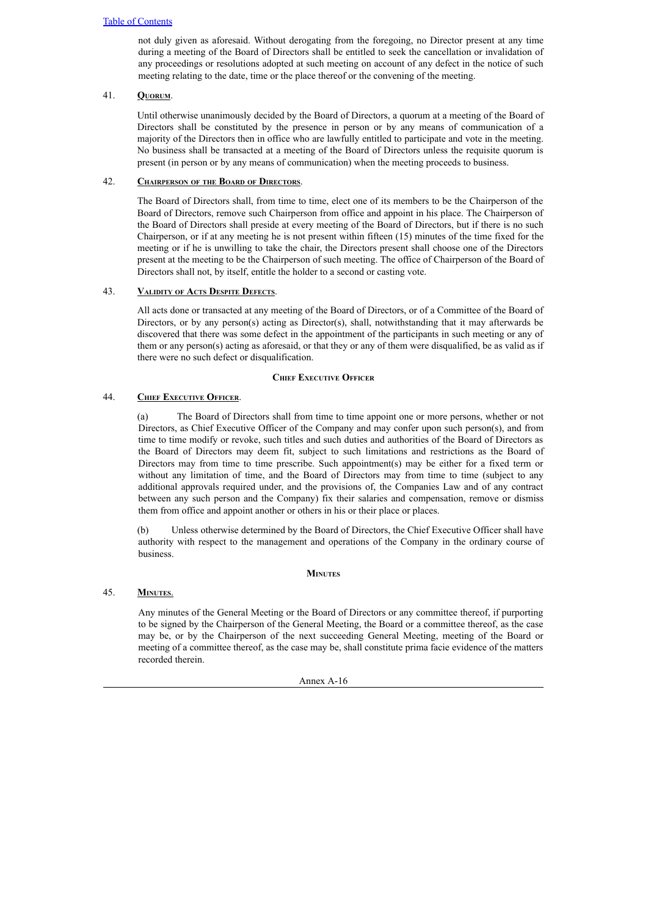not duly given as aforesaid. Without derogating from the foregoing, no Director present at any time during a meeting of the Board of Directors shall be entitled to seek the cancellation or invalidation of any proceedings or resolutions adopted at such meeting on account of any defect in the notice of such meeting relating to the date, time or the place thereof or the convening of the meeting.

41. **Quorum**.

Until otherwise unanimously decided by the Board of Directors, a quorum at a meeting of the Board of Directors shall be constituted by the presence in person or by any means of communication of a majority of the Directors then in office who are lawfully entitled to participate and vote in the meeting. No business shall be transacted at a meeting of the Board of Directors unless the requisite quorum is present (in person or by any means of communication) when the meeting proceeds to business.

42. **Chairperson of the Board of Directors**.

The Board of Directors shall, from time to time, elect one of its members to be the Chairperson of the Board of Directors, remove such Chairperson from office and appoint in his place. The Chairperson of the Board of Directors shall preside at every meeting of the Board of Directors, but if there is no such Chairperson, or if at any meeting he is not present within fifteen (15) minutes of the time fixed for the meeting or if he is unwilling to take the chair, the Directors present shall choose one of the Directors present at the meeting to be the Chairperson of such meeting. The office of Chairperson of the Board of Directors shall not, by itself, entitle the holder to a second or casting vote.

43. **Validity of Acts Despite Defects**.

All acts done or transacted at any meeting of the Board of Directors, or of a Committee of the Board of Directors, or by any person(s) acting as Director(s), shall, notwithstanding that it may afterwards be discovered that there was some defect in the appointment of the participants in such meeting or any of them or any person(s) acting as aforesaid, or that they or any of them were disqualified, be as valid as if there were no such defect or disqualification.

**Chief Executive Officer**

44. **Chief Executive Officer**.

(a) The Board of Directors shall from time to time appoint one or more persons, whether or not Directors, as Chief Executive Officer of the Company and may confer upon such person(s), and from time to time modify or revoke, such titles and such duties and authorities of the Board of Directors as the Board of Directors may deem fit, subject to such limitations and restrictions as the Board of Directors may from time to time prescribe. Such appointment(s) may be either for a fixed term or without any limitation of time, and the Board of Directors may from time to time (subject to any additional approvals required under, and the provisions of, the Companies Law and of any contract between any such person and the Company) fix their salaries and compensation, remove or dismiss them from office and appoint another or others in his or their place or places.

(b) Unless otherwise determined by the Board of Directors, the Chief Executive Officer shall have authority with respect to the management and operations of the Company in the ordinary course of business.

**Minutes**

45. **Minutes.**

Any minutes of the General Meeting or the Board of Directors or any committee thereof, if purporting to be signed by the Chairperson of the General Meeting, the Board or a committee thereof, as the case may be, or by the Chairperson of the next succeeding General Meeting, meeting of the Board or meeting of a committee thereof, as the case may be, shall constitute prima facie evidence of the matters recorded therein.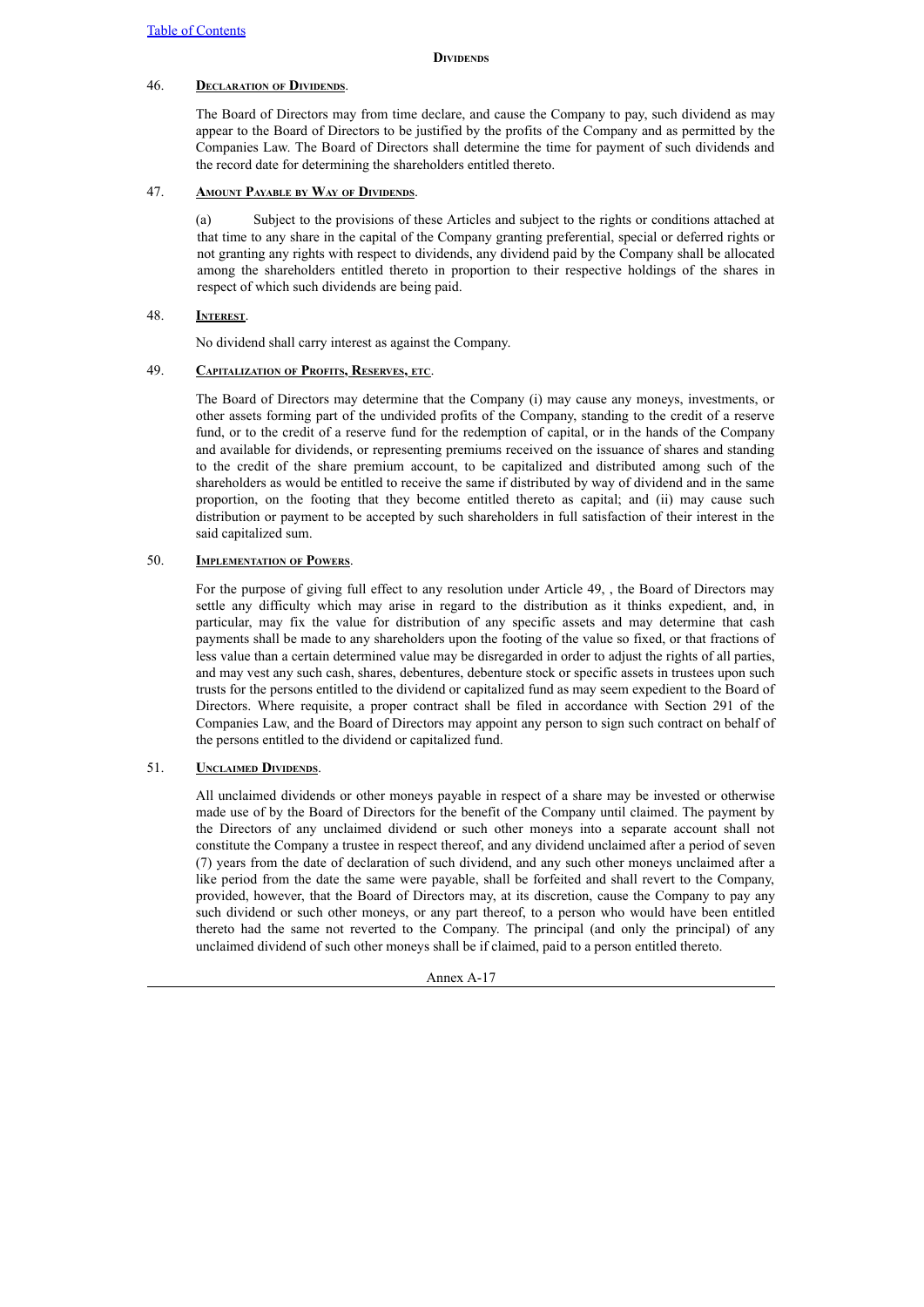## Dividends

### 46. Declaration of Dividends.

The Board of Directors may from time declare, and cause the Company to pay, such dividend as may appear to the Board of Directors to be justified by the profits of the Company and as permitted by the Companies Law. The Board of Directors shall determine the time for payment of such dividends and the record date for determining the shareholders entitled thereto.

### 47. Amount Payable by Way of Dividends.

(a) Subject to the provisions of these Articles and subject to the rights or conditions attached at that time to any share in the capital of the Company granting preferential, special or deferred rights or not granting any rights with respect to dividends, any dividend paid by the Company shall be allocated among the shareholders entitled thereto in proportion to their respective holdings of the shares in respect of which such dividends are being paid.

### 48. Interest.

No dividend shall carry interest as against the Company.

### 49. Capitalization of Profits, Reserves, etc.

The Board of Directors may determine that the Company (i) may cause any moneys, investments, or other assets forming part of the undivided profits of the Company, standing to the credit of a reserve fund, or to the credit of a reserve fund for the redemption of capital, or in the hands of the Company and available for dividends, or representing premiums received on the issuance of shares and standing to the credit of the share premium account, to be capitalized and distributed among such of the shareholders as would be entitled to receive the same if distributed by way of dividend and in the same proportion, on the footing that they become entitled thereto as capital; and (ii) may cause such distribution or payment to be accepted by such shareholders in full satisfaction of their interest in the said capitalized sum.

### 50. Implementation of Powers.

For the purpose of giving full effect to any resolution under Article 49, , the Board of Directors may settle any difficulty which may arise in regard to the distribution as it thinks expedient, and, in particular, may fix the value for distribution of any specific assets and may determine that cash payments shall be made to any shareholders upon the footing of the value so fixed, or that fractions of less value than a certain determined value may be disregarded in order to adjust the rights of all parties, and may vest any such cash, shares, debentures, debenture stock or specific assets in trustees upon such trusts for the persons entitled to the dividend or capitalized fund as may seem expedient to the Board of Directors. Where requisite, a proper contract shall be filed in accordance with Section 291 of the Companies Law, and the Board of Directors may appoint any person to sign such contract on behalf of the persons entitled to the dividend or capitalized fund.

### 51. Unclaimed Dividends.

All unclaimed dividends or other moneys payable in respect of a share may be invested or otherwise made use of by the Board of Directors for the benefit of the Company until claimed. The payment by the Directors of any unclaimed dividend or such other moneys into a separate account shall not constitute the Company a trustee in respect thereof, and any dividend unclaimed after a period of seven (7) years from the date of declaration of such dividend, and any such other moneys unclaimed after a like period from the date the same were payable, shall be forfeited and shall revert to the Company, provided, however, that the Board of Directors may, at its discretion, cause the Company to pay any such dividend or such other moneys, or any part thereof, to a person who would have been entitled thereto had the same not reverted to the Company. The principal (and only the principal) of any unclaimed dividend of such other moneys shall be if claimed, paid to a person entitled thereto.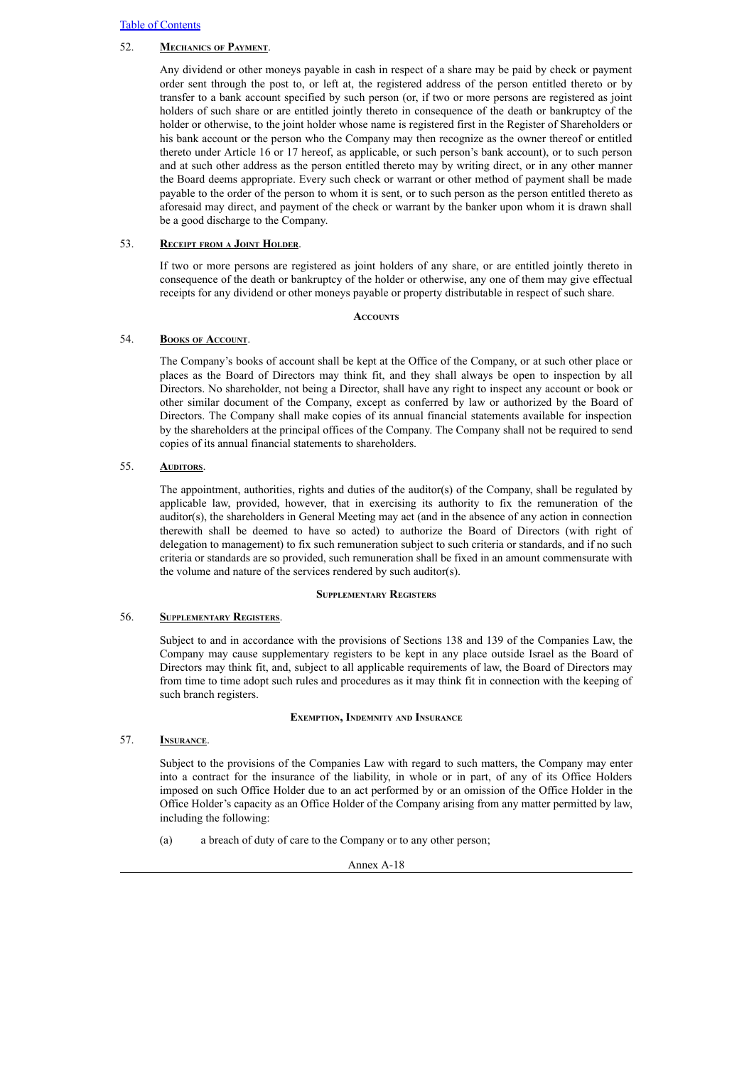52. **Mechanics of Payment**.

Any dividend or other moneys payable in cash in respect of a share may be paid by check or payment order sent through the post to, or left at, the registered address of the person entitled thereto or by transfer to a bank account specified by such person (or, if two or more persons are registered as joint holders of such share or are entitled jointly thereto in consequence of the death or bankruptcy of the holder or otherwise, to the joint holder whose name is registered first in the Register of Shareholders or his bank account or the person who the Company may then recognize as the owner thereof or entitled thereto under Article 16 or 17 hereof, as applicable, or such person's bank account), or to such person and at such other address as the person entitled thereto may by writing direct, or in any other manner the Board deems appropriate. Every such check or warrant or other method of payment shall be made payable to the order of the person to whom it is sent, or to such person as the person entitled thereto as aforesaid may direct, and payment of the check or warrant by the banker upon whom it is drawn shall be a good discharge to the Company.

53. **Receipt from a Joint Holder**.

If two or more persons are registered as joint holders of any share, or are entitled jointly thereto in consequence of the death or bankruptcy of the holder or otherwise, any one of them may give effectual receipts for any dividend or other moneys payable or property distributable in respect of such share.

## Accounts

54. **Books of Account**.

The Company's books of account shall be kept at the Office of the Company, or at such other place or places as the Board of Directors may think fit, and they shall always be open to inspection by all Directors. No shareholder, not being a Director, shall have any right to inspect any account or book or other similar document of the Company, except as conferred by law or authorized by the Board of Directors. The Company shall make copies of its annual financial statements available for inspection by the shareholders at the principal offices of the Company. The Company shall not be required to send copies of its annual financial statements to shareholders.

55. **Auditors**.

The appointment, authorities, rights and duties of the auditor(s) of the Company, shall be regulated by applicable law, provided, however, that in exercising its authority to fix the remuneration of the auditor(s), the shareholders in General Meeting may act (and in the absence of any action in connection therewith shall be deemed to have so acted) to authorize the Board of Directors (with right of delegation to management) to fix such remuneration subject to such criteria or standards, and if no such criteria or standards are so provided, such remuneration shall be fixed in an amount commensurate with the volume and nature of the services rendered by such auditor(s).

## Supplementary Registers

56. **Supplementary Registers**.

Subject to and in accordance with the provisions of Sections 138 and 139 of the Companies Law, the Company may cause supplementary registers to be kept in any place outside Israel as the Board of Directors may think fit, and, subject to all applicable requirements of law, the Board of Directors may from time to time adopt such rules and procedures as it may think fit in connection with the keeping of such branch registers.

## Exemption, Indemnity and Insurance

57. **Insurance**.

Subject to the provisions of the Companies Law with regard to such matters, the Company may enter into a contract for the insurance of the liability, in whole or in part, of any of its Office Holders imposed on such Office Holder due to an act performed by or an omission of the Office Holder in the Office Holder's capacity as an Office Holder of the Company arising from any matter permitted by law, including the following:

(a) a breach of duty of care to the Company or to any other person;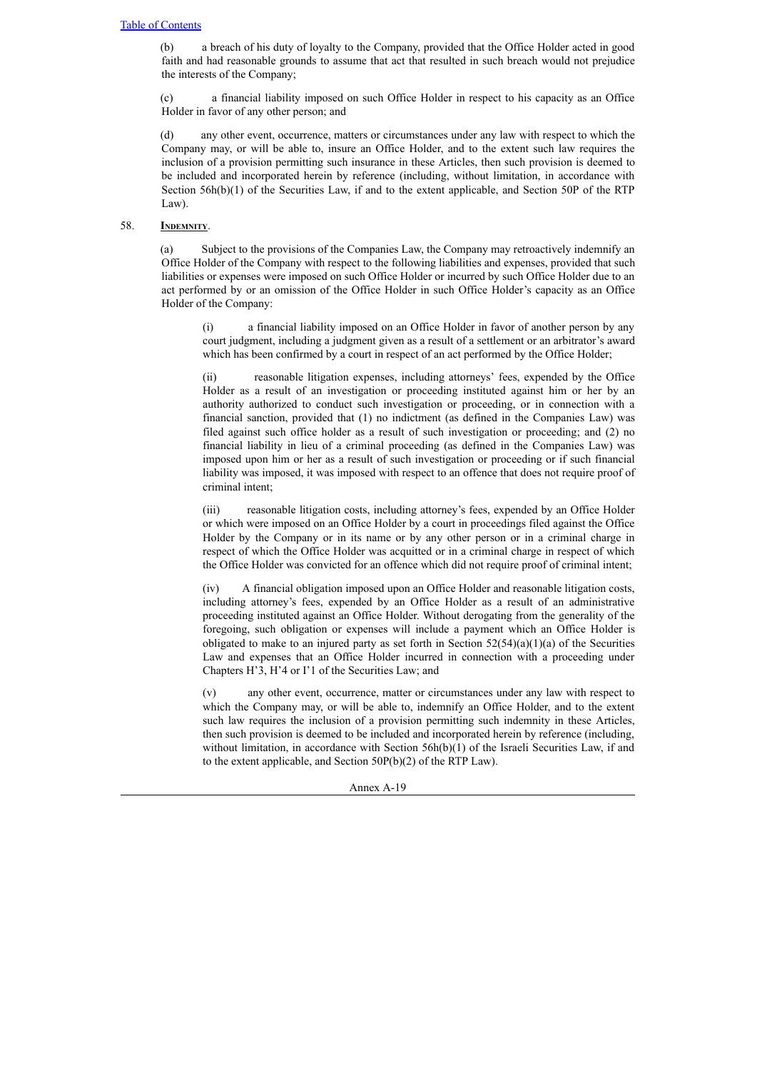(b) a breach of his duty of loyalty to the Company, provided that the Office Holder acted in good faith and had reasonable grounds to assume that act that resulted in such breach would not prejudice the interests of the Company;

(c) a financial liability imposed on such Office Holder in respect to his capacity as an Office Holder in favor of any other person; and

(d) any other event, occurrence, matters or circumstances under any law with respect to which the Company may, or will be able to, insure an Office Holder, and to the extent such law requires the inclusion of a provision permitting such insurance in these Articles, then such provision is deemed to be included and incorporated herein by reference (including, without limitation, in accordance with Section 56h(b)(1) of the Securities Law, if and to the extent applicable, and Section 50P of the RTP Law).

58. **Indemnity**.

(a) Subject to the provisions of the Companies Law, the Company may retroactively indemnify an Office Holder of the Company with respect to the following liabilities and expenses, provided that such liabilities or expenses were imposed on such Office Holder or incurred by such Office Holder due to an act performed by or an omission of the Office Holder in such Office Holder's capacity as an Office Holder of the Company:

(i) a financial liability imposed on an Office Holder in favor of another person by any court judgment, including a judgment given as a result of a settlement or an arbitrator's award which has been confirmed by a court in respect of an act performed by the Office Holder;

(ii) reasonable litigation expenses, including attorneys' fees, expended by the Office Holder as a result of an investigation or proceeding instituted against him or her by an authority authorized to conduct such investigation or proceeding, or in connection with a financial sanction, provided that (1) no indictment (as defined in the Companies Law) was filed against such office holder as a result of such investigation or proceeding; and (2) no financial liability in lieu of a criminal proceeding (as defined in the Companies Law) was imposed upon him or her as a result of such investigation or proceeding or if such financial liability was imposed, it was imposed with respect to an offence that does not require proof of criminal intent;

(iii) reasonable litigation costs, including attorney's fees, expended by an Office Holder or which were imposed on an Office Holder by a court in proceedings filed against the Office Holder by the Company or in its name or by any other person or in a criminal charge in respect of which the Office Holder was acquitted or in a criminal charge in respect of which the Office Holder was convicted for an offence which did not require proof of criminal intent;

(iv) A financial obligation imposed upon an Office Holder and reasonable litigation costs, including attorney's fees, expended by an Office Holder as a result of an administrative proceeding instituted against an Office Holder. Without derogating from the generality of the foregoing, such obligation or expenses will include a payment which an Office Holder is obligated to make to an injured party as set forth in Section 52(54)(a)(1)(a) of the Securities Law and expenses that an Office Holder incurred in connection with a proceeding under Chapters H'3, H'4 or I'1 of the Securities Law; and

(v) any other event, occurrence, matter or circumstances under any law with respect to which the Company may, or will be able to, indemnify an Office Holder, and to the extent such law requires the inclusion of a provision permitting such indemnity in these Articles, then such provision is deemed to be included and incorporated herein by reference (including, without limitation, in accordance with Section 56h(b)(1) of the Israeli Securities Law, if and to the extent applicable, and Section 50P(b)(2) of the RTP Law).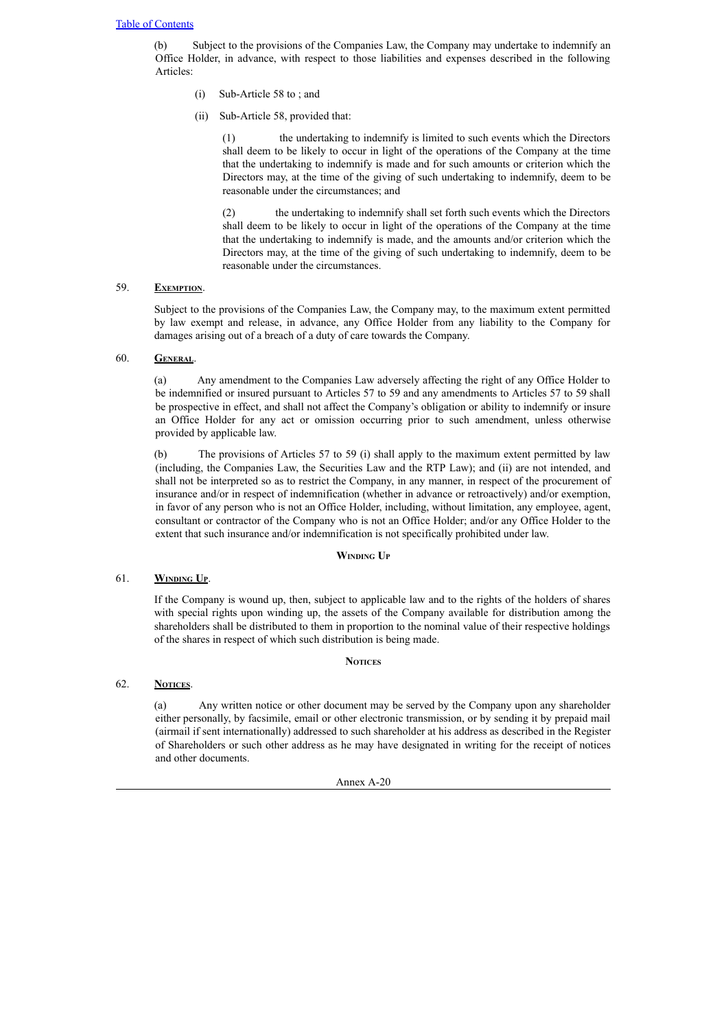(b) Subject to the provisions of the Companies Law, the Company may undertake to indemnify an Office Holder, in advance, with respect to those liabilities and expenses described in the following Articles:

(i) Sub-Article 58 to ; and

(ii) Sub-Article 58, provided that:

(1) the undertaking to indemnify is limited to such events which the Directors shall deem to be likely to occur in light of the operations of the Company at the time that the undertaking to indemnify is made and for such amounts or criterion which the Directors may, at the time of the giving of such undertaking to indemnify, deem to be reasonable under the circumstances; and

(2) the undertaking to indemnify shall set forth such events which the Directors shall deem to be likely to occur in light of the operations of the Company at the time that the undertaking to indemnify is made, and the amounts and/or criterion which the Directors may, at the time of the giving of such undertaking to indemnify, deem to be reasonable under the circumstances.

59. **Exemption**.

Subject to the provisions of the Companies Law, the Company may, to the maximum extent permitted by law exempt and release, in advance, any Office Holder from any liability to the Company for damages arising out of a breach of a duty of care towards the Company.

60. **General**.

(a) Any amendment to the Companies Law adversely affecting the right of any Office Holder to be indemnified or insured pursuant to Articles 57 to 59 and any amendments to Articles 57 to 59 shall be prospective in effect, and shall not affect the Company's obligation or ability to indemnify or insure an Office Holder for any act or omission occurring prior to such amendment, unless otherwise provided by applicable law.

(b) The provisions of Articles 57 to 59 (i) shall apply to the maximum extent permitted by law (including, the Companies Law, the Securities Law and the RTP Law); and (ii) are not intended, and shall not be interpreted so as to restrict the Company, in any manner, in respect of the procurement of insurance and/or in respect of indemnification (whether in advance or retroactively) and/or exemption, in favor of any person who is not an Office Holder, including, without limitation, any employee, agent, consultant or contractor of the Company who is not an Office Holder; and/or any Office Holder to the extent that such insurance and/or indemnification is not specifically prohibited under law.

## Winding Up

61. **Winding Up**.

If the Company is wound up, then, subject to applicable law and to the rights of the holders of shares with special rights upon winding up, the assets of the Company available for distribution among the shareholders shall be distributed to them in proportion to the nominal value of their respective holdings of the shares in respect of which such distribution is being made.

## Notices

62. **Notices**.

(a) Any written notice or other document may be served by the Company upon any shareholder either personally, by facsimile, email or other electronic transmission, or by sending it by prepaid mail (airmail if sent internationally) addressed to such shareholder at his address as described in the Register of Shareholders or such other address as he may have designated in writing for the receipt of notices and other documents.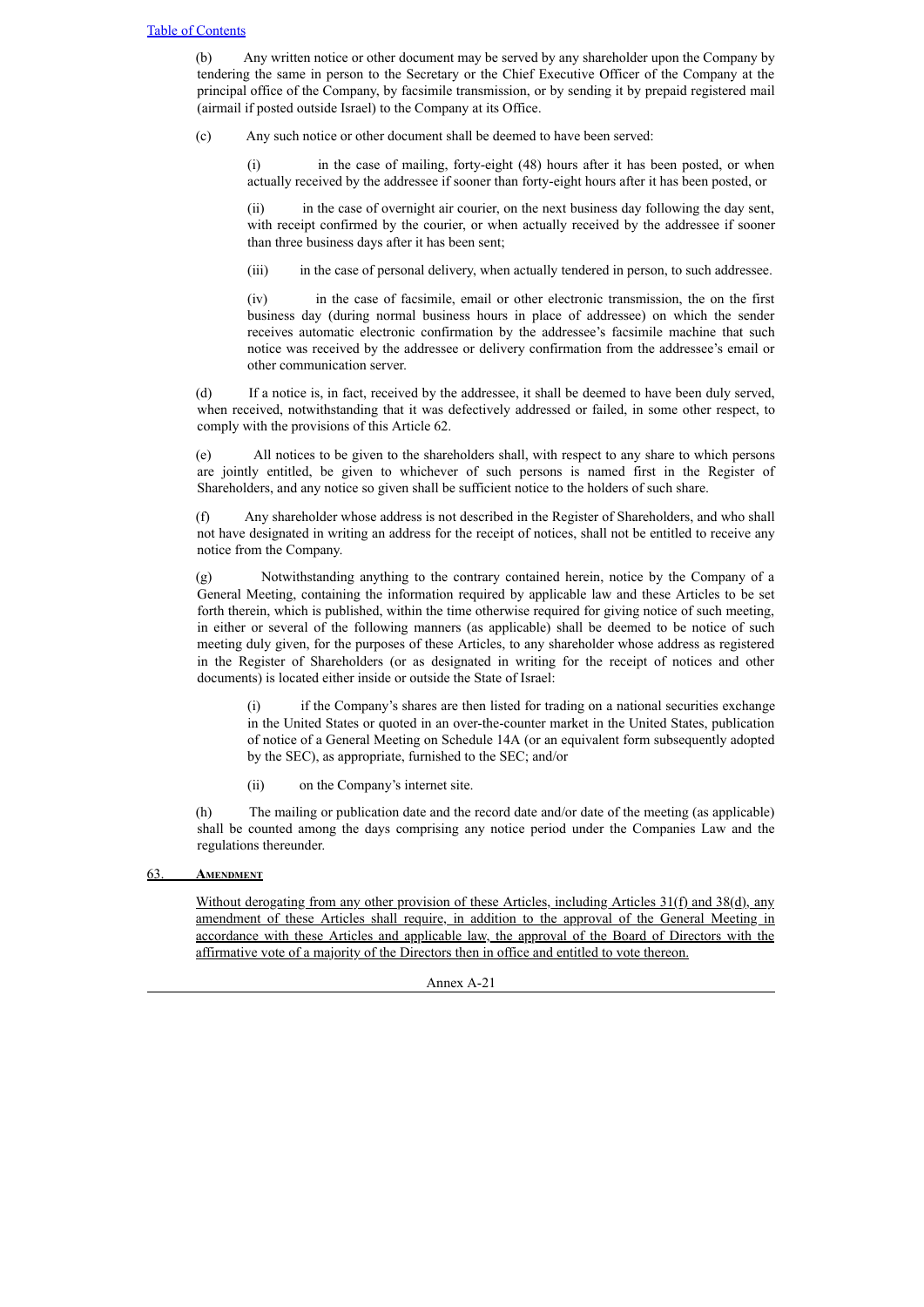(b) Any written notice or other document may be served by any shareholder upon the Company by tendering the same in person to the Secretary or the Chief Executive Officer of the Company at the principal office of the Company, by facsimile transmission, or by sending it by prepaid registered mail (airmail if posted outside Israel) to the Company at its Office.

(c) Any such notice or other document shall be deemed to have been served:

(i) in the case of mailing, forty-eight (48) hours after it has been posted, or when actually received by the addressee if sooner than forty-eight hours after it has been posted, or

(ii) in the case of overnight air courier, on the next business day following the day sent, with receipt confirmed by the courier, or when actually received by the addressee if sooner than three business days after it has been sent;

(iii) in the case of personal delivery, when actually tendered in person, to such addressee.

(iv) in the case of facsimile, email or other electronic transmission, the on the first business day (during normal business hours in place of addressee) on which the sender receives automatic electronic confirmation by the addressee's facsimile machine that such notice was received by the addressee or delivery confirmation from the addressee's email or other communication server.

(d) If a notice is, in fact, received by the addressee, it shall be deemed to have been duly served, when received, notwithstanding that it was defectively addressed or failed, in some other respect, to comply with the provisions of this Article 62.

(e) All notices to be given to the shareholders shall, with respect to any share to which persons are jointly entitled, be given to whichever of such persons is named first in the Register of Shareholders, and any notice so given shall be sufficient notice to the holders of such share.

(f) Any shareholder whose address is not described in the Register of Shareholders, and who shall not have designated in writing an address for the receipt of notices, shall not be entitled to receive any notice from the Company.

(g) Notwithstanding anything to the contrary contained herein, notice by the Company of a General Meeting, containing the information required by applicable law and these Articles to be set forth therein, which is published, within the time otherwise required for giving notice of such meeting, in either or several of the following manners (as applicable) shall be deemed to be notice of such meeting duly given, for the purposes of these Articles, to any shareholder whose address as registered in the Register of Shareholders (or as designated in writing for the receipt of notices and other documents) is located either inside or outside the State of Israel:

(i) if the Company's shares are then listed for trading on a national securities exchange in the United States or quoted in an over-the-counter market in the United States, publication of notice of a General Meeting on Schedule 14A (or an equivalent form subsequently adopted by the SEC), as appropriate, furnished to the SEC; and/or

(ii) on the Company's internet site.

(h) The mailing or publication date and the record date and/or date of the meeting (as applicable) shall be counted among the days comprising any notice period under the Companies Law and the regulations thereunder.

## 63. AMENDMENT

Without derogating from any other provision of these Articles, including Articles 31(f) and 38(d), any amendment of these Articles shall require, in addition to the approval of the General Meeting in accordance with these Articles and applicable law, the approval of the Board of Directors with the affirmative vote of a majority of the Directors then in office and entitled to vote thereon.

Annex A-21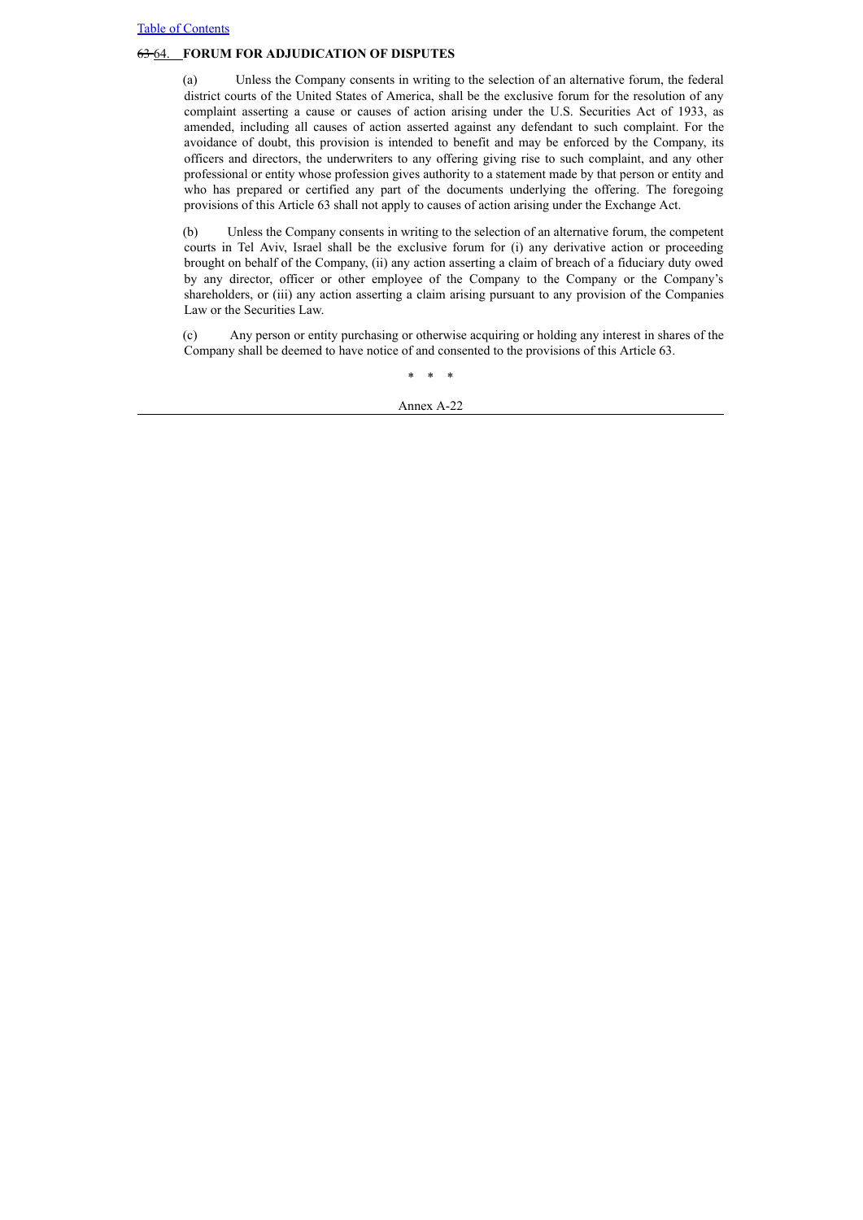## ~~63~~ 64. **FORUM FOR ADJUDICATION OF DISPUTES**

(a) Unless the Company consents in writing to the selection of an alternative forum, the federal district courts of the United States of America, shall be the exclusive forum for the resolution of any complaint asserting a cause or causes of action arising under the U.S. Securities Act of 1933, as amended, including all causes of action asserted against any defendant to such complaint. For the avoidance of doubt, this provision is intended to benefit and may be enforced by the Company, its officers and directors, the underwriters to any offering giving rise to such complaint, and any other professional or entity whose profession gives authority to a statement made by that person or entity and who has prepared or certified any part of the documents underlying the offering. The foregoing provisions of this Article 63 shall not apply to causes of action arising under the Exchange Act.

(b) Unless the Company consents in writing to the selection of an alternative forum, the competent courts in Tel Aviv, Israel shall be the exclusive forum for (i) any derivative action or proceeding brought on behalf of the Company, (ii) any action asserting a claim of breach of a fiduciary duty owed by any director, officer or other employee of the Company to the Company or the Company's shareholders, or (iii) any action asserting a claim arising pursuant to any provision of the Companies Law or the Securities Law.

(c) Any person or entity purchasing or otherwise acquiring or holding any interest in shares of the Company shall be deemed to have notice of and consented to the provisions of this Article 63.

\* \* \*